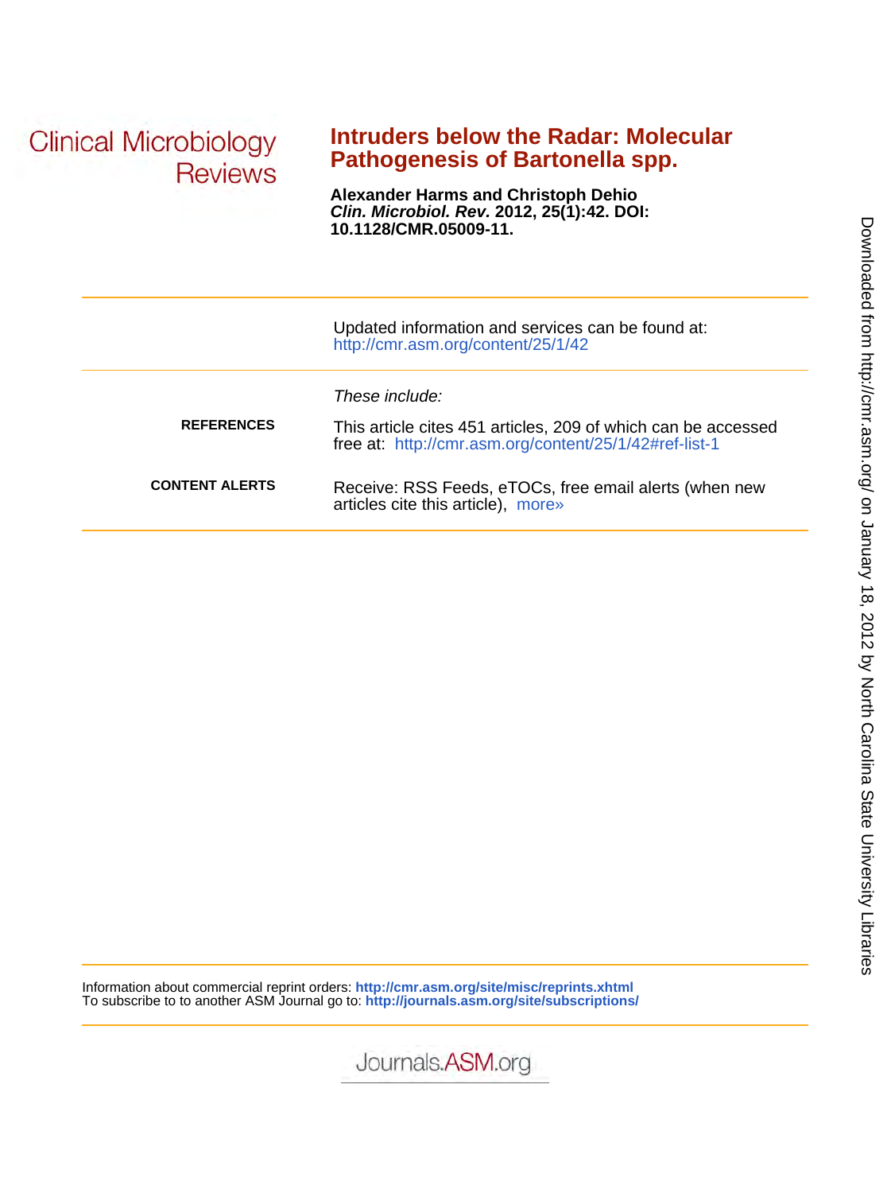Clinical Microbiology Reviews

# Intruders below the Radar: Molecular Pathogenesis of Bartonella spp.

**Alexander Harms and Christoph Dehio**
***Clin. Microbiol. Rev*. 2012, 25(1):42. DOI: 10.1128/CMR.05009-11.**

Updated information and services can be found at:
http://cmr.asm.org/content/25/1/42

*These include:*

**REFERENCES**

This article cites 451 articles, 209 of which can be accessed free at: http://cmr.asm.org/content/25/1/42#ref-list-1

**CONTENT ALERTS**

Receive: RSS Feeds, eTOCs, free email alerts (when new articles cite this article), more»

Information about commercial reprint orders: **http://cmr.asm.org/site/misc/reprints.xhtml**
To subscribe to to another ASM Journal go to: **http://journals.asm.org/site/subscriptions/**

Journals.ASM.org

Downloaded from http://cmr.asm.org/ on January 18, 2012 by North Carolina State University Libraries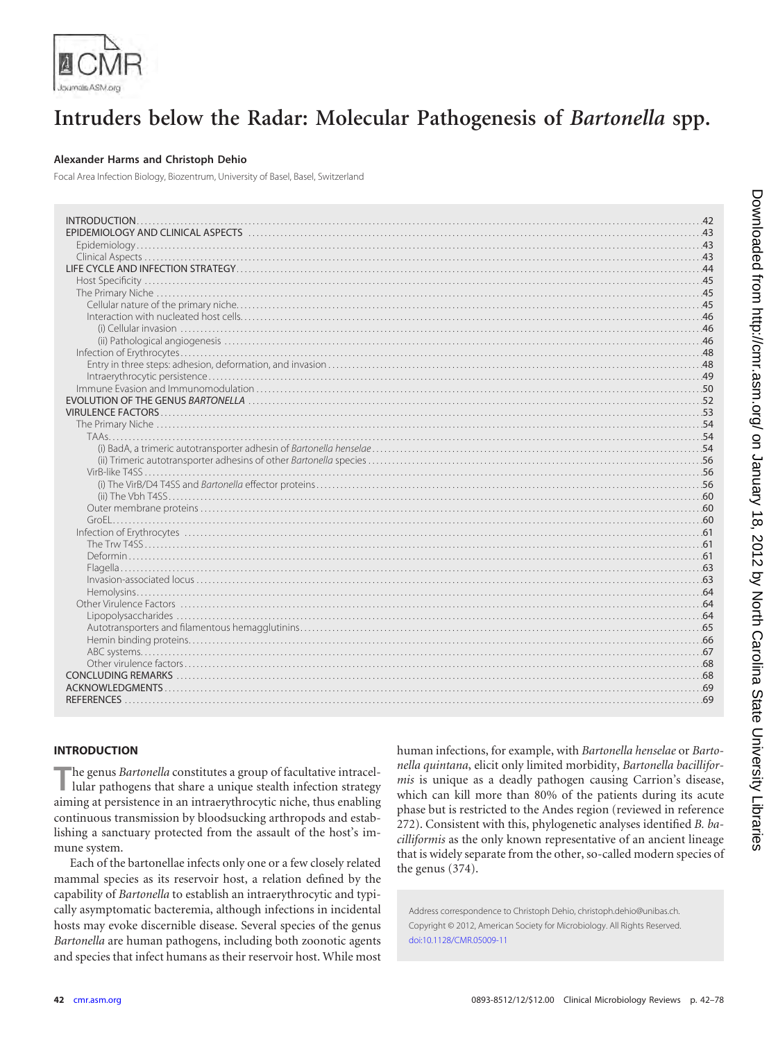# Intruders below the Radar: Molecular Pathogenesis of *Bartonella* spp.

**Alexander Harms and Christoph Dehio**

Focal Area Infection Biology, Biozentrum, University of Basel, Basel, Switzerland

INTRODUCTION ..... 42
EPIDEMIOLOGY AND CLINICAL ASPECTS ..... 43
- Epidemiology ..... 43
- Clinical Aspects ..... 43

LIFE CYCLE AND INFECTION STRATEGY ..... 44
- Host Specificity ..... 45
- The Primary Niche ..... 45
  - Cellular nature of the primary niche ..... 45
  - Interaction with nucleated host cells ..... 46
    - (i) Cellular invasion ..... 46
    - (ii) Pathological angiogenesis ..... 46
- Infection of Erythrocytes ..... 48
  - Entry in three steps: adhesion, deformation, and invasion ..... 48
  - Intraerythrocytic persistence ..... 49
- Immune Evasion and Immunomodulation ..... 50

EVOLUTION OF THE GENUS *BARTONELLA* ..... 52
VIRULENCE FACTORS ..... 53
- The Primary Niche ..... 54
  - TAAs ..... 54
    - (i) BadA, a trimeric autotransporter adhesin of *Bartonella henselae* ..... 54
    - (ii) Trimeric autotransporter adhesins of other *Bartonella* species ..... 56
  - VirB-like T4SS ..... 56
    - (i) The VirB/D4 T4SS and *Bartonella* effector proteins ..... 56
    - (ii) The Vbh T4SS ..... 60
  - Outer membrane proteins ..... 60
  - GroEL ..... 60
- Infection of Erythrocytes ..... 61
  - The Trw T4SS ..... 61
  - Deformin ..... 61
  - Flagella ..... 63
  - Invasion-associated locus ..... 63
  - Hemolysins ..... 64
- Other Virulence Factors ..... 64
  - Lipopolysaccharides ..... 64
  - Autotransporters and filamentous hemagglutinins ..... 65
  - Hemin binding proteins ..... 66
  - ABC systems ..... 67
  - Other virulence factors ..... 68

CONCLUDING REMARKS ..... 68
ACKNOWLEDGMENTS ..... 69
REFERENCES ..... 69

## INTRODUCTION

The genus *Bartonella* constitutes a group of facultative intracellular pathogens that share a unique stealth infection strategy aiming at persistence in an intraerythrocytic niche, thus enabling continuous transmission by bloodsucking arthropods and establishing a sanctuary protected from the assault of the host's immune system.

Each of the bartonellae infects only one or a few closely related mammal species as its reservoir host, a relation defined by the capability of *Bartonella* to establish an intraerythrocytic and typically asymptomatic bacteremia, although infections in incidental hosts may evoke discernible disease. Several species of the genus *Bartonella* are human pathogens, including both zoonotic agents and species that infect humans as their reservoir host. While most human infections, for example, with *Bartonella henselae* or *Bartonella quintana*, elicit only limited morbidity, *Bartonella bacilliformis* is unique as a deadly pathogen causing Carrion's disease, which can kill more than 80% of the patients during its acute phase but is restricted to the Andes region (reviewed in reference 272). Consistent with this, phylogenetic analyses identified *B. bacilliformis* as the only known representative of an ancient lineage that is widely separate from the other, so-called modern species of the genus (374).

Address correspondence to Christoph Dehio, christoph.dehio@unibas.ch.
Copyright © 2012, American Society for Microbiology. All Rights Reserved.
doi:10.1128/CMR.05009-11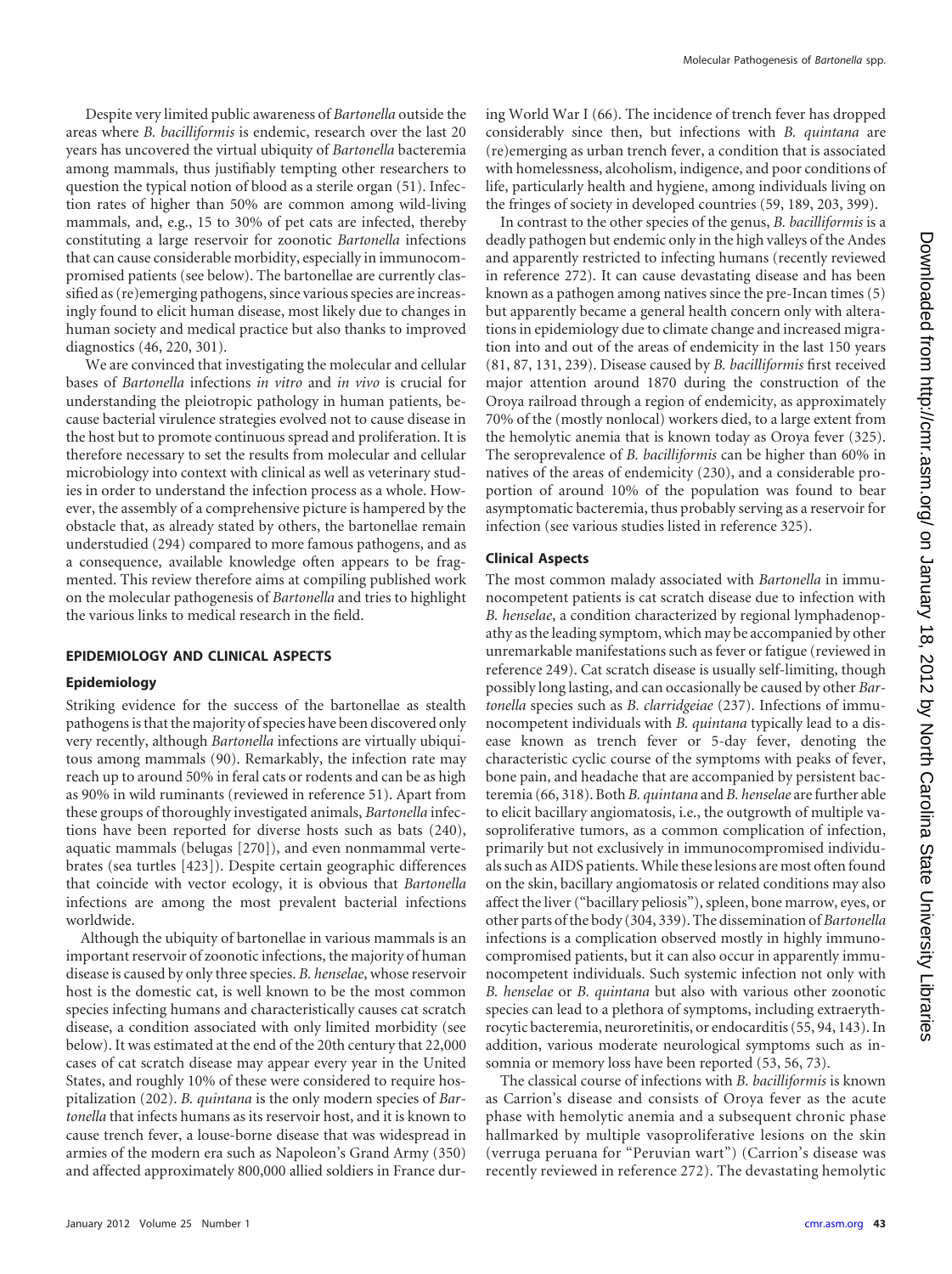Despite very limited public awareness of *Bartonella* outside the areas where *B. bacilliformis* is endemic, research over the last 20 years has uncovered the virtual ubiquity of *Bartonella* bacteremia among mammals, thus justifiably tempting other researchers to question the typical notion of blood as a sterile organ (51). Infection rates of higher than 50% are common among wild-living mammals, and, e.g., 15 to 30% of pet cats are infected, thereby constituting a large reservoir for zoonotic *Bartonella* infections that can cause considerable morbidity, especially in immunocompromised patients (see below). The bartonellae are currently classified as (re)emerging pathogens, since various species are increasingly found to elicit human disease, most likely due to changes in human society and medical practice but also thanks to improved diagnostics (46, 220, 301).

We are convinced that investigating the molecular and cellular bases of *Bartonella* infections *in vitro* and *in vivo* is crucial for understanding the pleiotropic pathology in human patients, because bacterial virulence strategies evolved not to cause disease in the host but to promote continuous spread and proliferation. It is therefore necessary to set the results from molecular and cellular microbiology into context with clinical as well as veterinary studies in order to understand the infection process as a whole. However, the assembly of a comprehensive picture is hampered by the obstacle that, as already stated by others, the bartonellae remain understudied (294) compared to more famous pathogens, and as a consequence, available knowledge often appears to be fragmented. This review therefore aims at compiling published work on the molecular pathogenesis of *Bartonella* and tries to highlight the various links to medical research in the field.

## EPIDEMIOLOGY AND CLINICAL ASPECTS

### Epidemiology

Striking evidence for the success of the bartonellae as stealth pathogens is that the majority of species have been discovered only very recently, although *Bartonella* infections are virtually ubiquitous among mammals (90). Remarkably, the infection rate may reach up to around 50% in feral cats or rodents and can be as high as 90% in wild ruminants (reviewed in reference 51). Apart from these groups of thoroughly investigated animals, *Bartonella* infections have been reported for diverse hosts such as bats (240), aquatic mammals (belugas [270]), and even nonmammal vertebrates (sea turtles [423]). Despite certain geographic differences that coincide with vector ecology, it is obvious that *Bartonella* infections are among the most prevalent bacterial infections worldwide.

Although the ubiquity of bartonellae in various mammals is an important reservoir of zoonotic infections, the majority of human disease is caused by only three species. *B. henselae*, whose reservoir host is the domestic cat, is well known to be the most common species infecting humans and characteristically causes cat scratch disease, a condition associated with only limited morbidity (see below). It was estimated at the end of the 20th century that 22,000 cases of cat scratch disease may appear every year in the United States, and roughly 10% of these were considered to require hospitalization (202). *B. quintana* is the only modern species of *Bartonella* that infects humans as its reservoir host, and it is known to cause trench fever, a louse-borne disease that was widespread in armies of the modern era such as Napoleon's Grand Army (350) and affected approximately 800,000 allied soldiers in France during World War I (66). The incidence of trench fever has dropped considerably since then, but infections with *B. quintana* are (re)emerging as urban trench fever, a condition that is associated with homelessness, alcoholism, indigence, and poor conditions of life, particularly health and hygiene, among individuals living on the fringes of society in developed countries (59, 189, 203, 399).

In contrast to the other species of the genus, *B. bacilliformis* is a deadly pathogen but endemic only in the high valleys of the Andes and apparently restricted to infecting humans (recently reviewed in reference 272). It can cause devastating disease and has been known as a pathogen among natives since the pre-Incan times (5) but apparently became a general health concern only with alterations in epidemiology due to climate change and increased migration into and out of the areas of endemicity in the last 150 years (81, 87, 131, 239). Disease caused by *B. bacilliformis* first received major attention around 1870 during the construction of the Oroya railroad through a region of endemicity, as approximately 70% of the (mostly nonlocal) workers died, to a large extent from the hemolytic anemia that is known today as Oroya fever (325). The seroprevalence of *B. bacilliformis* can be higher than 60% in natives of the areas of endemicity (230), and a considerable proportion of around 10% of the population was found to bear asymptomatic bacteremia, thus probably serving as a reservoir for infection (see various studies listed in reference 325).

### Clinical Aspects

The most common malady associated with *Bartonella* in immunocompetent patients is cat scratch disease due to infection with *B. henselae*, a condition characterized by regional lymphadenopathy as the leading symptom, which may be accompanied by other unremarkable manifestations such as fever or fatigue (reviewed in reference 249). Cat scratch disease is usually self-limiting, though possibly long lasting, and can occasionally be caused by other *Bartonella* species such as *B. clarridgeiae* (237). Infections of immunocompetent individuals with *B. quintana* typically lead to a disease known as trench fever or 5-day fever, denoting the characteristic cyclic course of the symptoms with peaks of fever, bone pain, and headache that are accompanied by persistent bacteremia (66, 318). Both *B. quintana* and *B. henselae* are further able to elicit bacillary angiomatosis, i.e., the outgrowth of multiple vasoproliferative tumors, as a common complication of infection, primarily but not exclusively in immunocompromised individuals such as AIDS patients. While these lesions are most often found on the skin, bacillary angiomatosis or related conditions may also affect the liver ("bacillary peliosis"), spleen, bone marrow, eyes, or other parts of the body (304, 339). The dissemination of *Bartonella* infections is a complication observed mostly in highly immunocompromised patients, but it can also occur in apparently immunocompetent individuals. Such systemic infection not only with *B. henselae* or *B. quintana* but also with various other zoonotic species can lead to a plethora of symptoms, including extraerythrocytic bacteremia, neuroretinitis, or endocarditis (55, 94, 143). In addition, various moderate neurological symptoms such as insomnia or memory loss have been reported (53, 56, 73).

The classical course of infections with *B. bacilliformis* is known as Carrion's disease and consists of Oroya fever as the acute phase with hemolytic anemia and a subsequent chronic phase hallmarked by multiple vasoproliferative lesions on the skin (verruga peruana for "Peruvian wart") (Carrion's disease was recently reviewed in reference 272). The devastating hemolytic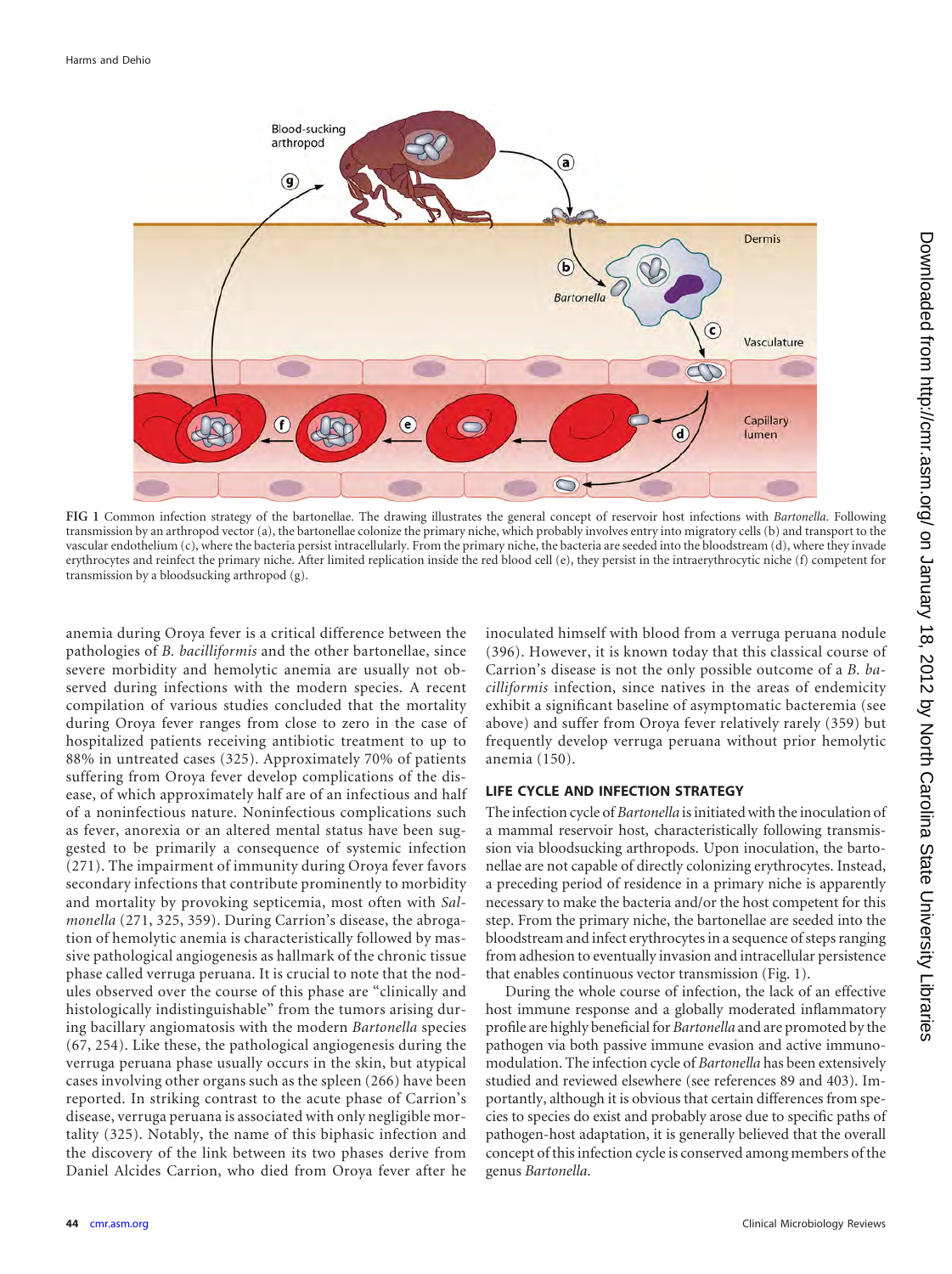FIG 1 Common infection strategy of the bartonellae. The drawing illustrates the general concept of reservoir host infections with *Bartonella*. Following transmission by an arthropod vector (a), the bartonellae colonize the primary niche, which probably involves entry into migratory cells (b) and transport to the vascular endothelium (c), where the bacteria persist intracellularly. From the primary niche, the bacteria are seeded into the bloodstream (d), where they invade erythrocytes and reinfect the primary niche. After limited replication inside the red blood cell (e), they persist in the intraerythrocytic niche (f) competent for transmission by a bloodsucking arthropod (g).

anemia during Oroya fever is a critical difference between the pathologies of *B. bacilliformis* and the other bartonellae, since severe morbidity and hemolytic anemia are usually not observed during infections with the modern species. A recent compilation of various studies concluded that the mortality during Oroya fever ranges from close to zero in the case of hospitalized patients receiving antibiotic treatment to up to 88% in untreated cases (325). Approximately 70% of patients suffering from Oroya fever develop complications of the disease, of which approximately half are of an infectious and half of a noninfectious nature. Noninfectious complications such as fever, anorexia or an altered mental status have been suggested to be primarily a consequence of systemic infection (271). The impairment of immunity during Oroya fever favors secondary infections that contribute prominently to morbidity and mortality by provoking septicemia, most often with *Salmonella* (271, 325, 359). During Carrion's disease, the abrogation of hemolytic anemia is characteristically followed by massive pathological angiogenesis as hallmark of the chronic tissue phase called verruga peruana. It is crucial to note that the nodules observed over the course of this phase are "clinically and histologically indistinguishable" from the tumors arising during bacillary angiomatosis with the modern *Bartonella* species (67, 254). Like these, the pathological angiogenesis during the verruga peruana phase usually occurs in the skin, but atypical cases involving other organs such as the spleen (266) have been reported. In striking contrast to the acute phase of Carrion's disease, verruga peruana is associated with only negligible mortality (325). Notably, the name of this biphasic infection and the discovery of the link between its two phases derive from Daniel Alcides Carrion, who died from Oroya fever after he inoculated himself with blood from a verruga peruana nodule (396). However, it is known today that this classical course of Carrion's disease is not the only possible outcome of a *B. bacilliformis* infection, since natives in the areas of endemicity exhibit a significant baseline of asymptomatic bacteremia (see above) and suffer from Oroya fever relatively rarely (359) but frequently develop verruga peruana without prior hemolytic anemia (150).

## LIFE CYCLE AND INFECTION STRATEGY

The infection cycle of *Bartonella* is initiated with the inoculation of a mammal reservoir host, characteristically following transmission via bloodsucking arthropods. Upon inoculation, the bartonellae are not capable of directly colonizing erythrocytes. Instead, a preceding period of residence in a primary niche is apparently necessary to make the bacteria and/or the host competent for this step. From the primary niche, the bartonellae are seeded into the bloodstream and infect erythrocytes in a sequence of steps ranging from adhesion to eventually invasion and intracellular persistence that enables continuous vector transmission (Fig. 1).

During the whole course of infection, the lack of an effective host immune response and a globally moderated inflammatory profile are highly beneficial for *Bartonella* and are promoted by the pathogen via both passive immune evasion and active immunomodulation. The infection cycle of *Bartonella* has been extensively studied and reviewed elsewhere (see references 89 and 403). Importantly, although it is obvious that certain differences from species to species do exist and probably arose due to specific paths of pathogen-host adaptation, it is generally believed that the overall concept of this infection cycle is conserved among members of the genus *Bartonella*.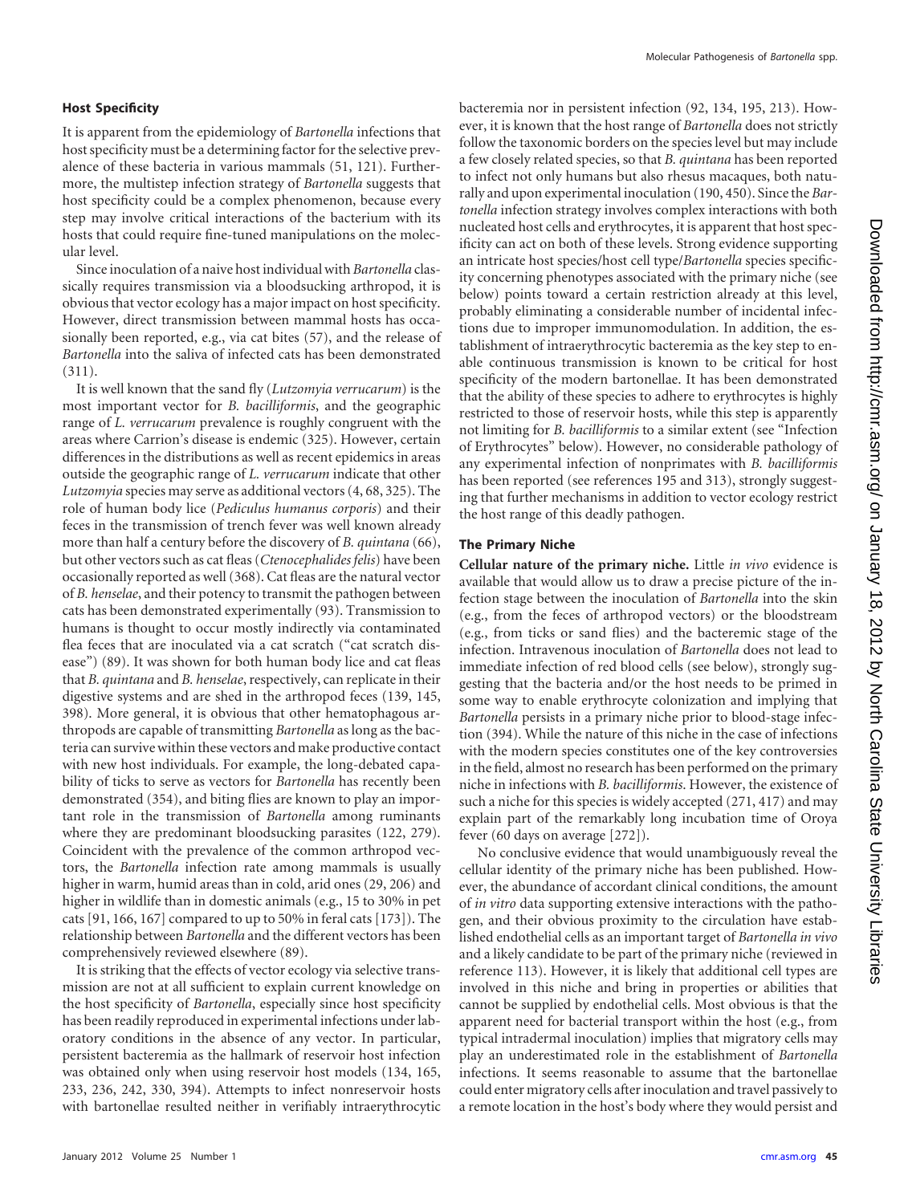### Host Specificity

It is apparent from the epidemiology of *Bartonella* infections that host specificity must be a determining factor for the selective prevalence of these bacteria in various mammals (51, 121). Furthermore, the multistep infection strategy of *Bartonella* suggests that host specificity could be a complex phenomenon, because every step may involve critical interactions of the bacterium with its hosts that could require fine-tuned manipulations on the molecular level.

Since inoculation of a naive host individual with *Bartonella* classically requires transmission via a bloodsucking arthropod, it is obvious that vector ecology has a major impact on host specificity. However, direct transmission between mammal hosts has occasionally been reported, e.g., via cat bites (57), and the release of *Bartonella* into the saliva of infected cats has been demonstrated (311).

It is well known that the sand fly (*Lutzomyia verrucarum*) is the most important vector for *B. bacilliformis*, and the geographic range of *L. verrucarum* prevalence is roughly congruent with the areas where Carrion's disease is endemic (325). However, certain differences in the distributions as well as recent epidemics in areas outside the geographic range of *L. verrucarum* indicate that other *Lutzomyia* species may serve as additional vectors (4, 68, 325). The role of human body lice (*Pediculus humanus corporis*) and their feces in the transmission of trench fever was well known already more than half a century before the discovery of *B. quintana* (66), but other vectors such as cat fleas (*Ctenocephalides felis*) have been occasionally reported as well (368). Cat fleas are the natural vector of *B. henselae*, and their potency to transmit the pathogen between cats has been demonstrated experimentally (93). Transmission to humans is thought to occur mostly indirectly via contaminated flea feces that are inoculated via a cat scratch ("cat scratch disease") (89). It was shown for both human body lice and cat fleas that *B. quintana* and *B. henselae*, respectively, can replicate in their digestive systems and are shed in the arthropod feces (139, 145, 398). More general, it is obvious that other hematophagous arthropods are capable of transmitting *Bartonella* as long as the bacteria can survive within these vectors and make productive contact with new host individuals. For example, the long-debated capability of ticks to serve as vectors for *Bartonella* has recently been demonstrated (354), and biting flies are known to play an important role in the transmission of *Bartonella* among ruminants where they are predominant bloodsucking parasites (122, 279). Coincident with the prevalence of the common arthropod vectors, the *Bartonella* infection rate among mammals is usually higher in warm, humid areas than in cold, arid ones (29, 206) and higher in wildlife than in domestic animals (e.g., 15 to 30% in pet cats [91, 166, 167] compared to up to 50% in feral cats [173]). The relationship between *Bartonella* and the different vectors has been comprehensively reviewed elsewhere (89).

It is striking that the effects of vector ecology via selective transmission are not at all sufficient to explain current knowledge on the host specificity of *Bartonella*, especially since host specificity has been readily reproduced in experimental infections under laboratory conditions in the absence of any vector. In particular, persistent bacteremia as the hallmark of reservoir host infection was obtained only when using reservoir host models (134, 165, 233, 236, 242, 330, 394). Attempts to infect nonreservoir hosts with bartonellae resulted neither in verifiably intraerythrocytic bacteremia nor in persistent infection (92, 134, 195, 213). However, it is known that the host range of *Bartonella* does not strictly follow the taxonomic borders on the species level but may include a few closely related species, so that *B. quintana* has been reported to infect not only humans but also rhesus macaques, both naturally and upon experimental inoculation (190, 450). Since the *Bartonella* infection strategy involves complex interactions with both nucleated host cells and erythrocytes, it is apparent that host specificity can act on both of these levels. Strong evidence supporting an intricate host species/host cell type/*Bartonella* species specificity concerning phenotypes associated with the primary niche (see below) points toward a certain restriction already at this level, probably eliminating a considerable number of incidental infections due to improper immunomodulation. In addition, the establishment of intraerythrocytic bacteremia as the key step to enable continuous transmission is known to be critical for host specificity of the modern bartonellae. It has been demonstrated that the ability of these species to adhere to erythrocytes is highly restricted to those of reservoir hosts, while this step is apparently not limiting for *B. bacilliformis* to a similar extent (see "Infection of Erythrocytes" below). However, no considerable pathology of any experimental infection of nonprimates with *B. bacilliformis* has been reported (see references 195 and 313), strongly suggesting that further mechanisms in addition to vector ecology restrict the host range of this deadly pathogen.

### The Primary Niche

**Cellular nature of the primary niche.** Little *in vivo* evidence is available that would allow us to draw a precise picture of the infection stage between the inoculation of *Bartonella* into the skin (e.g., from the feces of arthropod vectors) or the bloodstream (e.g., from ticks or sand flies) and the bacteremic stage of the infection. Intravenous inoculation of *Bartonella* does not lead to immediate infection of red blood cells (see below), strongly suggesting that the bacteria and/or the host needs to be primed in some way to enable erythrocyte colonization and implying that *Bartonella* persists in a primary niche prior to blood-stage infection (394). While the nature of this niche in the case of infections with the modern species constitutes one of the key controversies in the field, almost no research has been performed on the primary niche in infections with *B. bacilliformis*. However, the existence of such a niche for this species is widely accepted (271, 417) and may explain part of the remarkably long incubation time of Oroya fever (60 days on average [272]).

No conclusive evidence that would unambiguously reveal the cellular identity of the primary niche has been published. However, the abundance of accordant clinical conditions, the amount of *in vitro* data supporting extensive interactions with the pathogen, and their obvious proximity to the circulation have established endothelial cells as an important target of *Bartonella in vivo* and a likely candidate to be part of the primary niche (reviewed in reference 113). However, it is likely that additional cell types are involved in this niche and bring in properties or abilities that cannot be supplied by endothelial cells. Most obvious is that the apparent need for bacterial transport within the host (e.g., from typical intradermal inoculation) implies that migratory cells may play an underestimated role in the establishment of *Bartonella* infections. It seems reasonable to assume that the bartonellae could enter migratory cells after inoculation and travel passively to a remote location in the host's body where they would persist and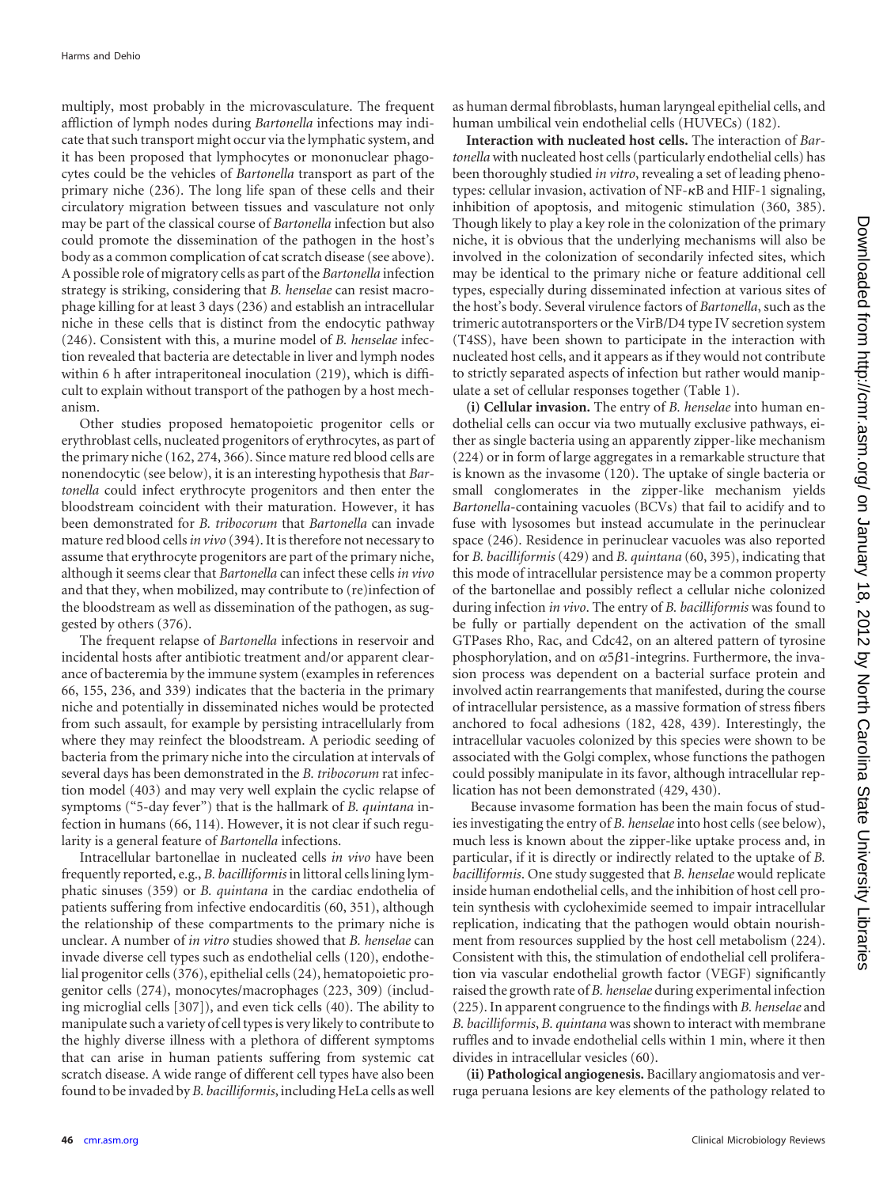multiply, most probably in the microvasculature. The frequent affliction of lymph nodes during *Bartonella* infections may indicate that such transport might occur via the lymphatic system, and it has been proposed that lymphocytes or mononuclear phagocytes could be the vehicles of *Bartonella* transport as part of the primary niche (236). The long life span of these cells and their circulatory migration between tissues and vasculature not only may be part of the classical course of *Bartonella* infection but also could promote the dissemination of the pathogen in the host's body as a common complication of cat scratch disease (see above). A possible role of migratory cells as part of the *Bartonella* infection strategy is striking, considering that *B. henselae* can resist macrophage killing for at least 3 days (236) and establish an intracellular niche in these cells that is distinct from the endocytic pathway (246). Consistent with this, a murine model of *B. henselae* infection revealed that bacteria are detectable in liver and lymph nodes within 6 h after intraperitoneal inoculation (219), which is difficult to explain without transport of the pathogen by a host mechanism.

Other studies proposed hematopoietic progenitor cells or erythroblast cells, nucleated progenitors of erythrocytes, as part of the primary niche (162, 274, 366). Since mature red blood cells are nonendocytic (see below), it is an interesting hypothesis that *Bartonella* could infect erythrocyte progenitors and then enter the bloodstream coincident with their maturation. However, it has been demonstrated for *B. tribocorum* that *Bartonella* can invade mature red blood cells *in vivo* (394). It is therefore not necessary to assume that erythrocyte progenitors are part of the primary niche, although it seems clear that *Bartonella* can infect these cells *in vivo* and that they, when mobilized, may contribute to (re)infection of the bloodstream as well as dissemination of the pathogen, as suggested by others (376).

The frequent relapse of *Bartonella* infections in reservoir and incidental hosts after antibiotic treatment and/or apparent clearance of bacteremia by the immune system (examples in references 66, 155, 236, and 339) indicates that the bacteria in the primary niche and potentially in disseminated niches would be protected from such assault, for example by persisting intracellularly from where they may reinfect the bloodstream. A periodic seeding of bacteria from the primary niche into the circulation at intervals of several days has been demonstrated in the *B. tribocorum* rat infection model (403) and may very well explain the cyclic relapse of symptoms ("5-day fever") that is the hallmark of *B. quintana* infection in humans (66, 114). However, it is not clear if such regularity is a general feature of *Bartonella* infections.

Intracellular bartonellae in nucleated cells *in vivo* have been frequently reported, e.g., *B. bacilliformis* in littoral cells lining lymphatic sinuses (359) or *B. quintana* in the cardiac endothelia of patients suffering from infective endocarditis (60, 351), although the relationship of these compartments to the primary niche is unclear. A number of *in vitro* studies showed that *B. henselae* can invade diverse cell types such as endothelial cells (120), endothelial progenitor cells (376), epithelial cells (24), hematopoietic progenitor cells (274), monocytes/macrophages (223, 309) (including microglial cells [307]), and even tick cells (40). The ability to manipulate such a variety of cell types is very likely to contribute to the highly diverse illness with a plethora of different symptoms that can arise in human patients suffering from systemic cat scratch disease. A wide range of different cell types have also been found to be invaded by *B. bacilliformis*, including HeLa cells as well as human dermal fibroblasts, human laryngeal epithelial cells, and human umbilical vein endothelial cells (HUVECs) (182).

**Interaction with nucleated host cells.** The interaction of *Bartonella* with nucleated host cells (particularly endothelial cells) has been thoroughly studied *in vitro*, revealing a set of leading phenotypes: cellular invasion, activation of NF-κB and HIF-1 signaling, inhibition of apoptosis, and mitogenic stimulation (360, 385). Though likely to play a key role in the colonization of the primary niche, it is obvious that the underlying mechanisms will also be involved in the colonization of secondarily infected sites, which may be identical to the primary niche or feature additional cell types, especially during disseminated infection at various sites of the host's body. Several virulence factors of *Bartonella*, such as the trimeric autotransporters or the VirB/D4 type IV secretion system (T4SS), have been shown to participate in the interaction with nucleated host cells, and it appears as if they would not contribute to strictly separated aspects of infection but rather would manipulate a set of cellular responses together (Table 1).

**(i) Cellular invasion.** The entry of *B. henselae* into human endothelial cells can occur via two mutually exclusive pathways, either as single bacteria using an apparently zipper-like mechanism (224) or in form of large aggregates in a remarkable structure that is known as the invasome (120). The uptake of single bacteria or small conglomerates in the zipper-like mechanism yields *Bartonella*-containing vacuoles (BCVs) that fail to acidify and to fuse with lysosomes but instead accumulate in the perinuclear space (246). Residence in perinuclear vacuoles was also reported for *B. bacilliformis* (429) and *B. quintana* (60, 395), indicating that this mode of intracellular persistence may be a common property of the bartonellae and possibly reflect a cellular niche colonized during infection *in vivo*. The entry of *B. bacilliformis* was found to be fully or partially dependent on the activation of the small GTPases Rho, Rac, and Cdc42, on an altered pattern of tyrosine phosphorylation, and on $\alpha 5\beta 1$-integrins. Furthermore, the invasion process was dependent on a bacterial surface protein and involved actin rearrangements that manifested, during the course of intracellular persistence, as a massive formation of stress fibers anchored to focal adhesions (182, 428, 439). Interestingly, the intracellular vacuoles colonized by this species were shown to be associated with the Golgi complex, whose functions the pathogen could possibly manipulate in its favor, although intracellular replication has not been demonstrated (429, 430).

Because invasome formation has been the main focus of studies investigating the entry of *B. henselae* into host cells (see below), much less is known about the zipper-like uptake process and, in particular, if it is directly or indirectly related to the uptake of *B. bacilliformis*. One study suggested that *B. henselae* would replicate inside human endothelial cells, and the inhibition of host cell protein synthesis with cycloheximide seemed to impair intracellular replication, indicating that the pathogen would obtain nourishment from resources supplied by the host cell metabolism (224). Consistent with this, the stimulation of endothelial cell proliferation via vascular endothelial growth factor (VEGF) significantly raised the growth rate of *B. henselae* during experimental infection (225). In apparent congruence to the findings with *B. henselae* and *B. bacilliformis*, *B. quintana* was shown to interact with membrane ruffles and to invade endothelial cells within 1 min, where it then divides in intracellular vesicles (60).

**(ii) Pathological angiogenesis.** Bacillary angiomatosis and verruga peruana lesions are key elements of the pathology related to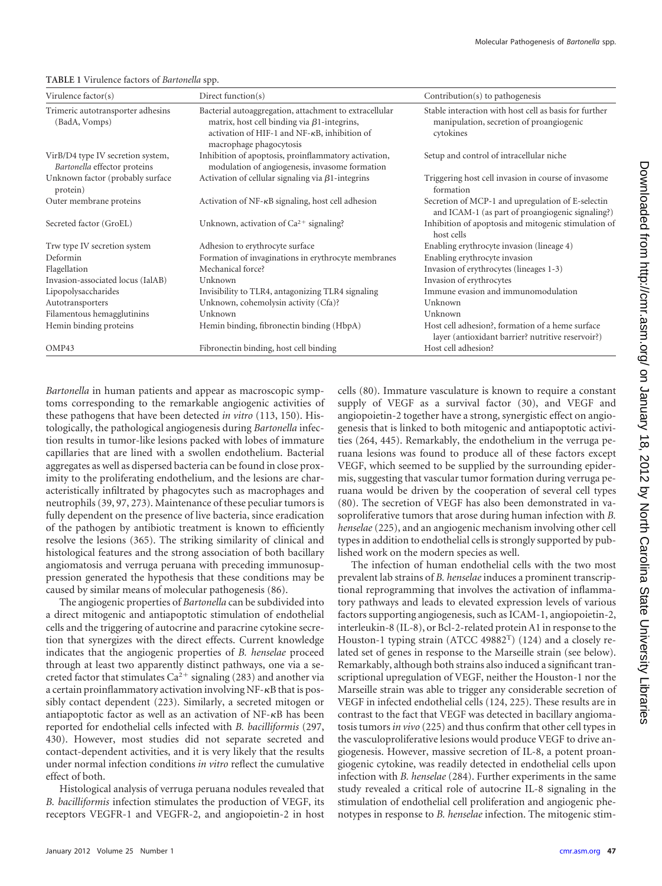**TABLE 1** Virulence factors of *Bartonella* spp.

| Virulence factor(s) | Direct function(s) | Contribution(s) to pathogenesis |
| --- | --- | --- |
| Trimeric autotransporter adhesins (BadA, Vomps) | Bacterial autoaggregation, attachment to extracellular matrix, host cell binding via β1-integrins, activation of HIF-1 and NF-κB, inhibition of macrophage phagocytosis | Stable interaction with host cell as basis for further manipulation, secretion of proangiogenic cytokines |
| VirB/D4 type IV secretion system, *Bartonella* effector proteins | Inhibition of apoptosis, proinflammatory activation, modulation of angiogenesis, invasome formation | Setup and control of intracellular niche |
| Unknown factor (probably surface protein) | Activation of cellular signaling via β1-integrins | Triggering host cell invasion in course of invasome formation |
| Outer membrane proteins | Activation of NF-κB signaling, host cell adhesion | Secretion of MCP-1 and upregulation of E-selectin and ICAM-1 (as part of proangiogenic signaling?) |
| Secreted factor (GroEL) | Unknown, activation of $Ca^{2+}$ signaling? | Inhibition of apoptosis and mitogenic stimulation of host cells |
| Trw type IV secretion system | Adhesion to erythrocyte surface | Enabling erythrocyte invasion (lineage 4) |
| Deformin | Formation of invaginations in erythrocyte membranes | Enabling erythrocyte invasion |
| Flagellation | Mechanical force? | Invasion of erythrocytes (lineages 1-3) |
| Invasion-associated locus (IalAB) | Unknown | Invasion of erythrocytes |
| Lipopolysaccharides | Invisibility to TLR4, antagonizing TLR4 signaling | Immune evasion and immunomodulation |
| Autotransporters | Unknown, cohemolysin activity (Cfa)? | Unknown |
| Filamentous hemagglutinins | Unknown | Unknown |
| Hemin binding proteins | Hemin binding, fibronectin binding (HbpA) | Host cell adhesion?, formation of a heme surface layer (antioxidant barrier? nutritive reservoir?) |
| OMP43 | Fibronectin binding, host cell binding | Host cell adhesion? |

*Bartonella* in human patients and appear as macroscopic symptoms corresponding to the remarkable angiogenic activities of these pathogens that have been detected *in vitro* (113, 150). Histologically, the pathological angiogenesis during *Bartonella* infection results in tumor-like lesions packed with lobes of immature capillaries that are lined with a swollen endothelium. Bacterial aggregates as well as dispersed bacteria can be found in close proximity to the proliferating endothelium, and the lesions are characteristically infiltrated by phagocytes such as macrophages and neutrophils (39, 97, 273). Maintenance of these peculiar tumors is fully dependent on the presence of live bacteria, since eradication of the pathogen by antibiotic treatment is known to efficiently resolve the lesions (365). The striking similarity of clinical and histological features and the strong association of both bacillary angiomatosis and verruga peruana with preceding immunosuppression generated the hypothesis that these conditions may be caused by similar means of molecular pathogenesis (86).

The angiogenic properties of *Bartonella* can be subdivided into a direct mitogenic and antiapoptotic stimulation of endothelial cells and the triggering of autocrine and paracrine cytokine secretion that synergizes with the direct effects. Current knowledge indicates that the angiogenic properties of *B. henselae* proceed through at least two apparently distinct pathways, one via a secreted factor that stimulates $Ca^{2+}$ signaling (283) and another via a certain proinflammatory activation involving NF-κB that is possibly contact dependent (223). Similarly, a secreted mitogen or antiapoptotic factor as well as an activation of NF-κB has been reported for endothelial cells infected with *B. bacilliformis* (297, 430). However, most studies did not separate secreted and contact-dependent activities, and it is very likely that the results under normal infection conditions *in vitro* reflect the cumulative effect of both.

Histological analysis of verruga peruana nodules revealed that *B. bacilliformis* infection stimulates the production of VEGF, its receptors VEGFR-1 and VEGFR-2, and angiopoietin-2 in host cells (80). Immature vasculature is known to require a constant supply of VEGF as a survival factor (30), and VEGF and angiopoietin-2 together have a strong, synergistic effect on angiogenesis that is linked to both mitogenic and antiapoptotic activities (264, 445). Remarkably, the endothelium in the verruga peruana lesions was found to produce all of these factors except VEGF, which seemed to be supplied by the surrounding epidermis, suggesting that vascular tumor formation during verruga peruana would be driven by the cooperation of several cell types (80). The secretion of VEGF has also been demonstrated in vasoproliferative tumors that arose during human infection with *B. henselae* (225), and an angiogenic mechanism involving other cell types in addition to endothelial cells is strongly supported by published work on the modern species as well.

The infection of human endothelial cells with the two most prevalent lab strains of *B. henselae* induces a prominent transcriptional reprogramming that involves the activation of inflammatory pathways and leads to elevated expression levels of various factors supporting angiogenesis, such as ICAM-1, angiopoietin-2, interleukin-8 (IL-8), or Bcl-2-related protein A1 in response to the Houston-1 typing strain (ATCC 49882[T]) (124) and a closely related set of genes in response to the Marseille strain (see below). Remarkably, although both strains also induced a significant transcriptional upregulation of VEGF, neither the Houston-1 nor the Marseille strain was able to trigger any considerable secretion of VEGF in infected endothelial cells (124, 225). These results are in contrast to the fact that VEGF was detected in bacillary angiomatosis tumors *in vivo* (225) and thus confirm that other cell types in the vasculoproliferative lesions would produce VEGF to drive angiogenesis. However, massive secretion of IL-8, a potent proangiogenic cytokine, was readily detected in endothelial cells upon infection with *B. henselae* (284). Further experiments in the same study revealed a critical role of autocrine IL-8 signaling in the stimulation of endothelial cell proliferation and angiogenic phenotypes in response to *B. henselae* infection. The mitogenic stim-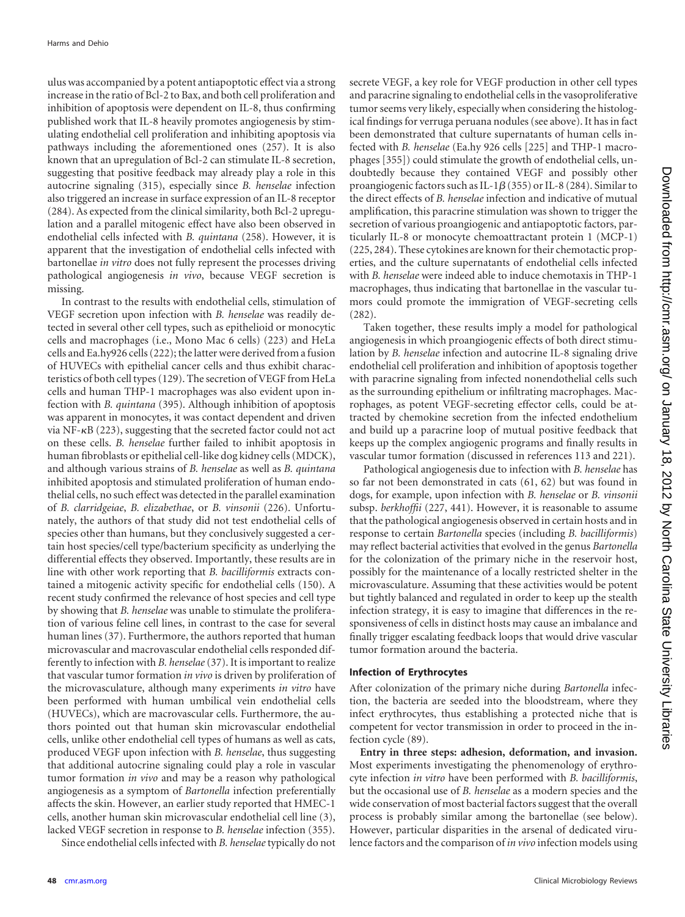ulus was accompanied by a potent antiapoptotic effect via a strong increase in the ratio of Bcl-2 to Bax, and both cell proliferation and inhibition of apoptosis were dependent on IL-8, thus confirming published work that IL-8 heavily promotes angiogenesis by stimulating endothelial cell proliferation and inhibiting apoptosis via pathways including the aforementioned ones (257). It is also known that an upregulation of Bcl-2 can stimulate IL-8 secretion, suggesting that positive feedback may already play a role in this autocrine signaling (315), especially since *B. henselae* infection also triggered an increase in surface expression of an IL-8 receptor (284). As expected from the clinical similarity, both Bcl-2 upregulation and a parallel mitogenic effect have also been observed in endothelial cells infected with *B. quintana* (258). However, it is apparent that the investigation of endothelial cells infected with bartonellae *in vitro* does not fully represent the processes driving pathological angiogenesis *in vivo*, because VEGF secretion is missing.

In contrast to the results with endothelial cells, stimulation of VEGF secretion upon infection with *B. henselae* was readily detected in several other cell types, such as epithelioid or monocytic cells and macrophages (i.e., Mono Mac 6 cells) (223) and HeLa cells and Ea.hy926 cells (222); the latter were derived from a fusion of HUVECs with epithelial cancer cells and thus exhibit characteristics of both cell types (129). The secretion of VEGF from HeLa cells and human THP-1 macrophages was also evident upon infection with *B. quintana* (395). Although inhibition of apoptosis was apparent in monocytes, it was contact dependent and driven via NF-κB (223), suggesting that the secreted factor could not act on these cells. *B. henselae* further failed to inhibit apoptosis in human fibroblasts or epithelial cell-like dog kidney cells (MDCK), and although various strains of *B. henselae* as well as *B. quintana* inhibited apoptosis and stimulated proliferation of human endothelial cells, no such effect was detected in the parallel examination of *B. clarridgeiae*, *B. elizabethae*, or *B. vinsonii* (226). Unfortunately, the authors of that study did not test endothelial cells of species other than humans, but they conclusively suggested a certain host species/cell type/bacterium specificity as underlying the differential effects they observed. Importantly, these results are in line with other work reporting that *B. bacilliformis* extracts contained a mitogenic activity specific for endothelial cells (150). A recent study confirmed the relevance of host species and cell type by showing that *B. henselae* was unable to stimulate the proliferation of various feline cell lines, in contrast to the case for several human lines (37). Furthermore, the authors reported that human microvascular and macrovascular endothelial cells responded differently to infection with *B. henselae* (37). It is important to realize that vascular tumor formation *in vivo* is driven by proliferation of the microvasculature, although many experiments *in vitro* have been performed with human umbilical vein endothelial cells (HUVECs), which are macrovascular cells. Furthermore, the authors pointed out that human skin microvascular endothelial cells, unlike other endothelial cell types of humans as well as cats, produced VEGF upon infection with *B. henselae*, thus suggesting that additional autocrine signaling could play a role in vascular tumor formation *in vivo* and may be a reason why pathological angiogenesis as a symptom of *Bartonella* infection preferentially affects the skin. However, an earlier study reported that HMEC-1 cells, another human skin microvascular endothelial cell line (3), lacked VEGF secretion in response to *B. henselae* infection (355).

Since endothelial cells infected with *B. henselae* typically do not secrete VEGF, a key role for VEGF production in other cell types and paracrine signaling to endothelial cells in the vasoproliferative tumor seems very likely, especially when considering the histological findings for verruga peruana nodules (see above). It has in fact been demonstrated that culture supernatants of human cells infected with *B. henselae* (Ea.hy 926 cells [225] and THP-1 macrophages [355]) could stimulate the growth of endothelial cells, undoubtedly because they contained VEGF and possibly other proangiogenic factors such as IL-1β (355) or IL-8 (284). Similar to the direct effects of *B. henselae* infection and indicative of mutual amplification, this paracrine stimulation was shown to trigger the secretion of various proangiogenic and antiapoptotic factors, particularly IL-8 or monocyte chemoattractant protein 1 (MCP-1) (225, 284). These cytokines are known for their chemotactic properties, and the culture supernatants of endothelial cells infected with *B. henselae* were indeed able to induce chemotaxis in THP-1 macrophages, thus indicating that bartonellae in the vascular tumors could promote the immigration of VEGF-secreting cells (282).

Taken together, these results imply a model for pathological angiogenesis in which proangiogenic effects of both direct stimulation by *B. henselae* infection and autocrine IL-8 signaling drive endothelial cell proliferation and inhibition of apoptosis together with paracrine signaling from infected nonendothelial cells such as the surrounding epithelium or infiltrating macrophages. Macrophages, as potent VEGF-secreting effector cells, could be attracted by chemokine secretion from the infected endothelium and build up a paracrine loop of mutual positive feedback that keeps up the complex angiogenic programs and finally results in vascular tumor formation (discussed in references 113 and 221).

Pathological angiogenesis due to infection with *B. henselae* has so far not been demonstrated in cats (61, 62) but was found in dogs, for example, upon infection with *B. henselae* or *B. vinsonii* subsp. *berkhoffii* (227, 441). However, it is reasonable to assume that the pathological angiogenesis observed in certain hosts and in response to certain *Bartonella* species (including *B. bacilliformis*) may reflect bacterial activities that evolved in the genus *Bartonella* for the colonization of the primary niche in the reservoir host, possibly for the maintenance of a locally restricted shelter in the microvasculature. Assuming that these activities would be potent but tightly balanced and regulated in order to keep up the stealth infection strategy, it is easy to imagine that differences in the responsiveness of cells in distinct hosts may cause an imbalance and finally trigger escalating feedback loops that would drive vascular tumor formation around the bacteria.

### Infection of Erythrocytes

After colonization of the primary niche during *Bartonella* infection, the bacteria are seeded into the bloodstream, where they infect erythrocytes, thus establishing a protected niche that is competent for vector transmission in order to proceed in the infection cycle (89).

**Entry in three steps: adhesion, deformation, and invasion.** Most experiments investigating the phenomenology of erythrocyte infection *in vitro* have been performed with *B. bacilliformis*, but the occasional use of *B. henselae* as a modern species and the wide conservation of most bacterial factors suggest that the overall process is probably similar among the bartonellae (see below). However, particular disparities in the arsenal of dedicated virulence factors and the comparison of *in vivo* infection models using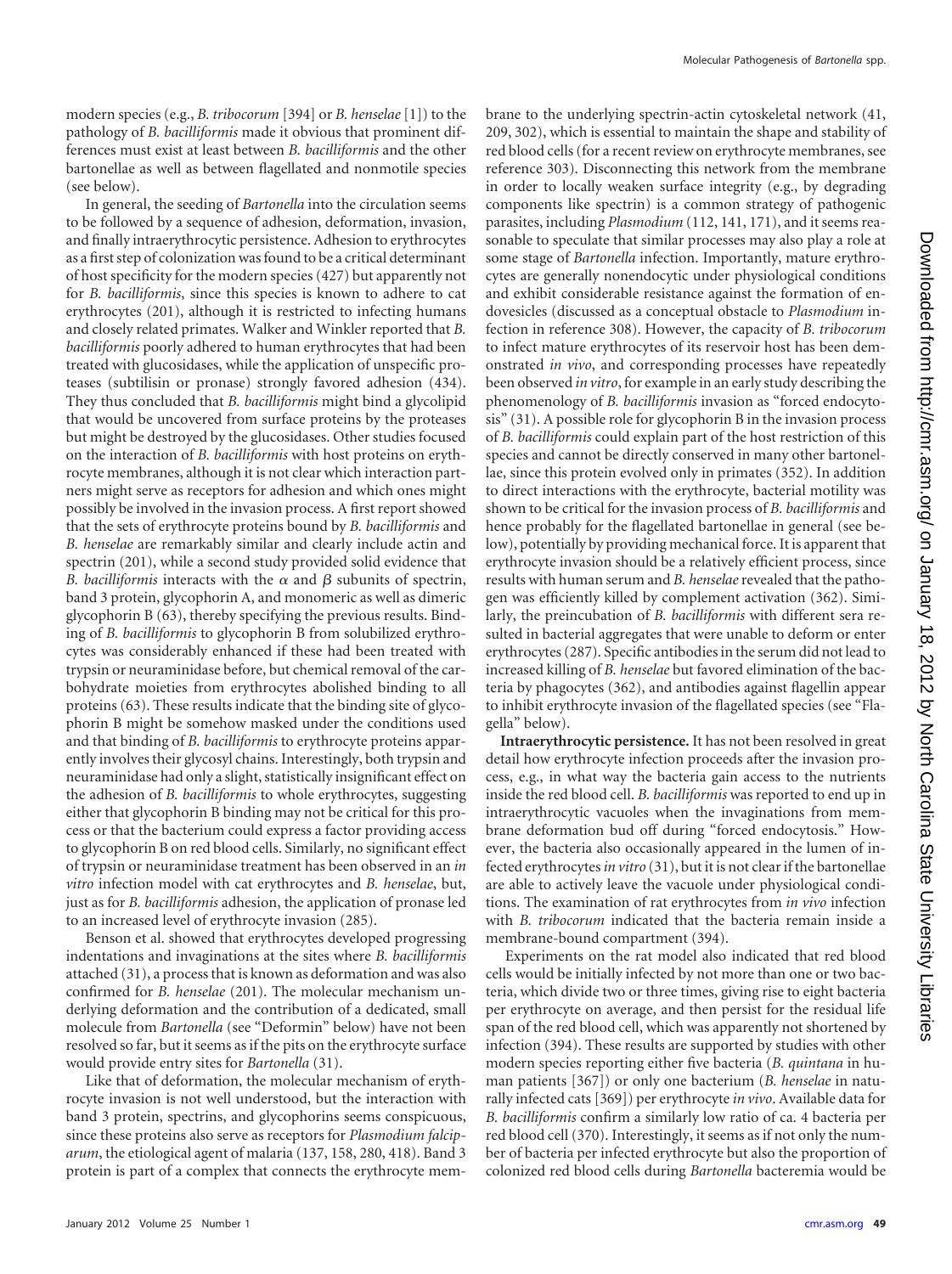modern species (e.g., *B. tribocorum* [394] or *B. henselae* [1]) to the pathology of *B. bacilliformis* made it obvious that prominent differences must exist at least between *B. bacilliformis* and the other bartonellae as well as between flagellated and nonmotile species (see below).

In general, the seeding of *Bartonella* into the circulation seems to be followed by a sequence of adhesion, deformation, invasion, and finally intraerythrocytic persistence. Adhesion to erythrocytes as a first step of colonization was found to be a critical determinant of host specificity for the modern species (427) but apparently not for *B. bacilliformis*, since this species is known to adhere to cat erythrocytes (201), although it is restricted to infecting humans and closely related primates. Walker and Winkler reported that *B. bacilliformis* poorly adhered to human erythrocytes that had been treated with glucosidases, while the application of unspecific proteases (subtilisin or pronase) strongly favored adhesion (434). They thus concluded that *B. bacilliformis* might bind a glycolipid that would be uncovered from surface proteins by the proteases but might be destroyed by the glucosidases. Other studies focused on the interaction of *B. bacilliformis* with host proteins on erythrocyte membranes, although it is not clear which interaction partners might serve as receptors for adhesion and which ones might possibly be involved in the invasion process. A first report showed that the sets of erythrocyte proteins bound by *B. bacilliformis* and *B. henselae* are remarkably similar and clearly include actin and spectrin (201), while a second study provided solid evidence that *B. bacilliformis* interacts with the $\alpha$ and $\beta$ subunits of spectrin, band 3 protein, glycophorin A, and monomeric as well as dimeric glycophorin B (63), thereby specifying the previous results. Binding of *B. bacilliformis* to glycophorin B from solubilized erythrocytes was considerably enhanced if these had been treated with trypsin or neuraminidase before, but chemical removal of the carbohydrate moieties from erythrocytes abolished binding to all proteins (63). These results indicate that the binding site of glycophorin B might be somehow masked under the conditions used and that binding of *B. bacilliformis* to erythrocyte proteins apparently involves their glycosyl chains. Interestingly, both trypsin and neuraminidase had only a slight, statistically insignificant effect on the adhesion of *B. bacilliformis* to whole erythrocytes, suggesting either that glycophorin B binding may not be critical for this process or that the bacterium could express a factor providing access to glycophorin B on red blood cells. Similarly, no significant effect of trypsin or neuraminidase treatment has been observed in an *in vitro* infection model with cat erythrocytes and *B. henselae*, but, just as for *B. bacilliformis* adhesion, the application of pronase led to an increased level of erythrocyte invasion (285).

Benson et al. showed that erythrocytes developed progressing indentations and invaginations at the sites where *B. bacilliformis* attached (31), a process that is known as deformation and was also confirmed for *B. henselae* (201). The molecular mechanism underlying deformation and the contribution of a dedicated, small molecule from *Bartonella* (see "Deformin" below) have not been resolved so far, but it seems as if the pits on the erythrocyte surface would provide entry sites for *Bartonella* (31).

Like that of deformation, the molecular mechanism of erythrocyte invasion is not well understood, but the interaction with band 3 protein, spectrins, and glycophorins seems conspicuous, since these proteins also serve as receptors for *Plasmodium falciparum*, the etiological agent of malaria (137, 158, 280, 418). Band 3 protein is part of a complex that connects the erythrocyte membrane to the underlying spectrin-actin cytoskeletal network (41, 209, 302), which is essential to maintain the shape and stability of red blood cells (for a recent review on erythrocyte membranes, see reference 303). Disconnecting this network from the membrane in order to locally weaken surface integrity (e.g., by degrading components like spectrin) is a common strategy of pathogenic parasites, including *Plasmodium* (112, 141, 171), and it seems reasonable to speculate that similar processes may also play a role at some stage of *Bartonella* infection. Importantly, mature erythrocytes are generally nonendocytic under physiological conditions and exhibit considerable resistance against the formation of endovesicles (discussed as a conceptual obstacle to *Plasmodium* infection in reference 308). However, the capacity of *B. tribocorum* to infect mature erythrocytes of its reservoir host has been demonstrated *in vivo*, and corresponding processes have repeatedly been observed *in vitro*, for example in an early study describing the phenomenology of *B. bacilliformis* invasion as "forced endocytosis" (31). A possible role for glycophorin B in the invasion process of *B. bacilliformis* could explain part of the host restriction of this species and cannot be directly conserved in many other bartonellae, since this protein evolved only in primates (352). In addition to direct interactions with the erythrocyte, bacterial motility was shown to be critical for the invasion process of *B. bacilliformis* and hence probably for the flagellated bartonellae in general (see below), potentially by providing mechanical force. It is apparent that erythrocyte invasion should be a relatively efficient process, since results with human serum and *B. henselae* revealed that the pathogen was efficiently killed by complement activation (362). Similarly, the preincubation of *B. bacilliformis* with different sera resulted in bacterial aggregates that were unable to deform or enter erythrocytes (287). Specific antibodies in the serum did not lead to increased killing of *B. henselae* but favored elimination of the bacteria by phagocytes (362), and antibodies against flagellin appear to inhibit erythrocyte invasion of the flagellated species (see "Flagella" below).

**Intraerythrocytic persistence.** It has not been resolved in great detail how erythrocyte infection proceeds after the invasion process, e.g., in what way the bacteria gain access to the nutrients inside the red blood cell. *B. bacilliformis* was reported to end up in intraerythrocytic vacuoles when the invaginations from membrane deformation bud off during "forced endocytosis." However, the bacteria also occasionally appeared in the lumen of infected erythrocytes *in vitro* (31), but it is not clear if the bartonellae are able to actively leave the vacuole under physiological conditions. The examination of rat erythrocytes from *in vivo* infection with *B. tribocorum* indicated that the bacteria remain inside a membrane-bound compartment (394).

Experiments on the rat model also indicated that red blood cells would be initially infected by not more than one or two bacteria, which divide two or three times, giving rise to eight bacteria per erythrocyte on average, and then persist for the residual life span of the red blood cell, which was apparently not shortened by infection (394). These results are supported by studies with other modern species reporting either five bacteria (*B. quintana* in human patients [367]) or only one bacterium (*B. henselae* in naturally infected cats [369]) per erythrocyte *in vivo*. Available data for *B. bacilliformis* confirm a similarly low ratio of ca. 4 bacteria per red blood cell (370). Interestingly, it seems as if not only the number of bacteria per infected erythrocyte but also the proportion of colonized red blood cells during *Bartonella* bacteremia would be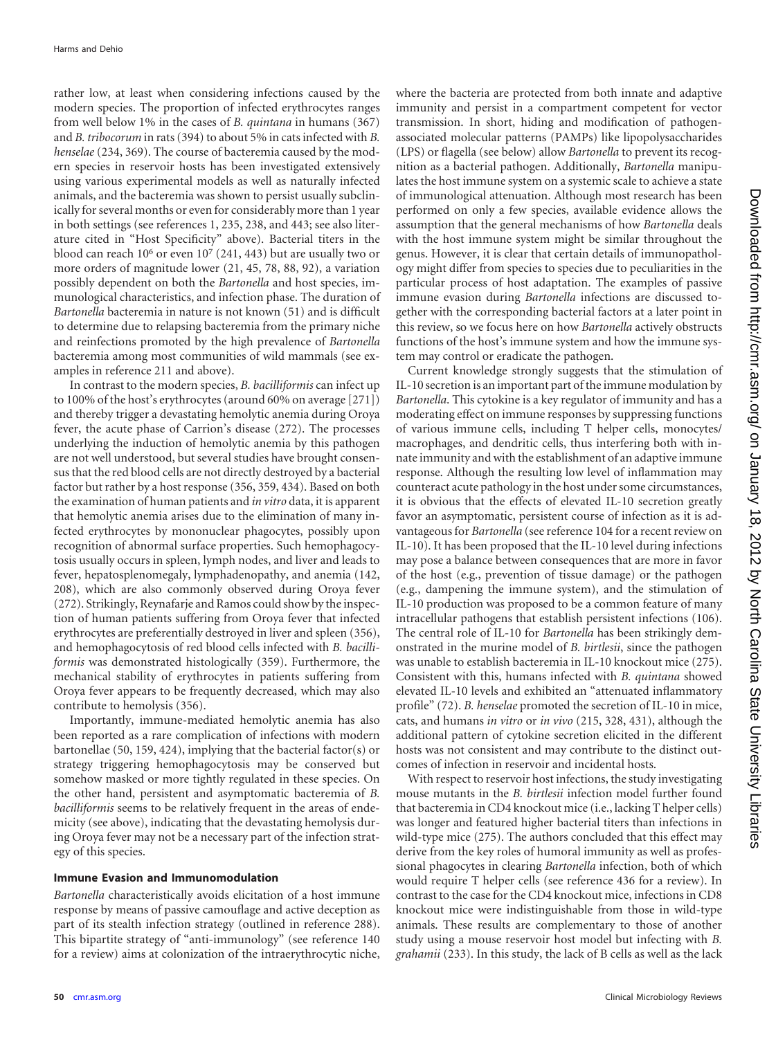rather low, at least when considering infections caused by the modern species. The proportion of infected erythrocytes ranges from well below 1% in the cases of *B. quintana* in humans (367) and *B. tribocorum* in rats (394) to about 5% in cats infected with *B. henselae* (234, 369). The course of bacteremia caused by the modern species in reservoir hosts has been investigated extensively using various experimental models as well as naturally infected animals, and the bacteremia was shown to persist usually subclinically for several months or even for considerably more than 1 year in both settings (see references 1, 235, 238, and 443; see also literature cited in "Host Specificity" above). Bacterial titers in the blood can reach $10^6$ or even $10^7$ (241, 443) but are usually two or more orders of magnitude lower (21, 45, 78, 88, 92), a variation possibly dependent on both the *Bartonella* and host species, immunological characteristics, and infection phase. The duration of *Bartonella* bacteremia in nature is not known (51) and is difficult to determine due to relapsing bacteremia from the primary niche and reinfections promoted by the high prevalence of *Bartonella* bacteremia among most communities of wild mammals (see examples in reference 211 and above).

In contrast to the modern species, *B. bacilliformis* can infect up to 100% of the host's erythrocytes (around 60% on average [271]) and thereby trigger a devastating hemolytic anemia during Oroya fever, the acute phase of Carrion's disease (272). The processes underlying the induction of hemolytic anemia by this pathogen are not well understood, but several studies have brought consensus that the red blood cells are not directly destroyed by a bacterial factor but rather by a host response (356, 359, 434). Based on both the examination of human patients and *in vitro* data, it is apparent that hemolytic anemia arises due to the elimination of many infected erythrocytes by mononuclear phagocytes, possibly upon recognition of abnormal surface properties. Such hemophagocytosis usually occurs in spleen, lymph nodes, and liver and leads to fever, hepatosplenomegaly, lymphadenopathy, and anemia (142, 208), which are also commonly observed during Oroya fever (272). Strikingly, Reynafarje and Ramos could show by the inspection of human patients suffering from Oroya fever that infected erythrocytes are preferentially destroyed in liver and spleen (356), and hemophagocytosis of red blood cells infected with *B. bacilliformis* was demonstrated histologically (359). Furthermore, the mechanical stability of erythrocytes in patients suffering from Oroya fever appears to be frequently decreased, which may also contribute to hemolysis (356).

Importantly, immune-mediated hemolytic anemia has also been reported as a rare complication of infections with modern bartonellae (50, 159, 424), implying that the bacterial factor(s) or strategy triggering hemophagocytosis may be conserved but somehow masked or more tightly regulated in these species. On the other hand, persistent and asymptomatic bacteremia of *B. bacilliformis* seems to be relatively frequent in the areas of endemicity (see above), indicating that the devastating hemolysis during Oroya fever may not be a necessary part of the infection strategy of this species.

## Immune Evasion and Immunomodulation

*Bartonella* characteristically avoids elicitation of a host immune response by means of passive camouflage and active deception as part of its stealth infection strategy (outlined in reference 288). This bipartite strategy of "anti-immunology" (see reference 140 for a review) aims at colonization of the intraerythrocytic niche, where the bacteria are protected from both innate and adaptive immunity and persist in a compartment competent for vector transmission. In short, hiding and modification of pathogen-associated molecular patterns (PAMPs) like lipopolysaccharides (LPS) or flagella (see below) allow *Bartonella* to prevent its recognition as a bacterial pathogen. Additionally, *Bartonella* manipulates the host immune system on a systemic scale to achieve a state of immunological attenuation. Although most research has been performed on only a few species, available evidence allows the assumption that the general mechanisms of how *Bartonella* deals with the host immune system might be similar throughout the genus. However, it is clear that certain details of immunopathology might differ from species to species due to peculiarities in the particular process of host adaptation. The examples of passive immune evasion during *Bartonella* infections are discussed together with the corresponding bacterial factors at a later point in this review, so we focus here on how *Bartonella* actively obstructs functions of the host's immune system and how the immune system may control or eradicate the pathogen.

Current knowledge strongly suggests that the stimulation of IL-10 secretion is an important part of the immune modulation by *Bartonella*. This cytokine is a key regulator of immunity and has a moderating effect on immune responses by suppressing functions of various immune cells, including T helper cells, monocytes/macrophages, and dendritic cells, thus interfering both with innate immunity and with the establishment of an adaptive immune response. Although the resulting low level of inflammation may counteract acute pathology in the host under some circumstances, it is obvious that the effects of elevated IL-10 secretion greatly favor an asymptomatic, persistent course of infection as it is advantageous for *Bartonella* (see reference 104 for a recent review on IL-10). It has been proposed that the IL-10 level during infections may pose a balance between consequences that are more in favor of the host (e.g., prevention of tissue damage) or the pathogen (e.g., dampening the immune system), and the stimulation of IL-10 production was proposed to be a common feature of many intracellular pathogens that establish persistent infections (106). The central role of IL-10 for *Bartonella* has been strikingly demonstrated in the murine model of *B. birtlesii*, since the pathogen was unable to establish bacteremia in IL-10 knockout mice (275). Consistent with this, humans infected with *B. quintana* showed elevated IL-10 levels and exhibited an "attenuated inflammatory profile" (72). *B. henselae* promoted the secretion of IL-10 in mice, cats, and humans *in vitro* or *in vivo* (215, 328, 431), although the additional pattern of cytokine secretion elicited in the different hosts was not consistent and may contribute to the distinct outcomes of infection in reservoir and incidental hosts.

With respect to reservoir host infections, the study investigating mouse mutants in the *B. birtlesii* infection model further found that bacteremia in CD4 knockout mice (i.e., lacking T helper cells) was longer and featured higher bacterial titers than infections in wild-type mice (275). The authors concluded that this effect may derive from the key roles of humoral immunity as well as professional phagocytes in clearing *Bartonella* infection, both of which would require T helper cells (see reference 436 for a review). In contrast to the case for the CD4 knockout mice, infections in CD8 knockout mice were indistinguishable from those in wild-type animals. These results are complementary to those of another study using a mouse reservoir host model but infecting with *B. grahamii* (233). In this study, the lack of B cells as well as the lack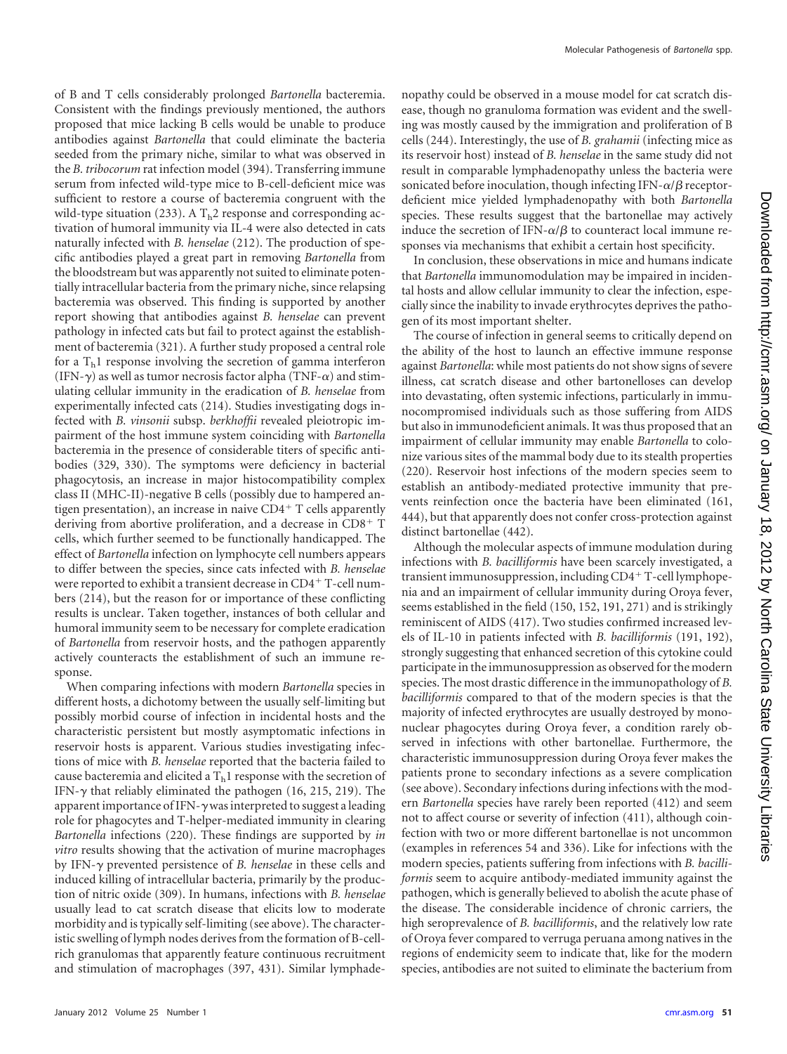of B and T cells considerably prolonged *Bartonella* bacteremia. Consistent with the findings previously mentioned, the authors proposed that mice lacking B cells would be unable to produce antibodies against *Bartonella* that could eliminate the bacteria seeded from the primary niche, similar to what was observed in the *B. tribocorum* rat infection model (394). Transferring immune serum from infected wild-type mice to B-cell-deficient mice was sufficient to restore a course of bacteremia congruent with the wild-type situation (233). A $T_h2$ response and corresponding activation of humoral immunity via IL-4 were also detected in cats naturally infected with *B. henselae* (212). The production of specific antibodies played a great part in removing *Bartonella* from the bloodstream but was apparently not suited to eliminate potentially intracellular bacteria from the primary niche, since relapsing bacteremia was observed. This finding is supported by another report showing that antibodies against *B. henselae* can prevent pathology in infected cats but fail to protect against the establishment of bacteremia (321). A further study proposed a central role for a $T_h1$ response involving the secretion of gamma interferon (IFN-$\gamma$) as well as tumor necrosis factor alpha (TNF-$\alpha$) and stimulating cellular immunity in the eradication of *B. henselae* from experimentally infected cats (214). Studies investigating dogs infected with *B. vinsonii* subsp. *berkhoffii* revealed pleiotropic impairment of the host immune system coinciding with *Bartonella* bacteremia in the presence of considerable titers of specific antibodies (329, 330). The symptoms were deficiency in bacterial phagocytosis, an increase in major histocompatibility complex class II (MHC-II)-negative B cells (possibly due to hampered antigen presentation), an increase in naive $CD4^+$ T cells apparently deriving from abortive proliferation, and a decrease in $CD8^+$ T cells, which further seemed to be functionally handicapped. The effect of *Bartonella* infection on lymphocyte cell numbers appears to differ between the species, since cats infected with *B. henselae* were reported to exhibit a transient decrease in $CD4^+$ T-cell numbers (214), but the reason for or importance of these conflicting results is unclear. Taken together, instances of both cellular and humoral immunity seem to be necessary for complete eradication of *Bartonella* from reservoir hosts, and the pathogen apparently actively counteracts the establishment of such an immune response.

When comparing infections with modern *Bartonella* species in different hosts, a dichotomy between the usually self-limiting but possibly morbid course of infection in incidental hosts and the characteristic persistent but mostly asymptomatic infections in reservoir hosts is apparent. Various studies investigating infections of mice with *B. henselae* reported that the bacteria failed to cause bacteremia and elicited a $T_h1$ response with the secretion of IFN-$\gamma$ that reliably eliminated the pathogen (16, 215, 219). The apparent importance of IFN-$\gamma$ was interpreted to suggest a leading role for phagocytes and T-helper-mediated immunity in clearing *Bartonella* infections (220). These findings are supported by *in vitro* results showing that the activation of murine macrophages by IFN-$\gamma$ prevented persistence of *B. henselae* in these cells and induced killing of intracellular bacteria, primarily by the production of nitric oxide (309). In humans, infections with *B. henselae* usually lead to cat scratch disease that elicits low to moderate morbidity and is typically self-limiting (see above). The characteristic swelling of lymph nodes derives from the formation of B-cell-rich granulomas that apparently feature continuous recruitment and stimulation of macrophages (397, 431). Similar lymphadenopathy could be observed in a mouse model for cat scratch disease, though no granuloma formation was evident and the swelling was mostly caused by the immigration and proliferation of B cells (244). Interestingly, the use of *B. grahamii* (infecting mice as its reservoir host) instead of *B. henselae* in the same study did not result in comparable lymphadenopathy unless the bacteria were sonicated before inoculation, though infecting IFN-$\alpha/\beta$ receptor-deficient mice yielded lymphadenopathy with both *Bartonella* species. These results suggest that the bartonellae may actively induce the secretion of IFN-$\alpha/\beta$ to counteract local immune responses via mechanisms that exhibit a certain host specificity.

In conclusion, these observations in mice and humans indicate that *Bartonella* immunomodulation may be impaired in incidental hosts and allow cellular immunity to clear the infection, especially since the inability to invade erythrocytes deprives the pathogen of its most important shelter.

The course of infection in general seems to critically depend on the ability of the host to launch an effective immune response against *Bartonella*: while most patients do not show signs of severe illness, cat scratch disease and other bartonelloses can develop into devastating, often systemic infections, particularly in immunocompromised individuals such as those suffering from AIDS but also in immunodeficient animals. It was thus proposed that an impairment of cellular immunity may enable *Bartonella* to colonize various sites of the mammal body due to its stealth properties (220). Reservoir host infections of the modern species seem to establish an antibody-mediated protective immunity that prevents reinfection once the bacteria have been eliminated (161, 444), but that apparently does not confer cross-protection against distinct bartonellae (442).

Although the molecular aspects of immune modulation during infections with *B. bacilliformis* have been scarcely investigated, a transient immunosuppression, including $CD4^+$ T-cell lymphopenia and an impairment of cellular immunity during Oroya fever, seems established in the field (150, 152, 191, 271) and is strikingly reminiscent of AIDS (417). Two studies confirmed increased levels of IL-10 in patients infected with *B. bacilliformis* (191, 192), strongly suggesting that enhanced secretion of this cytokine could participate in the immunosuppression as observed for the modern species. The most drastic difference in the immunopathology of *B. bacilliformis* compared to that of the modern species is that the majority of infected erythrocytes are usually destroyed by mononuclear phagocytes during Oroya fever, a condition rarely observed in infections with other bartonellae. Furthermore, the characteristic immunosuppression during Oroya fever makes the patients prone to secondary infections as a severe complication (see above). Secondary infections during infections with the modern *Bartonella* species have rarely been reported (412) and seem not to affect course or severity of infection (411), although coinfection with two or more different bartonellae is not uncommon (examples in references 54 and 336). Like for infections with the modern species, patients suffering from infections with *B. bacilliformis* seem to acquire antibody-mediated immunity against the pathogen, which is generally believed to abolish the acute phase of the disease. The considerable incidence of chronic carriers, the high seroprevalence of *B. bacilliformis*, and the relatively low rate of Oroya fever compared to verruga peruana among natives in the regions of endemicity seem to indicate that, like for the modern species, antibodies are not suited to eliminate the bacterium from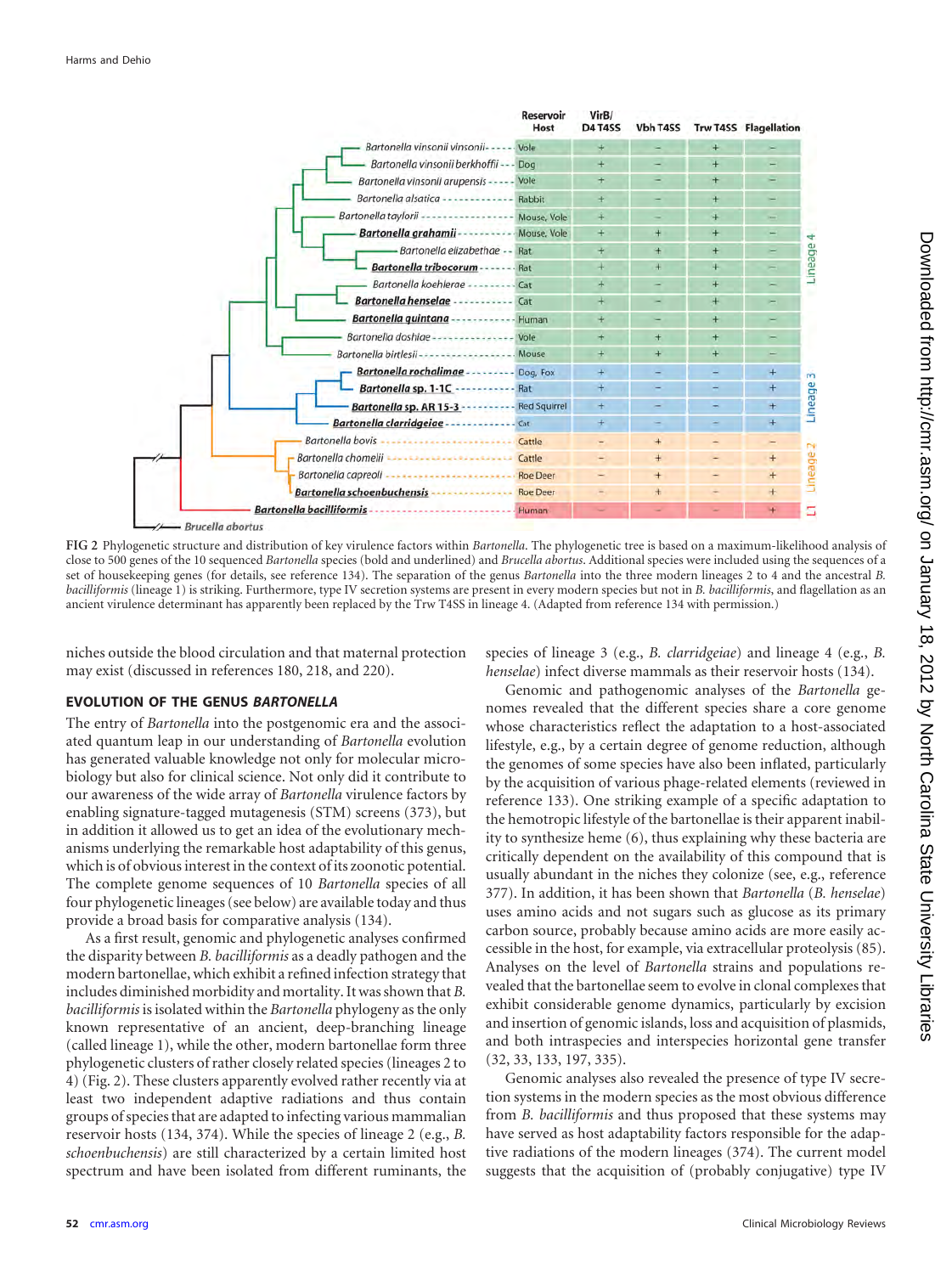| Species | Reservoir Host | VirB/ D4 T4SS | Vbh T4SS | Trw T4SS | Flagellation | Lineage |
|---|---|---|---|---|---|---|
| *Bartonella vinsonii vinsonii* | Vole | + | − | + | − | Lineage 4 |
| *Bartonella vinsonii berkhoffii* | Dog | + | − | + | − | Lineage 4 |
| *Bartonella vinsonii arupensis* | Vole | + | − | + | − | Lineage 4 |
| *Bartonella alsatica* | Rabbit | + | − | + | − | Lineage 4 |
| *Bartonella taylorii* | Mouse, Vole | + | − | + | − | Lineage 4 |
| ***Bartonella grahamii*** | Mouse, Vole | + | + | + | − | Lineage 4 |
| *Bartonella elizabethae* | Rat | + | + | + | − | Lineage 4 |
| ***Bartonella tribocorum*** | Rat | + | + | + | − | Lineage 4 |
| *Bartonella koehlerae* | Cat | + | − | + | − | Lineage 4 |
| ***Bartonella henselae*** | Cat | + | − | + | − | Lineage 4 |
| ***Bartonella quintana*** | Human | + | − | + | − | Lineage 4 |
| *Bartonella doshiae* | Vole | + | + | + | − | Lineage 4 |
| *Bartonella birtlesii* | Mouse | + | + | + | − | Lineage 4 |
| ***Bartonella rochalimae*** | Dog, Fox | + | − | − | + | Lineage 3 |
| ***Bartonella sp. 1-1C*** | Rat | + | − | − | + | Lineage 3 |
| ***Bartonella sp. AR 15-3*** | Red Squirrel | + | − | − | + | Lineage 3 |
| ***Bartonella clarridgeiae*** | Cat | + | − | − | + | Lineage 3 |
| *Bartonella bovis* | Cattle | − | + | − | − | Lineage 2 |
| *Bartonella chomelii* | Cattle | − | + | − | + | Lineage 2 |
| *Bartonella capreoli* | Roe Deer | − | + | − | + | Lineage 2 |
| ***Bartonella schoenbuchensis*** | Roe Deer | − | + | − | + | Lineage 2 |
| ***Bartonella bacilliformis*** | Human | − | − | − | + | L1 |
| *Brucella abortus* | | | | | | |

FIG 2 Phylogenetic structure and distribution of key virulence factors within *Bartonella*. The phylogenetic tree is based on a maximum-likelihood analysis of close to 500 genes of the 10 sequenced *Bartonella* species (bold and underlined) and *Brucella abortus*. Additional species were included using the sequences of a set of housekeeping genes (for details, see reference 134). The separation of the genus *Bartonella* into the three modern lineages 2 to 4 and the ancestral *B. bacilliformis* (lineage 1) is striking. Furthermore, type IV secretion systems are present in every modern species but not in *B. bacilliformis*, and flagellation as an ancient virulence determinant has apparently been replaced by the Trw T4SS in lineage 4. (Adapted from reference 134 with permission.)

niches outside the blood circulation and that maternal protection may exist (discussed in references 180, 218, and 220).

## EVOLUTION OF THE GENUS *BARTONELLA*

The entry of *Bartonella* into the postgenomic era and the associated quantum leap in our understanding of *Bartonella* evolution has generated valuable knowledge not only for molecular microbiology but also for clinical science. Not only did it contribute to our awareness of the wide array of *Bartonella* virulence factors by enabling signature-tagged mutagenesis (STM) screens (373), but in addition it allowed us to get an idea of the evolutionary mechanisms underlying the remarkable host adaptability of this genus, which is of obvious interest in the context of its zoonotic potential. The complete genome sequences of 10 *Bartonella* species of all four phylogenetic lineages (see below) are available today and thus provide a broad basis for comparative analysis (134).

As a first result, genomic and phylogenetic analyses confirmed the disparity between *B. bacilliformis* as a deadly pathogen and the modern bartonellae, which exhibit a refined infection strategy that includes diminished morbidity and mortality. It was shown that *B. bacilliformis* is isolated within the *Bartonella* phylogeny as the only known representative of an ancient, deep-branching lineage (called lineage 1), while the other, modern bartonellae form three phylogenetic clusters of rather closely related species (lineages 2 to 4) (Fig. 2). These clusters apparently evolved rather recently via at least two independent adaptive radiations and thus contain groups of species that are adapted to infecting various mammalian reservoir hosts (134, 374). While the species of lineage 2 (e.g., *B. schoenbuchensis*) are still characterized by a certain limited host spectrum and have been isolated from different ruminants, the species of lineage 3 (e.g., *B. clarridgeiae*) and lineage 4 (e.g., *B. henselae*) infect diverse mammals as their reservoir hosts (134).

Genomic and pathogenomic analyses of the *Bartonella* genomes revealed that the different species share a core genome whose characteristics reflect the adaptation to a host-associated lifestyle, e.g., by a certain degree of genome reduction, although the genomes of some species have also been inflated, particularly by the acquisition of various phage-related elements (reviewed in reference 133). One striking example of a specific adaptation to the hemotropic lifestyle of the bartonellae is their apparent inability to synthesize heme (6), thus explaining why these bacteria are critically dependent on the availability of this compound that is usually abundant in the niches they colonize (see, e.g., reference 377). In addition, it has been shown that *Bartonella* (*B. henselae*) uses amino acids and not sugars such as glucose as its primary carbon source, probably because amino acids are more easily accessible in the host, for example, via extracellular proteolysis (85). Analyses on the level of *Bartonella* strains and populations revealed that the bartonellae seem to evolve in clonal complexes that exhibit considerable genome dynamics, particularly by excision and insertion of genomic islands, loss and acquisition of plasmids, and both intraspecies and interspecies horizontal gene transfer (32, 33, 133, 197, 335).

Genomic analyses also revealed the presence of type IV secretion systems in the modern species as the most obvious difference from *B. bacilliformis* and thus proposed that these systems may have served as host adaptability factors responsible for the adaptive radiations of the modern lineages (374). The current model suggests that the acquisition of (probably conjugative) type IV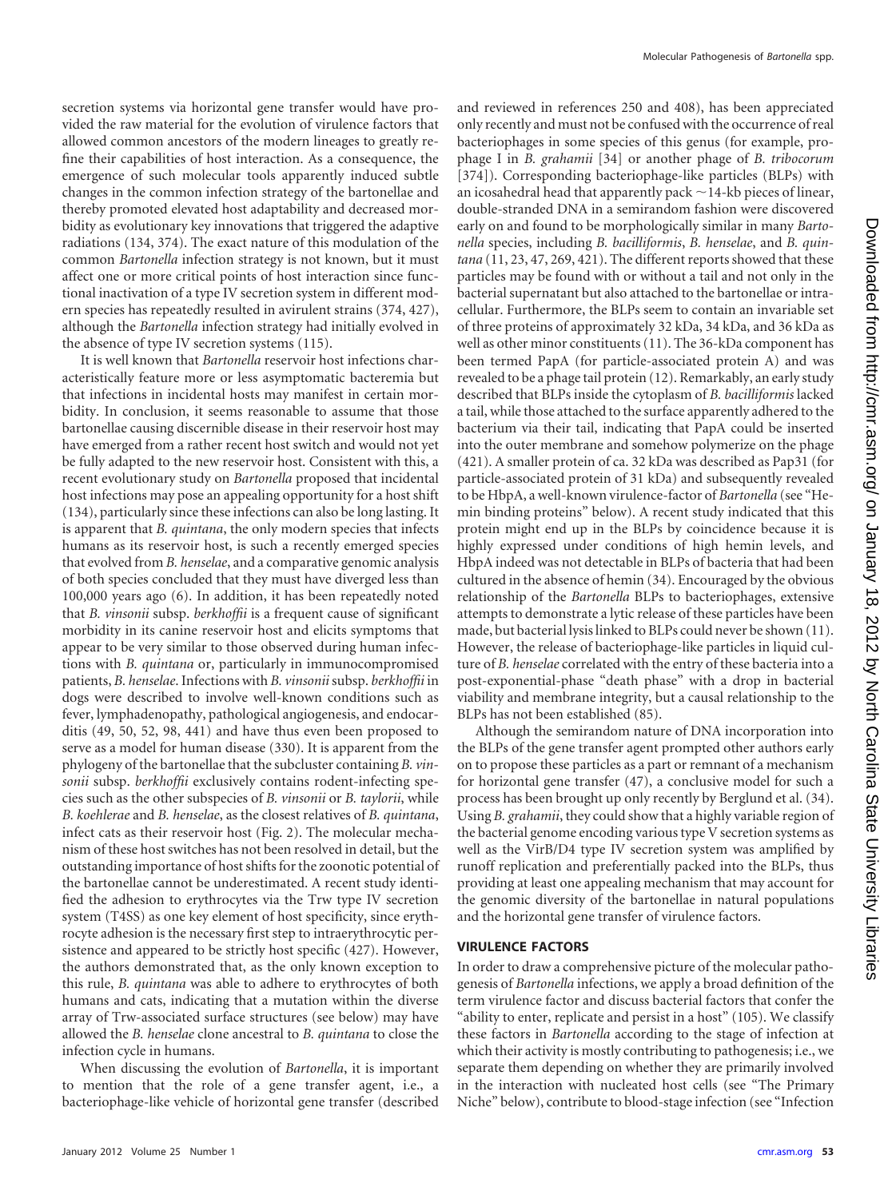secretion systems via horizontal gene transfer would have provided the raw material for the evolution of virulence factors that allowed common ancestors of the modern lineages to greatly refine their capabilities of host interaction. As a consequence, the emergence of such molecular tools apparently induced subtle changes in the common infection strategy of the bartonellae and thereby promoted elevated host adaptability and decreased morbidity as evolutionary key innovations that triggered the adaptive radiations (134, 374). The exact nature of this modulation of the common *Bartonella* infection strategy is not known, but it must affect one or more critical points of host interaction since functional inactivation of a type IV secretion system in different modern species has repeatedly resulted in avirulent strains (374, 427), although the *Bartonella* infection strategy had initially evolved in the absence of type IV secretion systems (115).

It is well known that *Bartonella* reservoir host infections characteristically feature more or less asymptomatic bacteremia but that infections in incidental hosts may manifest in certain morbidity. In conclusion, it seems reasonable to assume that those bartonellae causing discernible disease in their reservoir host may have emerged from a rather recent host switch and would not yet be fully adapted to the new reservoir host. Consistent with this, a recent evolutionary study on *Bartonella* proposed that incidental host infections may pose an appealing opportunity for a host shift (134), particularly since these infections can also be long lasting. It is apparent that *B. quintana*, the only modern species that infects humans as its reservoir host, is such a recently emerged species that evolved from *B. henselae*, and a comparative genomic analysis of both species concluded that they must have diverged less than 100,000 years ago (6). In addition, it has been repeatedly noted that *B. vinsonii* subsp. *berkhoffii* is a frequent cause of significant morbidity in its canine reservoir host and elicits symptoms that appear to be very similar to those observed during human infections with *B. quintana* or, particularly in immunocompromised patients, *B. henselae*. Infections with *B. vinsonii* subsp. *berkhoffii* in dogs were described to involve well-known conditions such as fever, lymphadenopathy, pathological angiogenesis, and endocarditis (49, 50, 52, 98, 441) and have thus even been proposed to serve as a model for human disease (330). It is apparent from the phylogeny of the bartonellae that the subcluster containing *B. vinsonii* subsp. *berkhoffii* exclusively contains rodent-infecting species such as the other subspecies of *B. vinsonii* or *B. taylorii*, while *B. koehlerae* and *B. henselae*, as the closest relatives of *B. quintana*, infect cats as their reservoir host (Fig. 2). The molecular mechanism of these host switches has not been resolved in detail, but the outstanding importance of host shifts for the zoonotic potential of the bartonellae cannot be underestimated. A recent study identified the adhesion to erythrocytes via the Trw type IV secretion system (T4SS) as one key element of host specificity, since erythrocyte adhesion is the necessary first step to intraerythrocytic persistence and appeared to be strictly host specific (427). However, the authors demonstrated that, as the only known exception to this rule, *B. quintana* was able to adhere to erythrocytes of both humans and cats, indicating that a mutation within the diverse array of Trw-associated surface structures (see below) may have allowed the *B. henselae* clone ancestral to *B. quintana* to close the infection cycle in humans.

When discussing the evolution of *Bartonella*, it is important to mention that the role of a gene transfer agent, i.e., a bacteriophage-like vehicle of horizontal gene transfer (described and reviewed in references 250 and 408), has been appreciated only recently and must not be confused with the occurrence of real bacteriophages in some species of this genus (for example, prophage I in *B. grahamii* [34] or another phage of *B. tribocorum* [374]). Corresponding bacteriophage-like particles (BLPs) with an icosahedral head that apparently pack ~14-kb pieces of linear, double-stranded DNA in a semirandom fashion were discovered early on and found to be morphologically similar in many *Bartonella* species, including *B. bacilliformis*, *B. henselae*, and *B. quintana* (11, 23, 47, 269, 421). The different reports showed that these particles may be found with or without a tail and not only in the bacterial supernatant but also attached to the bartonellae or intracellular. Furthermore, the BLPs seem to contain an invariable set of three proteins of approximately 32 kDa, 34 kDa, and 36 kDa as well as other minor constituents (11). The 36-kDa component has been termed PapA (for particle-associated protein A) and was revealed to be a phage tail protein (12). Remarkably, an early study described that BLPs inside the cytoplasm of *B. bacilliformis* lacked a tail, while those attached to the surface apparently adhered to the bacterium via their tail, indicating that PapA could be inserted into the outer membrane and somehow polymerize on the phage (421). A smaller protein of ca. 32 kDa was described as Pap31 (for particle-associated protein of 31 kDa) and subsequently revealed to be HbpA, a well-known virulence-factor of *Bartonella* (see "Hemin binding proteins" below). A recent study indicated that this protein might end up in the BLPs by coincidence because it is highly expressed under conditions of high hemin levels, and HbpA indeed was not detectable in BLPs of bacteria that had been cultured in the absence of hemin (34). Encouraged by the obvious relationship of the *Bartonella* BLPs to bacteriophages, extensive attempts to demonstrate a lytic release of these particles have been made, but bacterial lysis linked to BLPs could never be shown (11). However, the release of bacteriophage-like particles in liquid culture of *B. henselae* correlated with the entry of these bacteria into a post-exponential-phase "death phase" with a drop in bacterial viability and membrane integrity, but a causal relationship to the BLPs has not been established (85).

Although the semirandom nature of DNA incorporation into the BLPs of the gene transfer agent prompted other authors early on to propose these particles as a part or remnant of a mechanism for horizontal gene transfer (47), a conclusive model for such a process has been brought up only recently by Berglund et al. (34). Using *B. grahamii*, they could show that a highly variable region of the bacterial genome encoding various type V secretion systems as well as the VirB/D4 type IV secretion system was amplified by runoff replication and preferentially packed into the BLPs, thus providing at least one appealing mechanism that may account for the genomic diversity of the bartonellae in natural populations and the horizontal gene transfer of virulence factors.

## VIRULENCE FACTORS

In order to draw a comprehensive picture of the molecular pathogenesis of *Bartonella* infections, we apply a broad definition of the term virulence factor and discuss bacterial factors that confer the "ability to enter, replicate and persist in a host" (105). We classify these factors in *Bartonella* according to the stage of infection at which their activity is mostly contributing to pathogenesis; i.e., we separate them depending on whether they are primarily involved in the interaction with nucleated host cells (see "The Primary Niche" below), contribute to blood-stage infection (see "Infection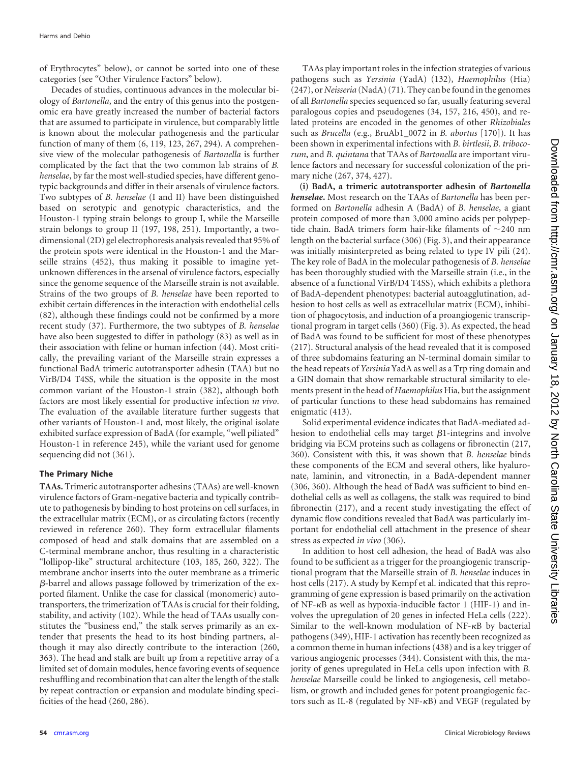of Erythrocytes" below), or cannot be sorted into one of these categories (see "Other Virulence Factors" below).

Decades of studies, continuous advances in the molecular biology of *Bartonella*, and the entry of this genus into the postgenomic era have greatly increased the number of bacterial factors that are assumed to participate in virulence, but comparably little is known about the molecular pathogenesis and the particular function of many of them (6, 119, 123, 267, 294). A comprehensive view of the molecular pathogenesis of *Bartonella* is further complicated by the fact that the two common lab strains of *B. henselae*, by far the most well-studied species, have different genotypic backgrounds and differ in their arsenals of virulence factors. Two subtypes of *B. henselae* (I and II) have been distinguished based on serotypic and genotypic characteristics, and the Houston-1 typing strain belongs to group I, while the Marseille strain belongs to group II (197, 198, 251). Importantly, a two-dimensional (2D) gel electrophoresis analysis revealed that 95% of the protein spots were identical in the Houston-1 and the Marseille strains (452), thus making it possible to imagine yet-unknown differences in the arsenal of virulence factors, especially since the genome sequence of the Marseille strain is not available. Strains of the two groups of *B. henselae* have been reported to exhibit certain differences in the interaction with endothelial cells (82), although these findings could not be confirmed by a more recent study (37). Furthermore, the two subtypes of *B. henselae* have also been suggested to differ in pathology (83) as well as in their association with feline or human infection (44). Most critically, the prevailing variant of the Marseille strain expresses a functional BadA trimeric autotransporter adhesin (TAA) but no VirB/D4 T4SS, while the situation is the opposite in the most common variant of the Houston-1 strain (382), although both factors are most likely essential for productive infection *in vivo*. The evaluation of the available literature further suggests that other variants of Houston-1 and, most likely, the original isolate exhibited surface expression of BadA (for example, "well piliated" Houston-1 in reference 245), while the variant used for genome sequencing did not (361).

## The Primary Niche

**TAAs.** Trimeric autotransporter adhesins (TAAs) are well-known virulence factors of Gram-negative bacteria and typically contribute to pathogenesis by binding to host proteins on cell surfaces, in the extracellular matrix (ECM), or as circulating factors (recently reviewed in reference 260). They form extracellular filaments composed of head and stalk domains that are assembled on a C-terminal membrane anchor, thus resulting in a characteristic "lollipop-like" structural architecture (103, 185, 260, 322). The membrane anchor inserts into the outer membrane as a trimeric β-barrel and allows passage followed by trimerization of the exported filament. Unlike the case for classical (monomeric) autotransporters, the trimerization of TAAs is crucial for their folding, stability, and activity (102). While the head of TAAs usually constitutes the "business end," the stalk serves primarily as an extender that presents the head to its host binding partners, although it may also directly contribute to the interaction (260, 363). The head and stalk are built up from a repetitive array of a limited set of domain modules, hence favoring events of sequence reshuffling and recombination that can alter the length of the stalk by repeat contraction or expansion and modulate binding specificities of the head (260, 286).

TAAs play important roles in the infection strategies of various pathogens such as *Yersinia* (YadA) (132), *Haemophilus* (Hia) (247), or *Neisseria* (NadA) (71). They can be found in the genomes of all *Bartonella* species sequenced so far, usually featuring several paralogous copies and pseudogenes (34, 157, 216, 450), and related proteins are encoded in the genomes of other *Rhizobiales* such as *Brucella* (e.g., BruAb1_0072 in *B. abortus* [170]). It has been shown in experimental infections with *B. birtlesii*, *B. tribocorum*, and *B. quintana* that TAAs of *Bartonella* are important virulence factors and necessary for successful colonization of the primary niche (267, 374, 427).

**(i) BadA, a trimeric autotransporter adhesin of *Bartonella henselae*.** Most research on the TAAs of *Bartonella* has been performed on *Bartonella* adhesin A (BadA) of *B. henselae*, a giant protein composed of more than 3,000 amino acids per polypeptide chain. BadA trimers form hair-like filaments of ~240 nm length on the bacterial surface (306) (Fig. 3), and their appearance was initially misinterpreted as being related to type IV pili (24). The key role of BadA in the molecular pathogenesis of *B. henselae* has been thoroughly studied with the Marseille strain (i.e., in the absence of a functional VirB/D4 T4SS), which exhibits a plethora of BadA-dependent phenotypes: bacterial autoagglutination, adhesion to host cells as well as extracellular matrix (ECM), inhibition of phagocytosis, and induction of a proangiogenic transcriptional program in target cells (360) (Fig. 3). As expected, the head of BadA was found to be sufficient for most of these phenotypes (217). Structural analysis of the head revealed that it is composed of three subdomains featuring an N-terminal domain similar to the head repeats of *Yersinia* YadA as well as a Trp ring domain and a GIN domain that show remarkable structural similarity to elements present in the head of *Haemophilus* Hia, but the assignment of particular functions to these head subdomains has remained enigmatic (413).

Solid experimental evidence indicates that BadA-mediated adhesion to endothelial cells may target β1-integrins and involve bridging via ECM proteins such as collagens or fibronectin (217, 360). Consistent with this, it was shown that *B. henselae* binds these components of the ECM and several others, like hyaluronate, laminin, and vitronectin, in a BadA-dependent manner (306, 360). Although the head of BadA was sufficient to bind endothelial cells as well as collagens, the stalk was required to bind fibronectin (217), and a recent study investigating the effect of dynamic flow conditions revealed that BadA was particularly important for endothelial cell attachment in the presence of shear stress as expected *in vivo* (306).

In addition to host cell adhesion, the head of BadA was also found to be sufficient as a trigger for the proangiogenic transcriptional program that the Marseille strain of *B. henselae* induces in host cells (217). A study by Kempf et al. indicated that this reprogramming of gene expression is based primarily on the activation of NF-κB as well as hypoxia-inducible factor 1 (HIF-1) and involves the upregulation of 20 genes in infected HeLa cells (222). Similar to the well-known modulation of NF-κB by bacterial pathogens (349), HIF-1 activation has recently been recognized as a common theme in human infections (438) and is a key trigger of various angiogenic processes (344). Consistent with this, the majority of genes upregulated in HeLa cells upon infection with *B. henselae* Marseille could be linked to angiogenesis, cell metabolism, or growth and included genes for potent proangiogenic factors such as IL-8 (regulated by NF-κB) and VEGF (regulated by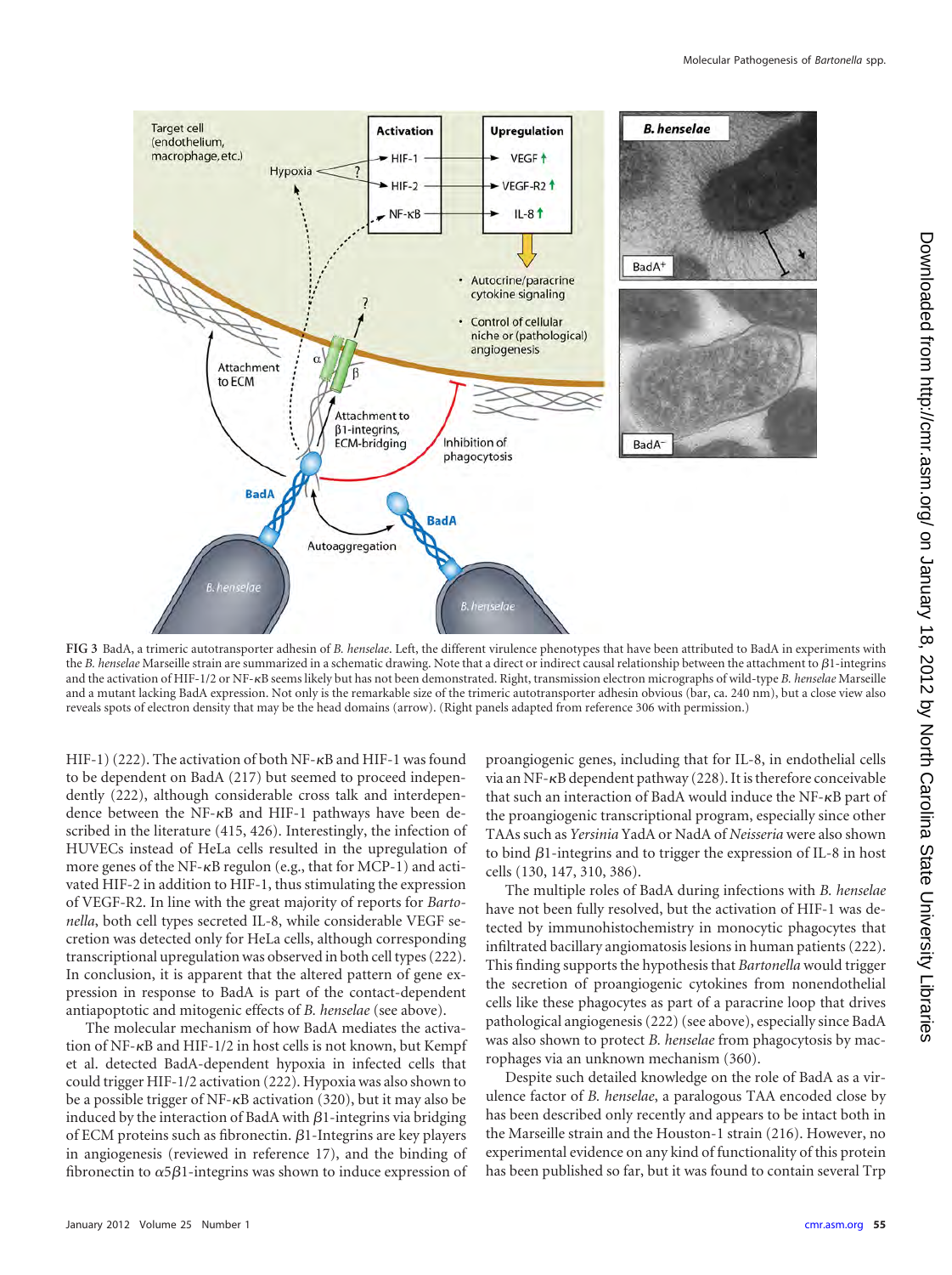FIG 3 BadA, a trimeric autotransporter adhesin of *B. henselae*. Left, the different virulence phenotypes that have been attributed to BadA in experiments with the *B. henselae* Marseille strain are summarized in a schematic drawing. Note that a direct or indirect causal relationship between the attachment to β1-integrins and the activation of HIF-1/2 or NF-κB seems likely but has not been demonstrated. Right, transmission electron micrographs of wild-type *B. henselae* Marseille and a mutant lacking BadA expression. Not only is the remarkable size of the trimeric autotransporter adhesin obvious (bar, ca. 240 nm), but a close view also reveals spots of electron density that may be the head domains (arrow). (Right panels adapted from reference 306 with permission.)

HIF-1) (222). The activation of both NF-κB and HIF-1 was found to be dependent on BadA (217) but seemed to proceed independently (222), although considerable cross talk and interdependence between the NF-κB and HIF-1 pathways have been described in the literature (415, 426). Interestingly, the infection of HUVECs instead of HeLa cells resulted in the upregulation of more genes of the NF-κB regulon (e.g., that for MCP-1) and activated HIF-2 in addition to HIF-1, thus stimulating the expression of VEGF-R2. In line with the great majority of reports for *Bartonella*, both cell types secreted IL-8, while considerable VEGF secretion was detected only for HeLa cells, although corresponding transcriptional upregulation was observed in both cell types (222). In conclusion, it is apparent that the altered pattern of gene expression in response to BadA is part of the contact-dependent antiapoptotic and mitogenic effects of *B. henselae* (see above).

The molecular mechanism of how BadA mediates the activation of NF-κB and HIF-1/2 in host cells is not known, but Kempf et al. detected BadA-dependent hypoxia in infected cells that could trigger HIF-1/2 activation (222). Hypoxia was also shown to be a possible trigger of NF-κB activation (320), but it may also be induced by the interaction of BadA with β1-integrins via bridging of ECM proteins such as fibronectin. β1-Integrins are key players in angiogenesis (reviewed in reference 17), and the binding of fibronectin to α5β1-integrins was shown to induce expression of proangiogenic genes, including that for IL-8, in endothelial cells via an NF-κB dependent pathway (228). It is therefore conceivable that such an interaction of BadA would induce the NF-κB part of the proangiogenic transcriptional program, especially since other TAAs such as *Yersinia* YadA or NadA of *Neisseria* were also shown to bind β1-integrins and to trigger the expression of IL-8 in host cells (130, 147, 310, 386).

The multiple roles of BadA during infections with *B. henselae* have not been fully resolved, but the activation of HIF-1 was detected by immunohistochemistry in monocytic phagocytes that infiltrated bacillary angiomatosis lesions in human patients (222). This finding supports the hypothesis that *Bartonella* would trigger the secretion of proangiogenic cytokines from nonendothelial cells like these phagocytes as part of a paracrine loop that drives pathological angiogenesis (222) (see above), especially since BadA was also shown to protect *B. henselae* from phagocytosis by macrophages via an unknown mechanism (360).

Despite such detailed knowledge on the role of BadA as a virulence factor of *B. henselae*, a paralogous TAA encoded close by has been described only recently and appears to be intact both in the Marseille strain and the Houston-1 strain (216). However, no experimental evidence on any kind of functionality of this protein has been published so far, but it was found to contain several Trp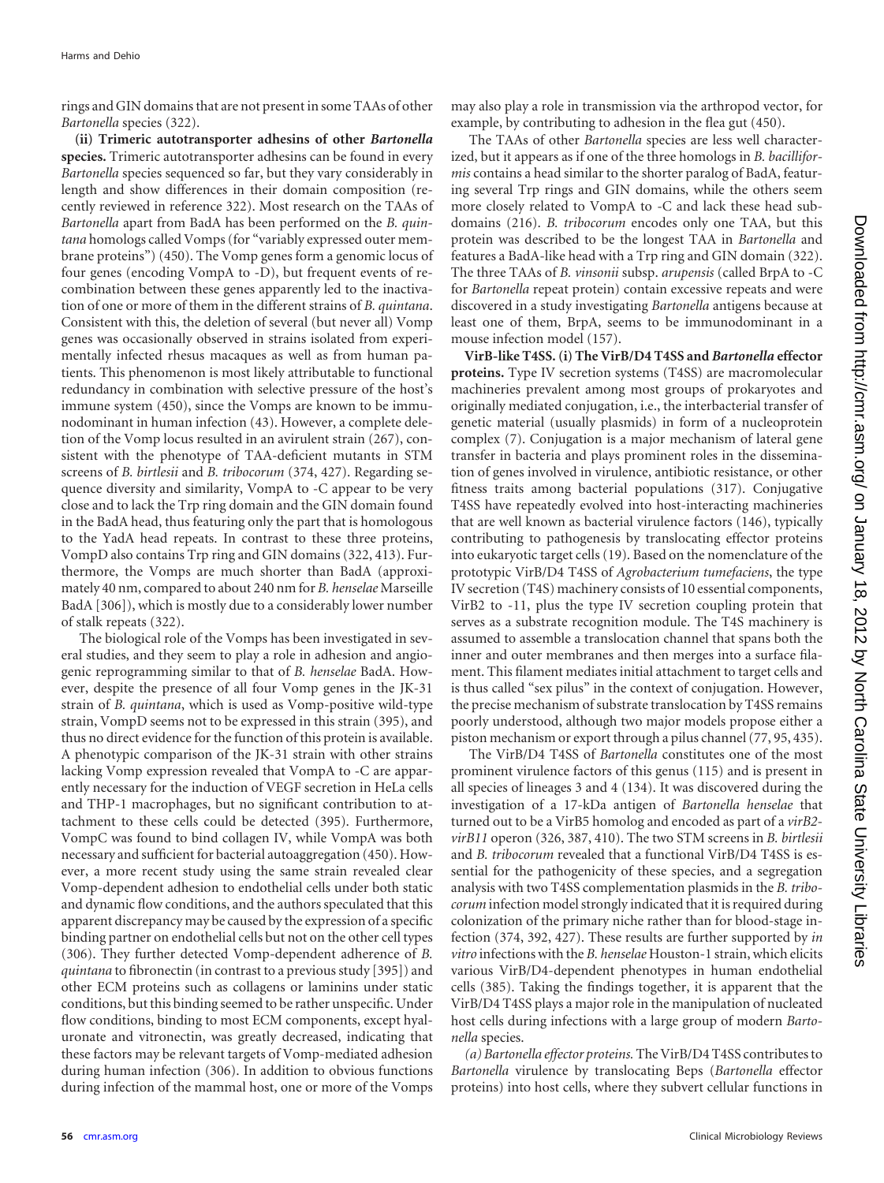rings and GIN domains that are not present in some TAAs of other *Bartonella* species (322).

**(ii) Trimeric autotransporter adhesins of other *Bartonella* species.** Trimeric autotransporter adhesins can be found in every *Bartonella* species sequenced so far, but they vary considerably in length and show differences in their domain composition (recently reviewed in reference 322). Most research on the TAAs of *Bartonella* apart from BadA has been performed on the *B. quintana* homologs called Vomps (for "variably expressed outer membrane proteins") (450). The Vomp genes form a genomic locus of four genes (encoding VompA to -D), but frequent events of recombination between these genes apparently led to the inactivation of one or more of them in the different strains of *B. quintana*. Consistent with this, the deletion of several (but never all) Vomp genes was occasionally observed in strains isolated from experimentally infected rhesus macaques as well as from human patients. This phenomenon is most likely attributable to functional redundancy in combination with selective pressure of the host's immune system (450), since the Vomps are known to be immunodominant in human infection (43). However, a complete deletion of the Vomp locus resulted in an avirulent strain (267), consistent with the phenotype of TAA-deficient mutants in STM screens of *B. birtlesii* and *B. tribocorum* (374, 427). Regarding sequence diversity and similarity, VompA to -C appear to be very close and to lack the Trp ring domain and the GIN domain found in the BadA head, thus featuring only the part that is homologous to the YadA head repeats. In contrast to these three proteins, VompD also contains Trp ring and GIN domains (322, 413). Furthermore, the Vomps are much shorter than BadA (approximately 40 nm, compared to about 240 nm for *B. henselae* Marseille BadA [306]), which is mostly due to a considerably lower number of stalk repeats (322).

The biological role of the Vomps has been investigated in several studies, and they seem to play a role in adhesion and angiogenic reprogramming similar to that of *B. henselae* BadA. However, despite the presence of all four Vomp genes in the JK-31 strain of *B. quintana*, which is used as Vomp-positive wild-type strain, VompD seems not to be expressed in this strain (395), and thus no direct evidence for the function of this protein is available. A phenotypic comparison of the JK-31 strain with other strains lacking Vomp expression revealed that VompA to -C are apparently necessary for the induction of VEGF secretion in HeLa cells and THP-1 macrophages, but no significant contribution to attachment to these cells could be detected (395). Furthermore, VompC was found to bind collagen IV, while VompA was both necessary and sufficient for bacterial autoaggregation (450). However, a more recent study using the same strain revealed clear Vomp-dependent adhesion to endothelial cells under both static and dynamic flow conditions, and the authors speculated that this apparent discrepancy may be caused by the expression of a specific binding partner on endothelial cells but not on the other cell types (306). They further detected Vomp-dependent adherence of *B. quintana* to fibronectin (in contrast to a previous study [395]) and other ECM proteins such as collagens or laminins under static conditions, but this binding seemed to be rather unspecific. Under flow conditions, binding to most ECM components, except hyaluronate and vitronectin, was greatly decreased, indicating that these factors may be relevant targets of Vomp-mediated adhesion during human infection (306). In addition to obvious functions during infection of the mammal host, one or more of the Vomps may also play a role in transmission via the arthropod vector, for example, by contributing to adhesion in the flea gut (450).

The TAAs of other *Bartonella* species are less well characterized, but it appears as if one of the three homologs in *B. bacilliformis* contains a head similar to the shorter paralog of BadA, featuring several Trp rings and GIN domains, while the others seem more closely related to VompA to -C and lack these head subdomains (216). *B. tribocorum* encodes only one TAA, but this protein was described to be the longest TAA in *Bartonella* and features a BadA-like head with a Trp ring and GIN domain (322). The three TAAs of *B. vinsonii* subsp. *arupensis* (called BrpA to -C for *Bartonella* repeat protein) contain excessive repeats and were discovered in a study investigating *Bartonella* antigens because at least one of them, BrpA, seems to be immunodominant in a mouse infection model (157).

**VirB-like T4SS. (i) The VirB/D4 T4SS and *Bartonella* effector proteins.** Type IV secretion systems (T4SS) are macromolecular machineries prevalent among most groups of prokaryotes and originally mediated conjugation, i.e., the interbacterial transfer of genetic material (usually plasmids) in form of a nucleoprotein complex (7). Conjugation is a major mechanism of lateral gene transfer in bacteria and plays prominent roles in the dissemination of genes involved in virulence, antibiotic resistance, or other fitness traits among bacterial populations (317). Conjugative T4SS have repeatedly evolved into host-interacting machineries that are well known as bacterial virulence factors (146), typically contributing to pathogenesis by translocating effector proteins into eukaryotic target cells (19). Based on the nomenclature of the prototypic VirB/D4 T4SS of *Agrobacterium tumefaciens*, the type IV secretion (T4S) machinery consists of 10 essential components, VirB2 to -11, plus the type IV secretion coupling protein that serves as a substrate recognition module. The T4S machinery is assumed to assemble a translocation channel that spans both the inner and outer membranes and then merges into a surface filament. This filament mediates initial attachment to target cells and is thus called "sex pilus" in the context of conjugation. However, the precise mechanism of substrate translocation by T4SS remains poorly understood, although two major models propose either a piston mechanism or export through a pilus channel (77, 95, 435).

The VirB/D4 T4SS of *Bartonella* constitutes one of the most prominent virulence factors of this genus (115) and is present in all species of lineages 3 and 4 (134). It was discovered during the investigation of a 17-kDa antigen of *Bartonella henselae* that turned out to be a VirB5 homolog and encoded as part of a *virB2-virB11* operon (326, 387, 410). The two STM screens in *B. birtlesii* and *B. tribocorum* revealed that a functional VirB/D4 T4SS is essential for the pathogenicity of these species, and a segregation analysis with two T4SS complementation plasmids in the *B. tribocorum* infection model strongly indicated that it is required during colonization of the primary niche rather than for blood-stage infection (374, 392, 427). These results are further supported by *in vitro* infections with the *B. henselae* Houston-1 strain, which elicits various VirB/D4-dependent phenotypes in human endothelial cells (385). Taking the findings together, it is apparent that the VirB/D4 T4SS plays a major role in the manipulation of nucleated host cells during infections with a large group of modern *Bartonella* species.

*(a) Bartonella effector proteins.* The VirB/D4 T4SS contributes to *Bartonella* virulence by translocating Beps (*Bartonella* effector proteins) into host cells, where they subvert cellular functions in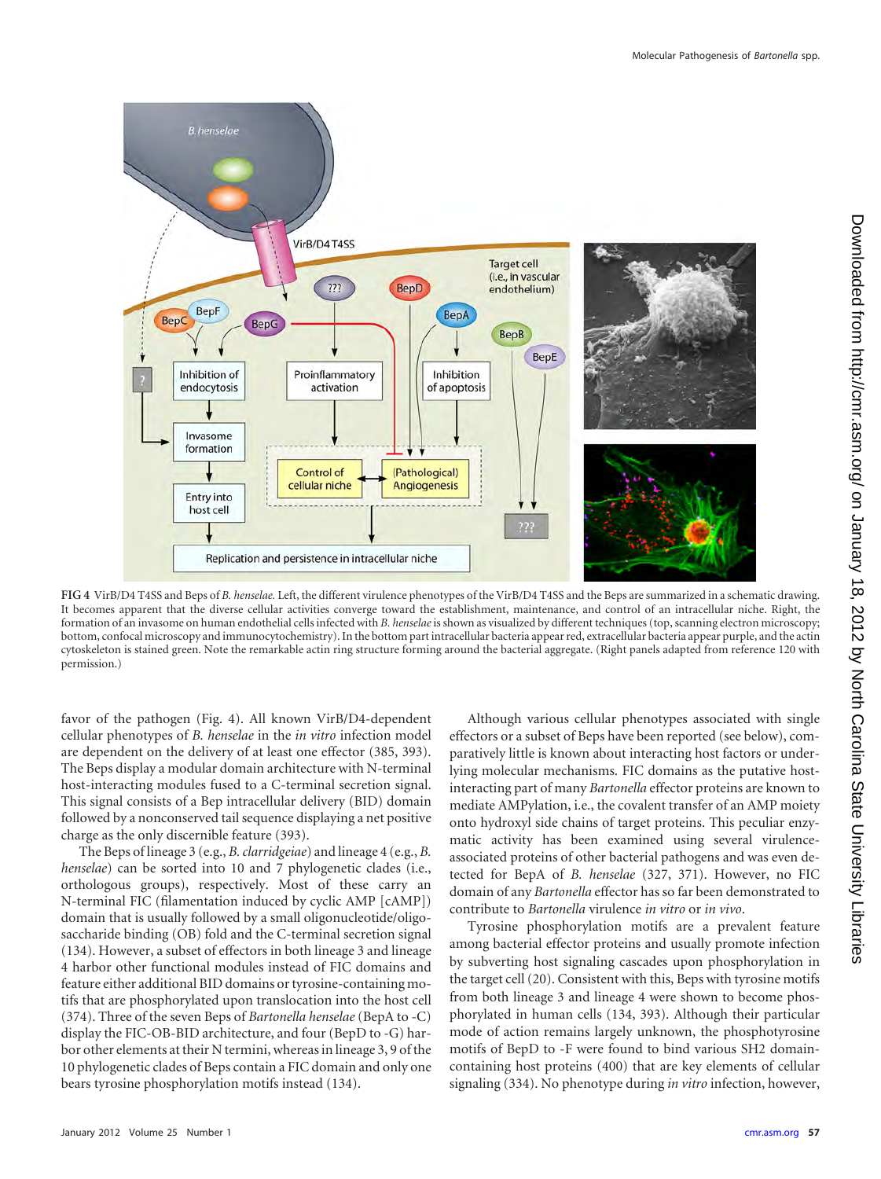FIG 4 VirB/D4 T4SS and Beps of *B. henselae*. Left, the different virulence phenotypes of the VirB/D4 T4SS and the Beps are summarized in a schematic drawing. It becomes apparent that the diverse cellular activities converge toward the establishment, maintenance, and control of an intracellular niche. Right, the formation of an invasome on human endothelial cells infected with *B. henselae* is shown as visualized by different techniques (top, scanning electron microscopy; bottom, confocal microscopy and immunocytochemistry). In the bottom part intracellular bacteria appear red, extracellular bacteria appear purple, and the actin cytoskeleton is stained green. Note the remarkable actin ring structure forming around the bacterial aggregate. (Right panels adapted from reference 120 with permission.)

favor of the pathogen (Fig. 4). All known VirB/D4-dependent cellular phenotypes of *B. henselae* in the *in vitro* infection model are dependent on the delivery of at least one effector (385, 393). The Beps display a modular domain architecture with N-terminal host-interacting modules fused to a C-terminal secretion signal. This signal consists of a Bep intracellular delivery (BID) domain followed by a nonconserved tail sequence displaying a net positive charge as the only discernible feature (393).

The Beps of lineage 3 (e.g., *B. clarridgeiae*) and lineage 4 (e.g., *B. henselae*) can be sorted into 10 and 7 phylogenetic clades (i.e., orthologous groups), respectively. Most of these carry an N-terminal FIC (filamentation induced by cyclic AMP [cAMP]) domain that is usually followed by a small oligonucleotide/oligosaccharide binding (OB) fold and the C-terminal secretion signal (134). However, a subset of effectors in both lineage 3 and lineage 4 harbor other functional modules instead of FIC domains and feature either additional BID domains or tyrosine-containing motifs that are phosphorylated upon translocation into the host cell (374). Three of the seven Beps of *Bartonella henselae* (BepA to -C) display the FIC-OB-BID architecture, and four (BepD to -G) harbor other elements at their N termini, whereas in lineage 3, 9 of the 10 phylogenetic clades of Beps contain a FIC domain and only one bears tyrosine phosphorylation motifs instead (134).

Although various cellular phenotypes associated with single effectors or a subset of Beps have been reported (see below), comparatively little is known about interacting host factors or underlying molecular mechanisms. FIC domains as the putative host-interacting part of many *Bartonella* effector proteins are known to mediate AMPylation, i.e., the covalent transfer of an AMP moiety onto hydroxyl side chains of target proteins. This peculiar enzymatic activity has been examined using several virulence-associated proteins of other bacterial pathogens and was even detected for BepA of *B. henselae* (327, 371). However, no FIC domain of any *Bartonella* effector has so far been demonstrated to contribute to *Bartonella* virulence *in vitro* or *in vivo*.

Tyrosine phosphorylation motifs are a prevalent feature among bacterial effector proteins and usually promote infection by subverting host signaling cascades upon phosphorylation in the target cell (20). Consistent with this, Beps with tyrosine motifs from both lineage 3 and lineage 4 were shown to become phosphorylated in human cells (134, 393). Although their particular mode of action remains largely unknown, the phosphotyrosine motifs of BepD to -F were found to bind various SH2 domain-containing host proteins (400) that are key elements of cellular signaling (334). No phenotype during *in vitro* infection, however,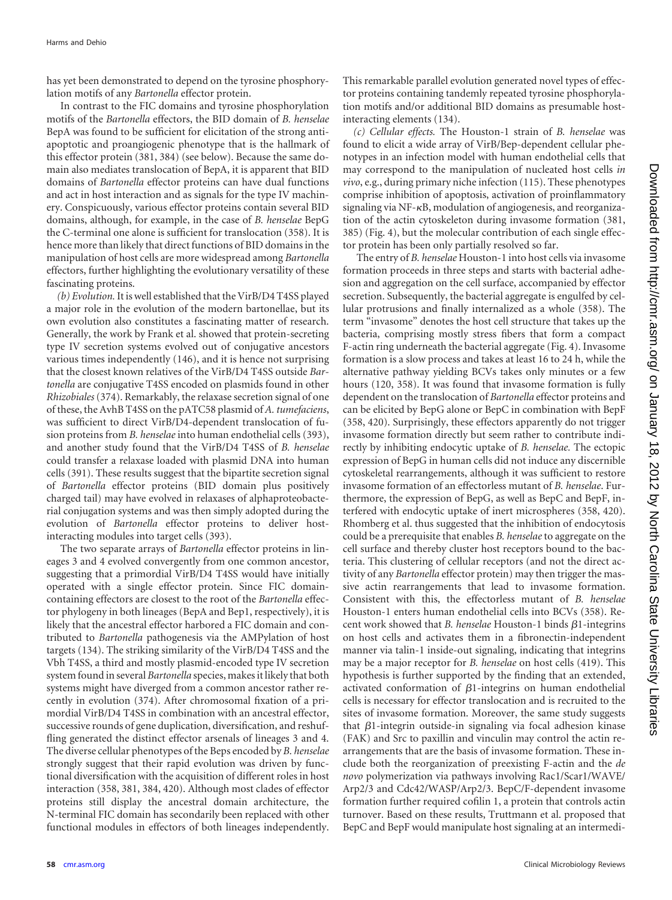has yet been demonstrated to depend on the tyrosine phosphorylation motifs of any *Bartonella* effector protein.

In contrast to the FIC domains and tyrosine phosphorylation motifs of the *Bartonella* effectors, the BID domain of *B. henselae* BepA was found to be sufficient for elicitation of the strong antiapoptotic and proangiogenic phenotype that is the hallmark of this effector protein (381, 384) (see below). Because the same domain also mediates translocation of BepA, it is apparent that BID domains of *Bartonella* effector proteins can have dual functions and act in host interaction and as signals for the type IV machinery. Conspicuously, various effector proteins contain several BID domains, although, for example, in the case of *B. henselae* BepG the C-terminal one alone is sufficient for translocation (358). It is hence more than likely that direct functions of BID domains in the manipulation of host cells are more widespread among *Bartonella* effectors, further highlighting the evolutionary versatility of these fascinating proteins.

*(b) Evolution.* It is well established that the VirB/D4 T4SS played a major role in the evolution of the modern bartonellae, but its own evolution also constitutes a fascinating matter of research. Generally, the work by Frank et al. showed that protein-secreting type IV secretion systems evolved out of conjugative ancestors various times independently (146), and it is hence not surprising that the closest known relatives of the VirB/D4 T4SS outside *Bartonella* are conjugative T4SS encoded on plasmids found in other *Rhizobiales* (374). Remarkably, the relaxase secretion signal of one of these, the AvhB T4SS on the pATC58 plasmid of *A. tumefaciens*, was sufficient to direct VirB/D4-dependent translocation of fusion proteins from *B. henselae* into human endothelial cells (393), and another study found that the VirB/D4 T4SS of *B. henselae* could transfer a relaxase loaded with plasmid DNA into human cells (391). These results suggest that the bipartite secretion signal of *Bartonella* effector proteins (BID domain plus positively charged tail) may have evolved in relaxases of alphaproteobacterial conjugation systems and was then simply adopted during the evolution of *Bartonella* effector proteins to deliver host-interacting modules into target cells (393).

The two separate arrays of *Bartonella* effector proteins in lineages 3 and 4 evolved convergently from one common ancestor, suggesting that a primordial VirB/D4 T4SS would have initially operated with a single effector protein. Since FIC domain-containing effectors are closest to the root of the *Bartonella* effector phylogeny in both lineages (BepA and Bep1, respectively), it is likely that the ancestral effector harbored a FIC domain and contributed to *Bartonella* pathogenesis via the AMPylation of host targets (134). The striking similarity of the VirB/D4 T4SS and the Vbh T4SS, a third and mostly plasmid-encoded type IV secretion system found in several *Bartonella* species, makes it likely that both systems might have diverged from a common ancestor rather recently in evolution (374). After chromosomal fixation of a primordial VirB/D4 T4SS in combination with an ancestral effector, successive rounds of gene duplication, diversification, and reshuffling generated the distinct effector arsenals of lineages 3 and 4. The diverse cellular phenotypes of the Beps encoded by *B. henselae* strongly suggest that their rapid evolution was driven by functional diversification with the acquisition of different roles in host interaction (358, 381, 384, 420). Although most clades of effector proteins still display the ancestral domain architecture, the N-terminal FIC domain has secondarily been replaced with other functional modules in effectors of both lineages independently. This remarkable parallel evolution generated novel types of effector proteins containing tandemly repeated tyrosine phosphorylation motifs and/or additional BID domains as presumable host-interacting elements (134).

*(c) Cellular effects.* The Houston-1 strain of *B. henselae* was found to elicit a wide array of VirB/Bep-dependent cellular phenotypes in an infection model with human endothelial cells that may correspond to the manipulation of nucleated host cells *in vivo*, e.g., during primary niche infection (115). These phenotypes comprise inhibition of apoptosis, activation of proinflammatory signaling via NF-κB, modulation of angiogenesis, and reorganization of the actin cytoskeleton during invasome formation (381, 385) (Fig. 4), but the molecular contribution of each single effector protein has been only partially resolved so far.

The entry of *B. henselae* Houston-1 into host cells via invasome formation proceeds in three steps and starts with bacterial adhesion and aggregation on the cell surface, accompanied by effector secretion. Subsequently, the bacterial aggregate is engulfed by cellular protrusions and finally internalized as a whole (358). The term "invasome" denotes the host cell structure that takes up the bacteria, comprising mostly stress fibers that form a compact F-actin ring underneath the bacterial aggregate (Fig. 4). Invasome formation is a slow process and takes at least 16 to 24 h, while the alternative pathway yielding BCVs takes only minutes or a few hours (120, 358). It was found that invasome formation is fully dependent on the translocation of *Bartonella* effector proteins and can be elicited by BepG alone or BepC in combination with BepF (358, 420). Surprisingly, these effectors apparently do not trigger invasome formation directly but seem rather to contribute indirectly by inhibiting endocytic uptake of *B. henselae*. The ectopic expression of BepG in human cells did not induce any discernible cytoskeletal rearrangements, although it was sufficient to restore invasome formation of an effectorless mutant of *B. henselae*. Furthermore, the expression of BepG, as well as BepC and BepF, interfered with endocytic uptake of inert microspheres (358, 420). Rhomberg et al. thus suggested that the inhibition of endocytosis could be a prerequisite that enables *B. henselae* to aggregate on the cell surface and thereby cluster host receptors bound to the bacteria. This clustering of cellular receptors (and not the direct activity of any *Bartonella* effector protein) may then trigger the massive actin rearrangements that lead to invasome formation. Consistent with this, the effectorless mutant of *B. henselae* Houston-1 enters human endothelial cells into BCVs (358). Recent work showed that *B. henselae* Houston-1 binds β1-integrins on host cells and activates them in a fibronectin-independent manner via talin-1 inside-out signaling, indicating that integrins may be a major receptor for *B. henselae* on host cells (419). This hypothesis is further supported by the finding that an extended, activated conformation of β1-integrins on human endothelial cells is necessary for effector translocation and is recruited to the sites of invasome formation. Moreover, the same study suggests that β1-integrin outside-in signaling via focal adhesion kinase (FAK) and Src to paxillin and vinculin may control the actin rearrangements that are the basis of invasome formation. These include both the reorganization of preexisting F-actin and the *de novo* polymerization via pathways involving Rac1/Scar1/WAVE/Arp2/3 and Cdc42/WASP/Arp2/3. BepC/F-dependent invasome formation further required cofilin 1, a protein that controls actin turnover. Based on these results, Truttmann et al. proposed that BepC and BepF would manipulate host signaling at an intermedi-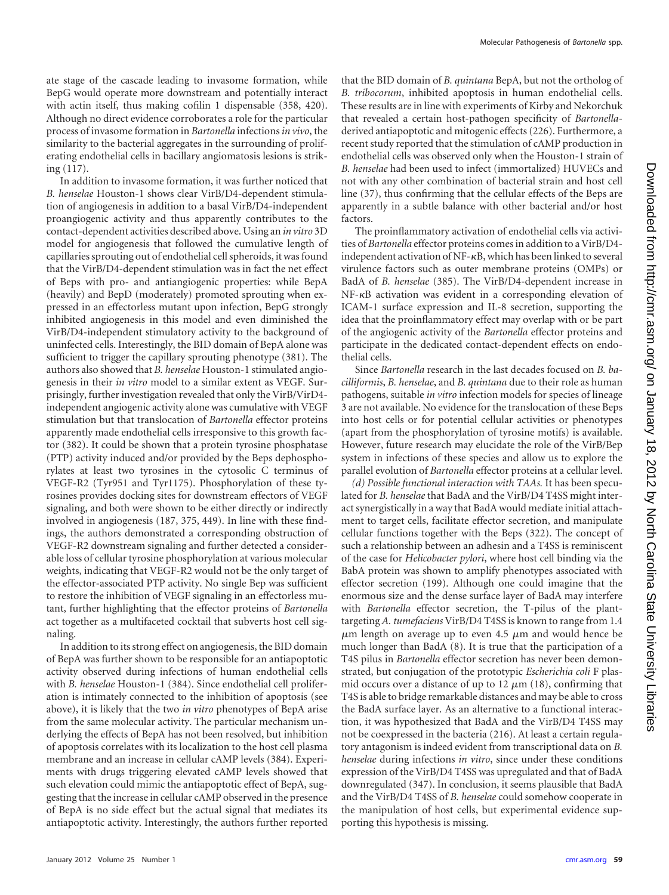ate stage of the cascade leading to invasome formation, while BepG would operate more downstream and potentially interact with actin itself, thus making cofilin 1 dispensable (358, 420). Although no direct evidence corroborates a role for the particular process of invasome formation in *Bartonella* infections *in vivo*, the similarity to the bacterial aggregates in the surrounding of proliferating endothelial cells in bacillary angiomatosis lesions is striking (117).

In addition to invasome formation, it was further noticed that *B. henselae* Houston-1 shows clear VirB/D4-dependent stimulation of angiogenesis in addition to a basal VirB/D4-independent proangiogenic activity and thus apparently contributes to the contact-dependent activities described above. Using an *in vitro* 3D model for angiogenesis that followed the cumulative length of capillaries sprouting out of endothelial cell spheroids, it was found that the VirB/D4-dependent stimulation was in fact the net effect of Beps with pro- and antiangiogenic properties: while BepA (heavily) and BepD (moderately) promoted sprouting when expressed in an effectorless mutant upon infection, BepG strongly inhibited angiogenesis in this model and even diminished the VirB/D4-independent stimulatory activity to the background of uninfected cells. Interestingly, the BID domain of BepA alone was sufficient to trigger the capillary sprouting phenotype (381). The authors also showed that *B. henselae* Houston-1 stimulated angiogenesis in their *in vitro* model to a similar extent as VEGF. Surprisingly, further investigation revealed that only the VirB/VirD4-independent angiogenic activity alone was cumulative with VEGF stimulation but that translocation of *Bartonella* effector proteins apparently made endothelial cells irresponsive to this growth factor (382). It could be shown that a protein tyrosine phosphatase (PTP) activity induced and/or provided by the Beps dephosphorylates at least two tyrosines in the cytosolic C terminus of VEGF-R2 (Tyr951 and Tyr1175). Phosphorylation of these tyrosines provides docking sites for downstream effectors of VEGF signaling, and both were shown to be either directly or indirectly involved in angiogenesis (187, 375, 449). In line with these findings, the authors demonstrated a corresponding obstruction of VEGF-R2 downstream signaling and further detected a considerable loss of cellular tyrosine phosphorylation at various molecular weights, indicating that VEGF-R2 would not be the only target of the effector-associated PTP activity. No single Bep was sufficient to restore the inhibition of VEGF signaling in an effectorless mutant, further highlighting that the effector proteins of *Bartonella* act together as a multifaceted cocktail that subverts host cell signaling.

In addition to its strong effect on angiogenesis, the BID domain of BepA was further shown to be responsible for an antiapoptotic activity observed during infections of human endothelial cells with *B. henselae* Houston-1 (384). Since endothelial cell proliferation is intimately connected to the inhibition of apoptosis (see above), it is likely that the two *in vitro* phenotypes of BepA arise from the same molecular activity. The particular mechanism underlying the effects of BepA has not been resolved, but inhibition of apoptosis correlates with its localization to the host cell plasma membrane and an increase in cellular cAMP levels (384). Experiments with drugs triggering elevated cAMP levels showed that such elevation could mimic the antiapoptotic effect of BepA, suggesting that the increase in cellular cAMP observed in the presence of BepA is no side effect but the actual signal that mediates its antiapoptotic activity. Interestingly, the authors further reported that the BID domain of *B. quintana* BepA, but not the ortholog of *B. tribocorum*, inhibited apoptosis in human endothelial cells. These results are in line with experiments of Kirby and Nekorchuk that revealed a certain host-pathogen specificity of *Bartonella*-derived antiapoptotic and mitogenic effects (226). Furthermore, a recent study reported that the stimulation of cAMP production in endothelial cells was observed only when the Houston-1 strain of *B. henselae* had been used to infect (immortalized) HUVECs and not with any other combination of bacterial strain and host cell line (37), thus confirming that the cellular effects of the Beps are apparently in a subtle balance with other bacterial and/or host factors.

The proinflammatory activation of endothelial cells via activities of *Bartonella* effector proteins comes in addition to a VirB/D4-independent activation of NF-κB, which has been linked to several virulence factors such as outer membrane proteins (OMPs) or BadA of *B. henselae* (385). The VirB/D4-dependent increase in NF-κB activation was evident in a corresponding elevation of ICAM-1 surface expression and IL-8 secretion, supporting the idea that the proinflammatory effect may overlap with or be part of the angiogenic activity of the *Bartonella* effector proteins and participate in the dedicated contact-dependent effects on endothelial cells.

Since *Bartonella* research in the last decades focused on *B. bacilliformis*, *B. henselae*, and *B. quintana* due to their role as human pathogens, suitable *in vitro* infection models for species of lineage 3 are not available. No evidence for the translocation of these Beps into host cells or for potential cellular activities or phenotypes (apart from the phosphorylation of tyrosine motifs) is available. However, future research may elucidate the role of the VirB/Bep system in infections of these species and allow us to explore the parallel evolution of *Bartonella* effector proteins at a cellular level.

*(d) Possible functional interaction with TAAs.* It has been speculated for *B. henselae* that BadA and the VirB/D4 T4SS might interact synergistically in a way that BadA would mediate initial attachment to target cells, facilitate effector secretion, and manipulate cellular functions together with the Beps (322). The concept of such a relationship between an adhesin and a T4SS is reminiscent of the case for *Helicobacter pylori*, where host cell binding via the BabA protein was shown to amplify phenotypes associated with effector secretion (199). Although one could imagine that the enormous size and the dense surface layer of BadA may interfere with *Bartonella* effector secretion, the T-pilus of the plant-targeting *A. tumefaciens* VirB/D4 T4SS is known to range from 1.4 μm length on average up to even 4.5 μm and would hence be much longer than BadA (8). It is true that the participation of a T4S pilus in *Bartonella* effector secretion has never been demonstrated, but conjugation of the prototypic *Escherichia coli* F plasmid occurs over a distance of up to 12 μm (18), confirming that T4S is able to bridge remarkable distances and may be able to cross the BadA surface layer. As an alternative to a functional interaction, it was hypothesized that BadA and the VirB/D4 T4SS may not be coexpressed in the bacteria (216). At least a certain regulatory antagonism is indeed evident from transcriptional data on *B. henselae* during infections *in vitro*, since under these conditions expression of the VirB/D4 T4SS was upregulated and that of BadA downregulated (347). In conclusion, it seems plausible that BadA and the VirB/D4 T4SS of *B. henselae* could somehow cooperate in the manipulation of host cells, but experimental evidence supporting this hypothesis is missing.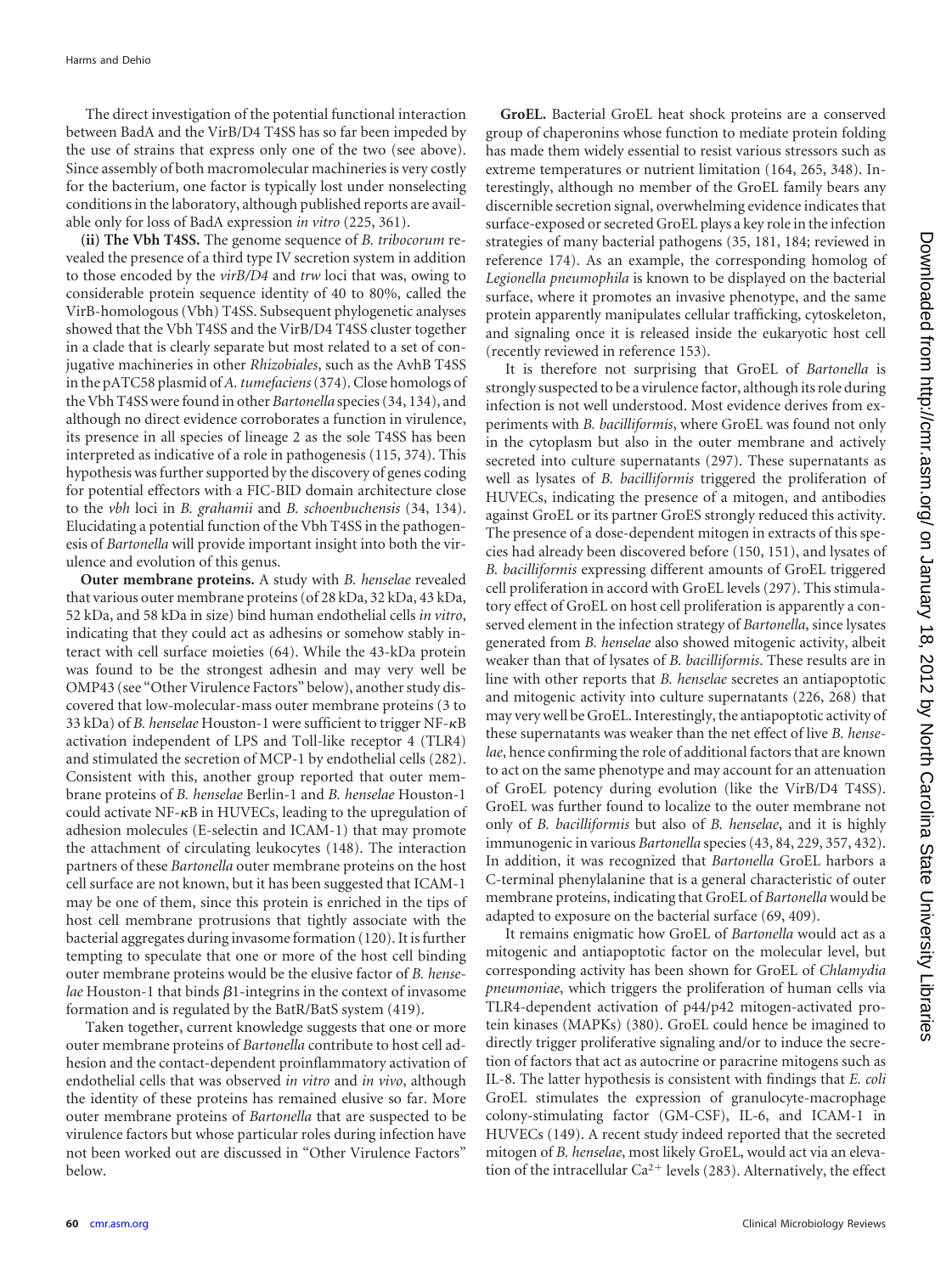The direct investigation of the potential functional interaction between BadA and the VirB/D4 T4SS has so far been impeded by the use of strains that express only one of the two (see above). Since assembly of both macromolecular machineries is very costly for the bacterium, one factor is typically lost under nonselecting conditions in the laboratory, although published reports are available only for loss of BadA expression *in vitro* (225, 361).

**(ii) The Vbh T4SS.** The genome sequence of *B. tribocorum* revealed the presence of a third type IV secretion system in addition to those encoded by the *virB/D4* and *trw* loci that was, owing to considerable protein sequence identity of 40 to 80%, called the VirB-homologous (Vbh) T4SS. Subsequent phylogenetic analyses showed that the Vbh T4SS and the VirB/D4 T4SS cluster together in a clade that is clearly separate but most related to a set of conjugative machineries in other *Rhizobiales*, such as the AvhB T4SS in the pATC58 plasmid of *A. tumefaciens* (374). Close homologs of the Vbh T4SS were found in other *Bartonella* species (34, 134), and although no direct evidence corroborates a function in virulence, its presence in all species of lineage 2 as the sole T4SS has been interpreted as indicative of a role in pathogenesis (115, 374). This hypothesis was further supported by the discovery of genes coding for potential effectors with a FIC-BID domain architecture close to the *vbh* loci in *B. grahamii* and *B. schoenbuchensis* (34, 134). Elucidating a potential function of the Vbh T4SS in the pathogenesis of *Bartonella* will provide important insight into both the virulence and evolution of this genus.

**Outer membrane proteins.** A study with *B. henselae* revealed that various outer membrane proteins (of 28 kDa, 32 kDa, 43 kDa, 52 kDa, and 58 kDa in size) bind human endothelial cells *in vitro*, indicating that they could act as adhesins or somehow stably interact with cell surface moieties (64). While the 43-kDa protein was found to be the strongest adhesin and may very well be OMP43 (see "Other Virulence Factors" below), another study discovered that low-molecular-mass outer membrane proteins (3 to 33 kDa) of *B. henselae* Houston-1 were sufficient to trigger NF-$\kappa$B activation independent of LPS and Toll-like receptor 4 (TLR4) and stimulated the secretion of MCP-1 by endothelial cells (282). Consistent with this, another group reported that outer membrane proteins of *B. henselae* Berlin-1 and *B. henselae* Houston-1 could activate NF-$\kappa$B in HUVECs, leading to the upregulation of adhesion molecules (E-selectin and ICAM-1) that may promote the attachment of circulating leukocytes (148). The interaction partners of these *Bartonella* outer membrane proteins on the host cell surface are not known, but it has been suggested that ICAM-1 may be one of them, since this protein is enriched in the tips of host cell membrane protrusions that tightly associate with the bacterial aggregates during invasome formation (120). It is further tempting to speculate that one or more of the host cell binding outer membrane proteins would be the elusive factor of *B. henselae* Houston-1 that binds $\beta$1-integrins in the context of invasome formation and is regulated by the BatR/BatS system (419).

Taken together, current knowledge suggests that one or more outer membrane proteins of *Bartonella* contribute to host cell adhesion and the contact-dependent proinflammatory activation of endothelial cells that was observed *in vitro* and *in vivo*, although the identity of these proteins has remained elusive so far. More outer membrane proteins of *Bartonella* that are suspected to be virulence factors but whose particular roles during infection have not been worked out are discussed in "Other Virulence Factors" below.

**GroEL.** Bacterial GroEL heat shock proteins are a conserved group of chaperonins whose function to mediate protein folding has made them widely essential to resist various stressors such as extreme temperatures or nutrient limitation (164, 265, 348). Interestingly, although no member of the GroEL family bears any discernible secretion signal, overwhelming evidence indicates that surface-exposed or secreted GroEL plays a key role in the infection strategies of many bacterial pathogens (35, 181, 184; reviewed in reference 174). As an example, the corresponding homolog of *Legionella pneumophila* is known to be displayed on the bacterial surface, where it promotes an invasive phenotype, and the same protein apparently manipulates cellular trafficking, cytoskeleton, and signaling once it is released inside the eukaryotic host cell (recently reviewed in reference 153).

It is therefore not surprising that GroEL of *Bartonella* is strongly suspected to be a virulence factor, although its role during infection is not well understood. Most evidence derives from experiments with *B. bacilliformis*, where GroEL was found not only in the cytoplasm but also in the outer membrane and actively secreted into culture supernatants (297). These supernatants as well as lysates of *B. bacilliformis* triggered the proliferation of HUVECs, indicating the presence of a mitogen, and antibodies against GroEL or its partner GroES strongly reduced this activity. The presence of a dose-dependent mitogen in extracts of this species had already been discovered before (150, 151), and lysates of *B. bacilliformis* expressing different amounts of GroEL triggered cell proliferation in accord with GroEL levels (297). This stimulatory effect of GroEL on host cell proliferation is apparently a conserved element in the infection strategy of *Bartonella*, since lysates generated from *B. henselae* also showed mitogenic activity, albeit weaker than that of lysates of *B. bacilliformis*. These results are in line with other reports that *B. henselae* secretes an antiapoptotic and mitogenic activity into culture supernatants (226, 268) that may very well be GroEL. Interestingly, the antiapoptotic activity of these supernatants was weaker than the net effect of live *B. henselae*, hence confirming the role of additional factors that are known to act on the same phenotype and may account for an attenuation of GroEL potency during evolution (like the VirB/D4 T4SS). GroEL was further found to localize to the outer membrane not only of *B. bacilliformis* but also of *B. henselae*, and it is highly immunogenic in various *Bartonella* species (43, 84, 229, 357, 432). In addition, it was recognized that *Bartonella* GroEL harbors a C-terminal phenylalanine that is a general characteristic of outer membrane proteins, indicating that GroEL of *Bartonella* would be adapted to exposure on the bacterial surface (69, 409).

It remains enigmatic how GroEL of *Bartonella* would act as a mitogenic and antiapoptotic factor on the molecular level, but corresponding activity has been shown for GroEL of *Chlamydia pneumoniae*, which triggers the proliferation of human cells via TLR4-dependent activation of p44/p42 mitogen-activated protein kinases (MAPKs) (380). GroEL could hence be imagined to directly trigger proliferative signaling and/or to induce the secretion of factors that act as autocrine or paracrine mitogens such as IL-8. The latter hypothesis is consistent with findings that *E. coli* GroEL stimulates the expression of granulocyte-macrophage colony-stimulating factor (GM-CSF), IL-6, and ICAM-1 in HUVECs (149). A recent study indeed reported that the secreted mitogen of *B. henselae*, most likely GroEL, would act via an elevation of the intracellular $Ca^{2+}$ levels (283). Alternatively, the effect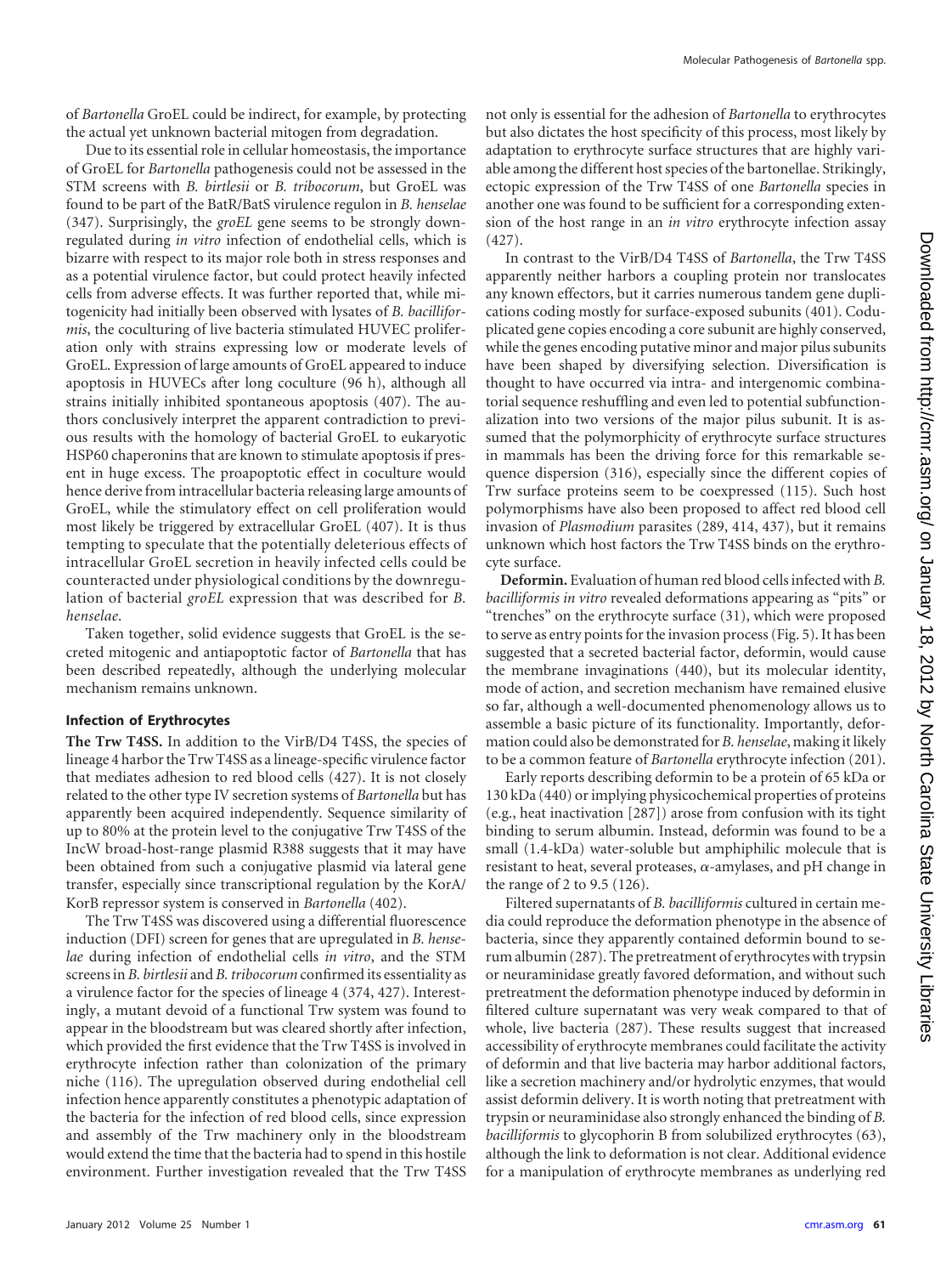of *Bartonella* GroEL could be indirect, for example, by protecting the actual yet unknown bacterial mitogen from degradation.

Due to its essential role in cellular homeostasis, the importance of GroEL for *Bartonella* pathogenesis could not be assessed in the STM screens with *B. birtlesii* or *B. tribocorum*, but GroEL was found to be part of the BatR/BatS virulence regulon in *B. henselae* (347). Surprisingly, the *groEL* gene seems to be strongly downregulated during *in vitro* infection of endothelial cells, which is bizarre with respect to its major role both in stress responses and as a potential virulence factor, but could protect heavily infected cells from adverse effects. It was further reported that, while mitogenicity had initially been observed with lysates of *B. bacilliformis*, the coculturing of live bacteria stimulated HUVEC proliferation only with strains expressing low or moderate levels of GroEL. Expression of large amounts of GroEL appeared to induce apoptosis in HUVECs after long coculture (96 h), although all strains initially inhibited spontaneous apoptosis (407). The authors conclusively interpret the apparent contradiction to previous results with the homology of bacterial GroEL to eukaryotic HSP60 chaperonins that are known to stimulate apoptosis if present in huge excess. The proapoptotic effect in coculture would hence derive from intracellular bacteria releasing large amounts of GroEL, while the stimulatory effect on cell proliferation would most likely be triggered by extracellular GroEL (407). It is thus tempting to speculate that the potentially deleterious effects of intracellular GroEL secretion in heavily infected cells could be counteracted under physiological conditions by the downregulation of bacterial *groEL* expression that was described for *B. henselae*.

Taken together, solid evidence suggests that GroEL is the secreted mitogenic and antiapoptotic factor of *Bartonella* that has been described repeatedly, although the underlying molecular mechanism remains unknown.

### Infection of Erythrocytes

**The Trw T4SS.** In addition to the VirB/D4 T4SS, the species of lineage 4 harbor the Trw T4SS as a lineage-specific virulence factor that mediates adhesion to red blood cells (427). It is not closely related to the other type IV secretion systems of *Bartonella* but has apparently been acquired independently. Sequence similarity of up to 80% at the protein level to the conjugative Trw T4SS of the IncW broad-host-range plasmid R388 suggests that it may have been obtained from such a conjugative plasmid via lateral gene transfer, especially since transcriptional regulation by the KorA/KorB repressor system is conserved in *Bartonella* (402).

The Trw T4SS was discovered using a differential fluorescence induction (DFI) screen for genes that are upregulated in *B. henselae* during infection of endothelial cells *in vitro*, and the STM screens in *B. birtlesii* and *B. tribocorum* confirmed its essentiality as a virulence factor for the species of lineage 4 (374, 427). Interestingly, a mutant devoid of a functional Trw system was found to appear in the bloodstream but was cleared shortly after infection, which provided the first evidence that the Trw T4SS is involved in erythrocyte infection rather than colonization of the primary niche (116). The upregulation observed during endothelial cell infection hence apparently constitutes a phenotypic adaptation of the bacteria for the infection of red blood cells, since expression and assembly of the Trw machinery only in the bloodstream would extend the time that the bacteria had to spend in this hostile environment. Further investigation revealed that the Trw T4SS not only is essential for the adhesion of *Bartonella* to erythrocytes but also dictates the host specificity of this process, most likely by adaptation to erythrocyte surface structures that are highly variable among the different host species of the bartonellae. Strikingly, ectopic expression of the Trw T4SS of one *Bartonella* species in another one was found to be sufficient for a corresponding extension of the host range in an *in vitro* erythrocyte infection assay (427).

In contrast to the VirB/D4 T4SS of *Bartonella*, the Trw T4SS apparently neither harbors a coupling protein nor translocates any known effectors, but it carries numerous tandem gene duplications coding mostly for surface-exposed subunits (401). Coduplicated gene copies encoding a core subunit are highly conserved, while the genes encoding putative minor and major pilus subunits have been shaped by diversifying selection. Diversification is thought to have occurred via intra- and intergenomic combinatorial sequence reshuffling and even led to potential subfunctionalization into two versions of the major pilus subunit. It is assumed that the polymorphicity of erythrocyte surface structures in mammals has been the driving force for this remarkable sequence dispersion (316), especially since the different copies of Trw surface proteins seem to be coexpressed (115). Such host polymorphisms have also been proposed to affect red blood cell invasion of *Plasmodium* parasites (289, 414, 437), but it remains unknown which host factors the Trw T4SS binds on the erythrocyte surface.

**Deformin.** Evaluation of human red blood cells infected with *B. bacilliformis in vitro* revealed deformations appearing as "pits" or "trenches" on the erythrocyte surface (31), which were proposed to serve as entry points for the invasion process (Fig. 5). It has been suggested that a secreted bacterial factor, deformin, would cause the membrane invaginations (440), but its molecular identity, mode of action, and secretion mechanism have remained elusive so far, although a well-documented phenomenology allows us to assemble a basic picture of its functionality. Importantly, deformation could also be demonstrated for *B. henselae*, making it likely to be a common feature of *Bartonella* erythrocyte infection (201).

Early reports describing deformin to be a protein of 65 kDa or 130 kDa (440) or implying physicochemical properties of proteins (e.g., heat inactivation [287]) arose from confusion with its tight binding to serum albumin. Instead, deformin was found to be a small (1.4-kDa) water-soluble but amphiphilic molecule that is resistant to heat, several proteases, $\alpha$-amylases, and pH change in the range of 2 to 9.5 (126).

Filtered supernatants of *B. bacilliformis* cultured in certain media could reproduce the deformation phenotype in the absence of bacteria, since they apparently contained deformin bound to serum albumin (287). The pretreatment of erythrocytes with trypsin or neuraminidase greatly favored deformation, and without such pretreatment the deformation phenotype induced by deformin in filtered culture supernatant was very weak compared to that of whole, live bacteria (287). These results suggest that increased accessibility of erythrocyte membranes could facilitate the activity of deformin and that live bacteria may harbor additional factors, like a secretion machinery and/or hydrolytic enzymes, that would assist deformin delivery. It is worth noting that pretreatment with trypsin or neuraminidase also strongly enhanced the binding of *B. bacilliformis* to glycophorin B from solubilized erythrocytes (63), although the link to deformation is not clear. Additional evidence for a manipulation of erythrocyte membranes as underlying red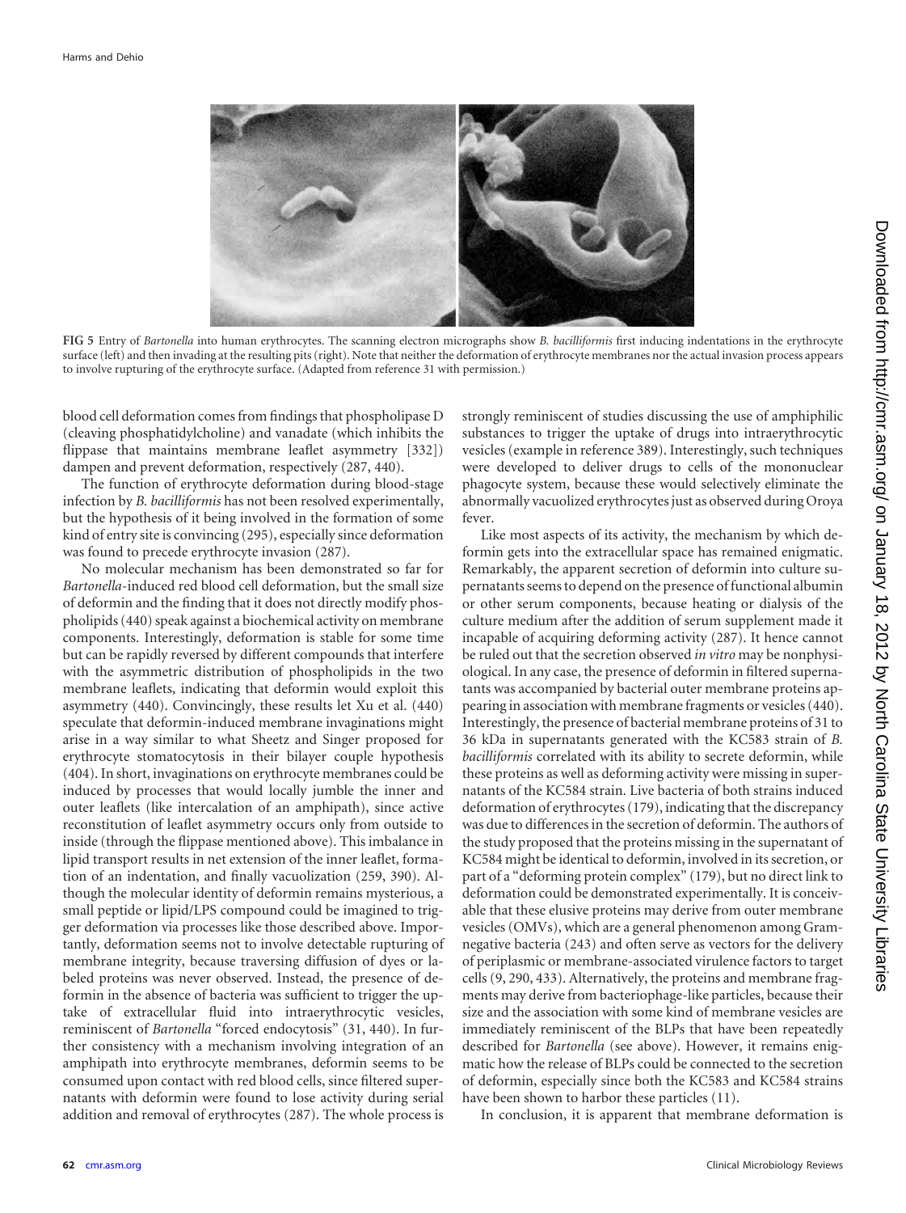FIG 5 Entry of *Bartonella* into human erythrocytes. The scanning electron micrographs show *B. bacilliformis* first inducing indentations in the erythrocyte surface (left) and then invading at the resulting pits (right). Note that neither the deformation of erythrocyte membranes nor the actual invasion process appears to involve rupturing of the erythrocyte surface. (Adapted from reference 31 with permission.)

blood cell deformation comes from findings that phospholipase D (cleaving phosphatidylcholine) and vanadate (which inhibits the flippase that maintains membrane leaflet asymmetry [332]) dampen and prevent deformation, respectively (287, 440).

The function of erythrocyte deformation during blood-stage infection by *B. bacilliformis* has not been resolved experimentally, but the hypothesis of it being involved in the formation of some kind of entry site is convincing (295), especially since deformation was found to precede erythrocyte invasion (287).

No molecular mechanism has been demonstrated so far for *Bartonella*-induced red blood cell deformation, but the small size of deformin and the finding that it does not directly modify phospholipids (440) speak against a biochemical activity on membrane components. Interestingly, deformation is stable for some time but can be rapidly reversed by different compounds that interfere with the asymmetric distribution of phospholipids in the two membrane leaflets, indicating that deformin would exploit this asymmetry (440). Convincingly, these results let Xu et al. (440) speculate that deformin-induced membrane invaginations might arise in a way similar to what Sheetz and Singer proposed for erythrocyte stomatocytosis in their bilayer couple hypothesis (404). In short, invaginations on erythrocyte membranes could be induced by processes that would locally jumble the inner and outer leaflets (like intercalation of an amphipath), since active reconstitution of leaflet asymmetry occurs only from outside to inside (through the flippase mentioned above). This imbalance in lipid transport results in net extension of the inner leaflet, formation of an indentation, and finally vacuolization (259, 390). Although the molecular identity of deformin remains mysterious, a small peptide or lipid/LPS compound could be imagined to trigger deformation via processes like those described above. Importantly, deformation seems not to involve detectable rupturing of membrane integrity, because traversing diffusion of dyes or labeled proteins was never observed. Instead, the presence of deformin in the absence of bacteria was sufficient to trigger the uptake of extracellular fluid into intraerythrocytic vesicles, reminiscent of *Bartonella* "forced endocytosis" (31, 440). In further consistency with a mechanism involving integration of an amphipath into erythrocyte membranes, deformin seems to be consumed upon contact with red blood cells, since filtered supernatants with deformin were found to lose activity during serial addition and removal of erythrocytes (287). The whole process is strongly reminiscent of studies discussing the use of amphiphilic substances to trigger the uptake of drugs into intraerythrocytic vesicles (example in reference 389). Interestingly, such techniques were developed to deliver drugs to cells of the mononuclear phagocyte system, because these would selectively eliminate the abnormally vacuolized erythrocytes just as observed during Oroya fever.

Like most aspects of its activity, the mechanism by which deformin gets into the extracellular space has remained enigmatic. Remarkably, the apparent secretion of deformin into culture supernatants seems to depend on the presence of functional albumin or other serum components, because heating or dialysis of the culture medium after the addition of serum supplement made it incapable of acquiring deforming activity (287). It hence cannot be ruled out that the secretion observed *in vitro* may be nonphysiological. In any case, the presence of deformin in filtered supernatants was accompanied by bacterial outer membrane proteins appearing in association with membrane fragments or vesicles (440). Interestingly, the presence of bacterial membrane proteins of 31 to 36 kDa in supernatants generated with the KC583 strain of *B. bacilliformis* correlated with its ability to secrete deformin, while these proteins as well as deforming activity were missing in supernatants of the KC584 strain. Live bacteria of both strains induced deformation of erythrocytes (179), indicating that the discrepancy was due to differences in the secretion of deformin. The authors of the study proposed that the proteins missing in the supernatant of KC584 might be identical to deformin, involved in its secretion, or part of a "deforming protein complex" (179), but no direct link to deformation could be demonstrated experimentally. It is conceivable that these elusive proteins may derive from outer membrane vesicles (OMVs), which are a general phenomenon among Gram-negative bacteria (243) and often serve as vectors for the delivery of periplasmic or membrane-associated virulence factors to target cells (9, 290, 433). Alternatively, the proteins and membrane fragments may derive from bacteriophage-like particles, because their size and the association with some kind of membrane vesicles are immediately reminiscent of the BLPs that have been repeatedly described for *Bartonella* (see above). However, it remains enigmatic how the release of BLPs could be connected to the secretion of deformin, especially since both the KC583 and KC584 strains have been shown to harbor these particles (11).

In conclusion, it is apparent that membrane deformation is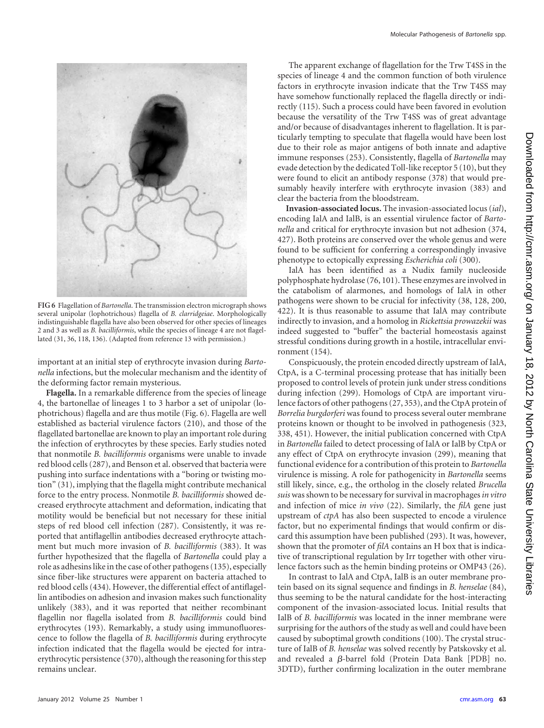**FIG 6** Flagellation of *Bartonella*. The transmission electron micrograph shows several unipolar (lophotrichous) flagella of *B. clarridgeiae*. Morphologically indistinguishable flagella have also been observed for other species of lineages 2 and 3 as well as *B. bacilliformis*, while the species of lineage 4 are not flagellated (31, 36, 118, 136). (Adapted from reference 13 with permission.)

important at an initial step of erythrocyte invasion during *Bartonella* infections, but the molecular mechanism and the identity of the deforming factor remain mysterious.

**Flagella.** In a remarkable difference from the species of lineage 4, the bartonellae of lineages 1 to 3 harbor a set of unipolar (lophotrichous) flagella and are thus motile (Fig. 6). Flagella are well established as bacterial virulence factors (210), and those of the flagellated bartonellae are known to play an important role during the infection of erythrocytes by these species. Early studies noted that nonmotile *B. bacilliformis* organisms were unable to invade red blood cells (287), and Benson et al. observed that bacteria were pushing into surface indentations with a "boring or twisting motion" (31), implying that the flagella might contribute mechanical force to the entry process. Nonmotile *B. bacilliformis* showed decreased erythrocyte attachment and deformation, indicating that motility would be beneficial but not necessary for these initial steps of red blood cell infection (287). Consistently, it was reported that antiflagellin antibodies decreased erythrocyte attachment but much more invasion of *B. bacilliformis* (383). It was further hypothesized that the flagella of *Bartonella* could play a role as adhesins like in the case of other pathogens (135), especially since fiber-like structures were apparent on bacteria attached to red blood cells (434). However, the differential effect of antiflagellin antibodies on adhesion and invasion makes such functionality unlikely (383), and it was reported that neither recombinant flagellin nor flagella isolated from *B. bacilliformis* could bind erythrocytes (193). Remarkably, a study using immunofluorescence to follow the flagella of *B. bacilliformis* during erythrocyte infection indicated that the flagella would be ejected for intraerythrocytic persistence (370), although the reasoning for this step remains unclear.

The apparent exchange of flagellation for the Trw T4SS in the species of lineage 4 and the common function of both virulence factors in erythrocyte invasion indicate that the Trw T4SS may have somehow functionally replaced the flagella directly or indirectly (115). Such a process could have been favored in evolution because the versatility of the Trw T4SS was of great advantage and/or because of disadvantages inherent to flagellation. It is particularly tempting to speculate that flagella would have been lost due to their role as major antigens of both innate and adaptive immune responses (253). Consistently, flagella of *Bartonella* may evade detection by the dedicated Toll-like receptor 5 (10), but they were found to elicit an antibody response (378) that would presumably heavily interfere with erythrocyte invasion (383) and clear the bacteria from the bloodstream.

**Invasion-associated locus.** The invasion-associated locus (*ial*), encoding IalA and IalB, is an essential virulence factor of *Bartonella* and critical for erythrocyte invasion but not adhesion (374, 427). Both proteins are conserved over the whole genus and were found to be sufficient for conferring a correspondingly invasive phenotype to ectopically expressing *Escherichia coli* (300).

IalA has been identified as a Nudix family nucleoside polyphosphate hydrolase (76, 101). These enzymes are involved in the catabolism of alarmones, and homologs of IalA in other pathogens were shown to be crucial for infectivity (38, 128, 200, 422). It is thus reasonable to assume that IalA may contribute indirectly to invasion, and a homolog in *Rickettsia prowazekii* was indeed suggested to "buffer" the bacterial homeostasis against stressful conditions during growth in a hostile, intracellular environment (154).

Conspicuously, the protein encoded directly upstream of IalA, CtpA, is a C-terminal processing protease that has initially been proposed to control levels of protein junk under stress conditions during infection (299). Homologs of CtpA are important virulence factors of other pathogens (27, 353), and the CtpA protein of *Borrelia burgdorferi* was found to process several outer membrane proteins known or thought to be involved in pathogenesis (323, 338, 451). However, the initial publication concerned with CtpA in *Bartonella* failed to detect processing of IalA or IalB by CtpA or any effect of CtpA on erythrocyte invasion (299), meaning that functional evidence for a contribution of this protein to *Bartonella* virulence is missing. A role for pathogenicity in *Bartonella* seems still likely, since, e.g., the ortholog in the closely related *Brucella suis* was shown to be necessary for survival in macrophages *in vitro* and infection of mice *in vivo* (22). Similarly, the *filA* gene just upstream of *ctpA* has also been suspected to encode a virulence factor, but no experimental findings that would confirm or discard this assumption have been published (293). It was, however, shown that the promoter of *filA* contains an H box that is indicative of transcriptional regulation by Irr together with other virulence factors such as the hemin binding proteins or OMP43 (26).

In contrast to IalA and CtpA, IalB is an outer membrane protein based on its signal sequence and findings in *B. henselae* (84), thus seeming to be the natural candidate for the host-interacting component of the invasion-associated locus. Initial results that IalB of *B. bacilliformis* was located in the inner membrane were surprising for the authors of the study as well and could have been caused by suboptimal growth conditions (100). The crystal structure of IalB of *B. henselae* was solved recently by Patskovsky et al. and revealed a $\beta$-barrel fold (Protein Data Bank [PDB] no. 3DTD), further confirming localization in the outer membrane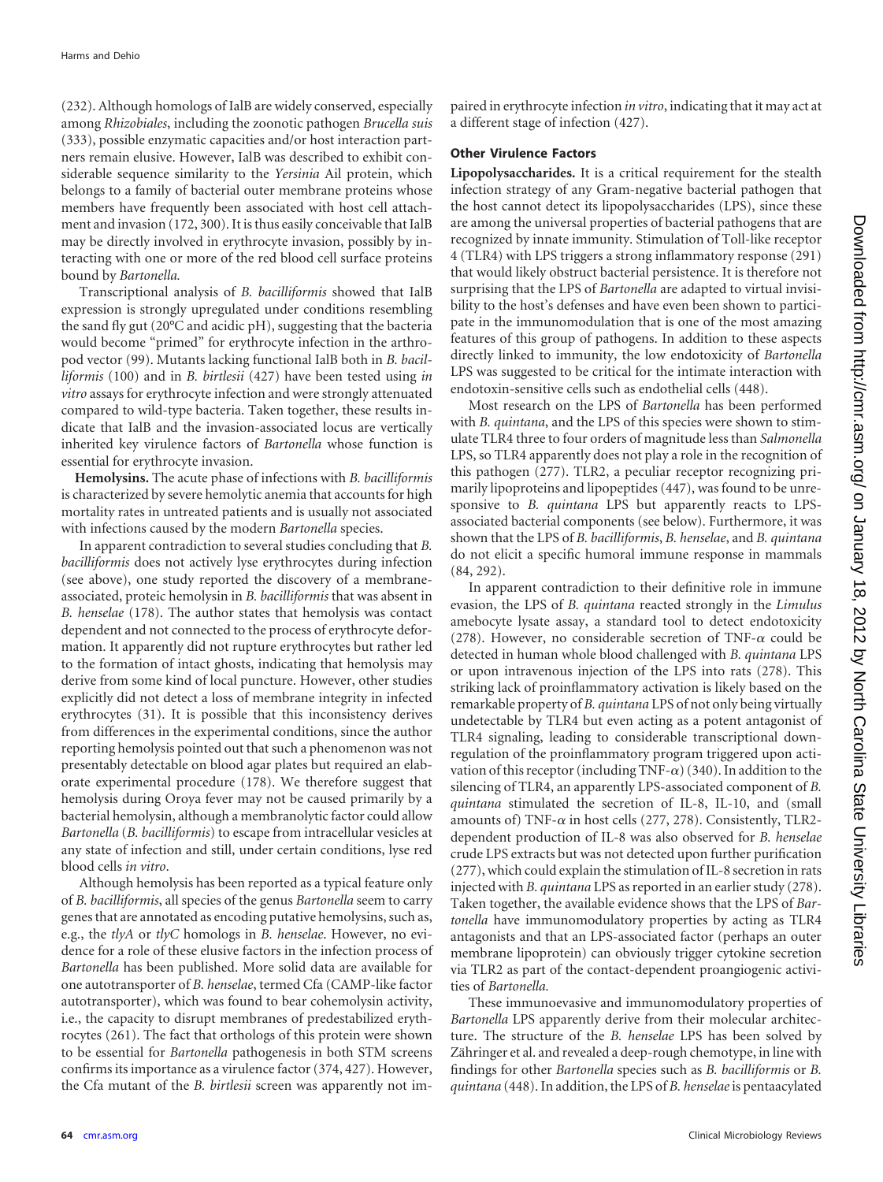(232). Although homologs of IalB are widely conserved, especially among *Rhizobiales*, including the zoonotic pathogen *Brucella suis* (333), possible enzymatic capacities and/or host interaction partners remain elusive. However, IalB was described to exhibit considerable sequence similarity to the *Yersinia* Ail protein, which belongs to a family of bacterial outer membrane proteins whose members have frequently been associated with host cell attachment and invasion (172, 300). It is thus easily conceivable that IalB may be directly involved in erythrocyte invasion, possibly by interacting with one or more of the red blood cell surface proteins bound by *Bartonella.*

Transcriptional analysis of *B. bacilliformis* showed that IalB expression is strongly upregulated under conditions resembling the sand fly gut (20°C and acidic pH), suggesting that the bacteria would become "primed" for erythrocyte infection in the arthropod vector (99). Mutants lacking functional IalB both in *B. bacilliformis* (100) and in *B. birtlesii* (427) have been tested using *in vitro* assays for erythrocyte infection and were strongly attenuated compared to wild-type bacteria. Taken together, these results indicate that IalB and the invasion-associated locus are vertically inherited key virulence factors of *Bartonella* whose function is essential for erythrocyte invasion.

**Hemolysins.** The acute phase of infections with *B. bacilliformis* is characterized by severe hemolytic anemia that accounts for high mortality rates in untreated patients and is usually not associated with infections caused by the modern *Bartonella* species.

In apparent contradiction to several studies concluding that *B. bacilliformis* does not actively lyse erythrocytes during infection (see above), one study reported the discovery of a membrane-associated, proteic hemolysin in *B. bacilliformis* that was absent in *B. henselae* (178). The author states that hemolysis was contact dependent and not connected to the process of erythrocyte deformation. It apparently did not rupture erythrocytes but rather led to the formation of intact ghosts, indicating that hemolysis may derive from some kind of local puncture. However, other studies explicitly did not detect a loss of membrane integrity in infected erythrocytes (31). It is possible that this inconsistency derives from differences in the experimental conditions, since the author reporting hemolysis pointed out that such a phenomenon was not presentably detectable on blood agar plates but required an elaborate experimental procedure (178). We therefore suggest that hemolysis during Oroya fever may not be caused primarily by a bacterial hemolysin, although a membranolytic factor could allow *Bartonella* (*B. bacilliformis*) to escape from intracellular vesicles at any state of infection and still, under certain conditions, lyse red blood cells *in vitro*.

Although hemolysis has been reported as a typical feature only of *B. bacilliformis*, all species of the genus *Bartonella* seem to carry genes that are annotated as encoding putative hemolysins, such as, e.g., the *tlyA* or *tlyC* homologs in *B. henselae*. However, no evidence for a role of these elusive factors in the infection process of *Bartonella* has been published. More solid data are available for one autotransporter of *B. henselae*, termed Cfa (CAMP-like factor autotransporter), which was found to bear cohemolysin activity, i.e., the capacity to disrupt membranes of predestabilized erythrocytes (261). The fact that orthologs of this protein were shown to be essential for *Bartonella* pathogenesis in both STM screens confirms its importance as a virulence factor (374, 427). However, the Cfa mutant of the *B. birtlesii* screen was apparently not impaired in erythrocyte infection *in vitro*, indicating that it may act at a different stage of infection (427).

### Other Virulence Factors

**Lipopolysaccharides.** It is a critical requirement for the stealth infection strategy of any Gram-negative bacterial pathogen that the host cannot detect its lipopolysaccharides (LPS), since these are among the universal properties of bacterial pathogens that are recognized by innate immunity. Stimulation of Toll-like receptor 4 (TLR4) with LPS triggers a strong inflammatory response (291) that would likely obstruct bacterial persistence. It is therefore not surprising that the LPS of *Bartonella* are adapted to virtual invisibility to the host's defenses and have even been shown to participate in the immunomodulation that is one of the most amazing features of this group of pathogens. In addition to these aspects directly linked to immunity, the low endotoxicity of *Bartonella* LPS was suggested to be critical for the intimate interaction with endotoxin-sensitive cells such as endothelial cells (448).

Most research on the LPS of *Bartonella* has been performed with *B. quintana*, and the LPS of this species were shown to stimulate TLR4 three to four orders of magnitude less than *Salmonella* LPS, so TLR4 apparently does not play a role in the recognition of this pathogen (277). TLR2, a peculiar receptor recognizing primarily lipoproteins and lipopeptides (447), was found to be unresponsive to *B. quintana* LPS but apparently reacts to LPS-associated bacterial components (see below). Furthermore, it was shown that the LPS of *B. bacilliformis*, *B. henselae*, and *B. quintana* do not elicit a specific humoral immune response in mammals (84, 292).

In apparent contradiction to their definitive role in immune evasion, the LPS of *B. quintana* reacted strongly in the *Limulus* amebocyte lysate assay, a standard tool to detect endotoxicity (278). However, no considerable secretion of TNF-$\alpha$ could be detected in human whole blood challenged with *B. quintana* LPS or upon intravenous injection of the LPS into rats (278). This striking lack of proinflammatory activation is likely based on the remarkable property of *B. quintana* LPS of not only being virtually undetectable by TLR4 but even acting as a potent antagonist of TLR4 signaling, leading to considerable transcriptional downregulation of the proinflammatory program triggered upon activation of this receptor (including TNF-$\alpha$) (340). In addition to the silencing of TLR4, an apparently LPS-associated component of *B. quintana* stimulated the secretion of IL-8, IL-10, and (small amounts of) TNF-$\alpha$ in host cells (277, 278). Consistently, TLR2-dependent production of IL-8 was also observed for *B. henselae* crude LPS extracts but was not detected upon further purification (277), which could explain the stimulation of IL-8 secretion in rats injected with *B. quintana* LPS as reported in an earlier study (278). Taken together, the available evidence shows that the LPS of *Bartonella* have immunomodulatory properties by acting as TLR4 antagonists and that an LPS-associated factor (perhaps an outer membrane lipoprotein) can obviously trigger cytokine secretion via TLR2 as part of the contact-dependent proangiogenic activities of *Bartonella.*

These immunoevasive and immunomodulatory properties of *Bartonella* LPS apparently derive from their molecular architecture. The structure of the *B. henselae* LPS has been solved by Zähringer et al. and revealed a deep-rough chemotype, in line with findings for other *Bartonella* species such as *B. bacilliformis* or *B. quintana* (448). In addition, the LPS of *B. henselae* is pentaacylated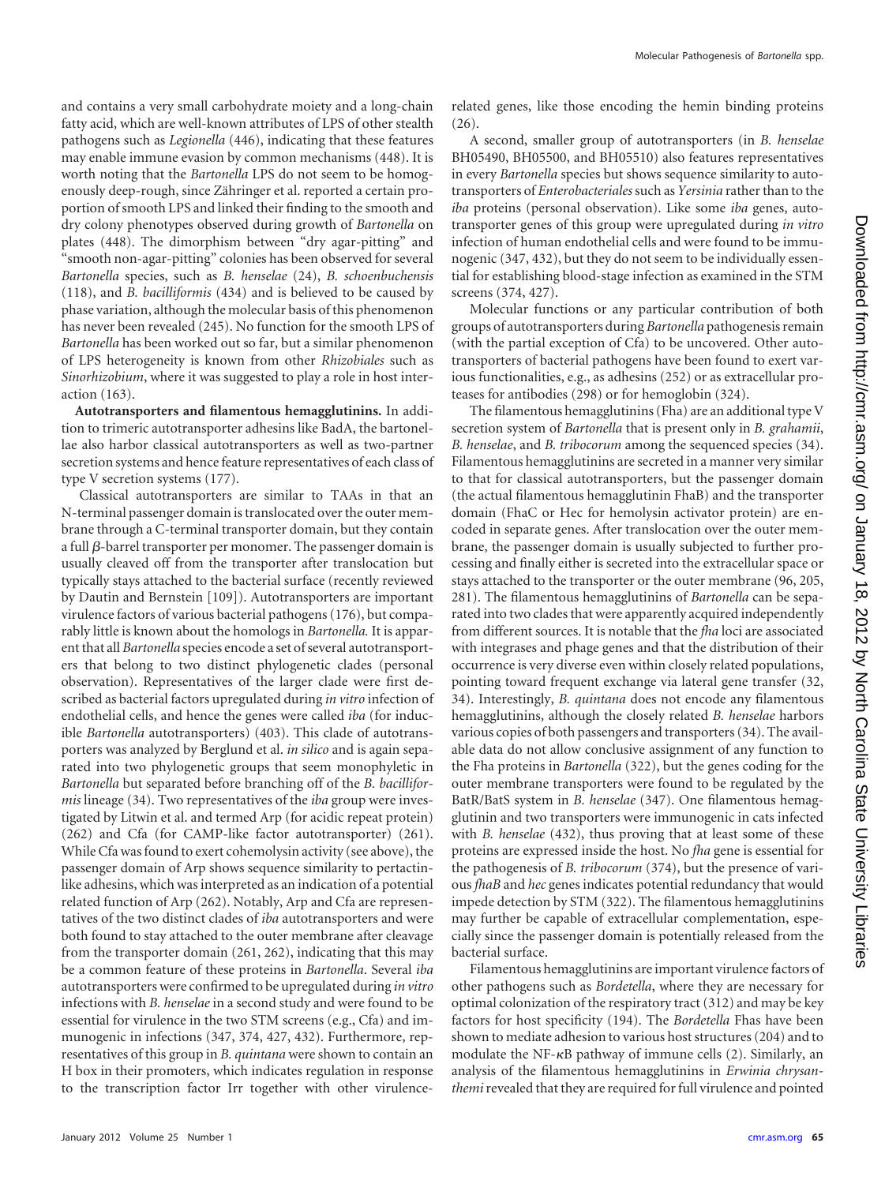and contains a very small carbohydrate moiety and a long-chain fatty acid, which are well-known attributes of LPS of other stealth pathogens such as *Legionella* (446), indicating that these features may enable immune evasion by common mechanisms (448). It is worth noting that the *Bartonella* LPS do not seem to be homogenously deeply-rough, since Zähringer et al. reported a certain proportion of smooth LPS and linked their finding to the smooth and dry colony phenotypes observed during growth of *Bartonella* on plates (448). The dimorphism between "dry agar-pitting" and "smooth non-agar-pitting" colonies has been observed for several *Bartonella* species, such as *B. henselae* (24), *B. schoenbuchensis* (118), and *B. bacilliformis* (434) and is believed to be caused by phase variation, although the molecular basis of this phenomenon has never been revealed (245). No function for the smooth LPS of *Bartonella* has been worked out so far, but a similar phenomenon of LPS heterogeneity is known from other *Rhizobiales* such as *Sinorhizobium*, where it was suggested to play a role in host interaction (163).

**Autotransporters and filamentous hemagglutinins.** In addition to trimeric autotransporter adhesins like BadA, the bartonellae also harbor classical autotransporters as well as two-partner secretion systems and hence feature representatives of each class of type V secretion systems (177).

Classical autotransporters are similar to TAAs in that an N-terminal passenger domain is translocated over the outer membrane through a C-terminal transporter domain, but they contain a full β-barrel transporter per monomer. The passenger domain is usually cleaved off from the transporter after translocation but typically stays attached to the bacterial surface (recently reviewed by Dautin and Bernstein [109]). Autotransporters are important virulence factors of various bacterial pathogens (176), but comparably little is known about the homologs in *Bartonella*. It is apparent that all *Bartonella* species encode a set of several autotransporters that belong to two distinct phylogenetic clades (personal observation). Representatives of the larger clade were first described as bacterial factors upregulated during *in vitro* infection of endothelial cells, and hence the genes were called *iba* (for inducible *Bartonella* autotransporters) (403). This clade of autotransporters was analyzed by Berglund et al. *in silico* and is again separated into two phylogenetic groups that seem monophyletic in *Bartonella* but separated before branching off of the *B. bacilliformis* lineage (34). Two representatives of the *iba* group were investigated by Litwin et al. and termed Arp (for acidic repeat protein) (262) and Cfa (for CAMP-like factor autotransporter) (261). While Cfa was found to exert cohemolysin activity (see above), the passenger domain of Arp shows sequence similarity to pertactin-like adhesins, which was interpreted as an indication of a potential related function of Arp (262). Notably, Arp and Cfa are representatives of the two distinct clades of *iba* autotransporters and were both found to stay attached to the outer membrane after cleavage from the transporter domain (261, 262), indicating that this may be a common feature of these proteins in *Bartonella*. Several *iba* autotransporters were confirmed to be upregulated during *in vitro* infections with *B. henselae* in a second study and were found to be essential for virulence in the two STM screens (e.g., Cfa) and immunogenic in infections (347, 374, 427, 432). Furthermore, representatives of this group in *B. quintana* were shown to contain an H box in their promoters, which indicates regulation in response to the transcription factor Irr together with other virulence-related genes, like those encoding the hemin binding proteins (26).

A second, smaller group of autotransporters (in *B. henselae* BH05490, BH05500, and BH05510) also features representatives in every *Bartonella* species but shows sequence similarity to autotransporters of *Enterobacteriales* such as *Yersinia* rather than to the *iba* proteins (personal observation). Like some *iba* genes, autotransporter genes of this group were upregulated during *in vitro* infection of human endothelial cells and were found to be immunogenic (347, 432), but they do not seem to be individually essential for establishing blood-stage infection as examined in the STM screens (374, 427).

Molecular functions or any particular contribution of both groups of autotransporters during *Bartonella* pathogenesis remain (with the partial exception of Cfa) to be uncovered. Other autotransporters of bacterial pathogens have been found to exert various functionalities, e.g., as adhesins (252) or as extracellular proteases for antibodies (298) or for hemoglobin (324).

The filamentous hemagglutinins (Fha) are an additional type V secretion system of *Bartonella* that is present only in *B. grahamii*, *B. henselae*, and *B. tribocorum* among the sequenced species (34). Filamentous hemagglutinins are secreted in a manner very similar to that for classical autotransporters, but the passenger domain (the actual filamentous hemagglutinin FhaB) and the transporter domain (FhaC or Hec for hemolysin activator protein) are encoded in separate genes. After translocation over the outer membrane, the passenger domain is usually subjected to further processing and finally either is secreted into the extracellular space or stays attached to the transporter or the outer membrane (96, 205, 281). The filamentous hemagglutinins of *Bartonella* can be separated into two clades that were apparently acquired independently from different sources. It is notable that the *fha* loci are associated with integrases and phage genes and that the distribution of their occurrence is very diverse even within closely related populations, pointing toward frequent exchange via lateral gene transfer (32, 34). Interestingly, *B. quintana* does not encode any filamentous hemagglutinins, although the closely related *B. henselae* harbors various copies of both passengers and transporters (34). The available data do not allow conclusive assignment of any function to the Fha proteins in *Bartonella* (322), but the genes coding for the outer membrane transporters were found to be regulated by the BatR/BatS system in *B. henselae* (347). One filamentous hemagglutinin and two transporters were immunogenic in cats infected with *B. henselae* (432), thus proving that at least some of these proteins are expressed inside the host. No *fha* gene is essential for the pathogenesis of *B. tribocorum* (374), but the presence of various *fhaB* and *hec* genes indicates potential redundancy that would impede detection by STM (322). The filamentous hemagglutinins may further be capable of extracellular complementation, especially since the passenger domain is potentially released from the bacterial surface.

Filamentous hemagglutinins are important virulence factors of other pathogens such as *Bordetella*, where they are necessary for optimal colonization of the respiratory tract (312) and may be key factors for host specificity (194). The *Bordetella* Fhas have been shown to mediate adhesion to various host structures (204) and to modulate the NF-κB pathway of immune cells (2). Similarly, an analysis of the filamentous hemagglutinins in *Erwinia chrysanthemi* revealed that they are required for full virulence and pointed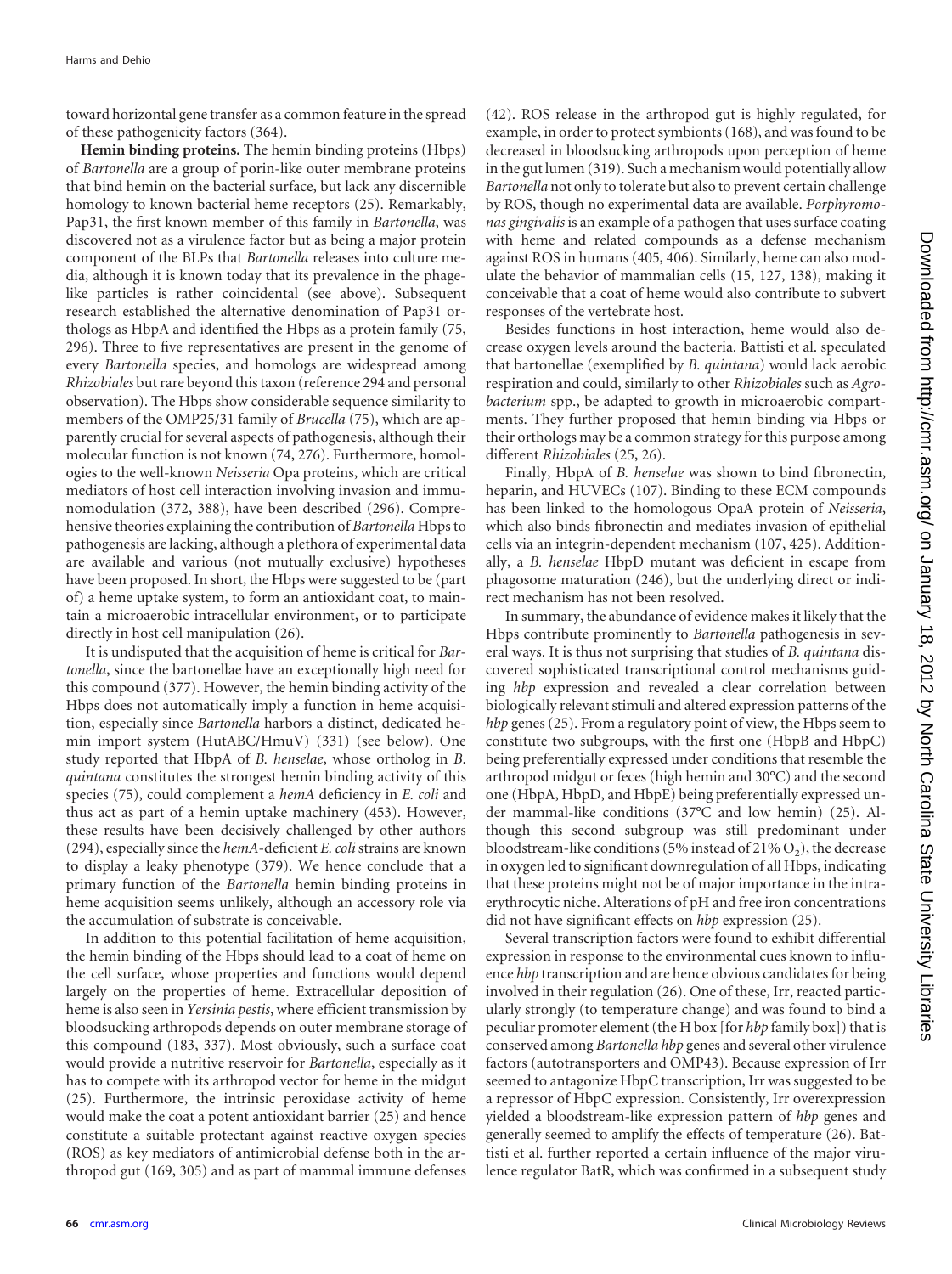toward horizontal gene transfer as a common feature in the spread of these pathogenicity factors (364).

**Hemin binding proteins.** The hemin binding proteins (Hbps) of *Bartonella* are a group of porin-like outer membrane proteins that bind hemin on the bacterial surface, but lack any discernible homology to known bacterial heme receptors (25). Remarkably, Pap31, the first known member of this family in *Bartonella*, was discovered not as a virulence factor but as being a major protein component of the BLPs that *Bartonella* releases into culture media, although it is known today that its prevalence in the phage-like particles is rather coincidental (see above). Subsequent research established the alternative denomination of Pap31 orthologs as HbpA and identified the Hbps as a protein family (75, 296). Three to five representatives are present in the genome of every *Bartonella* species, and homologs are widespread among *Rhizobiales* but rare beyond this taxon (reference 294 and personal observation). The Hbps show considerable sequence similarity to members of the OMP25/31 family of *Brucella* (75), which are apparently crucial for several aspects of pathogenesis, although their molecular function is not known (74, 276). Furthermore, homologies to the well-known *Neisseria* Opa proteins, which are critical mediators of host cell interaction involving invasion and immunomodulation (372, 388), have been described (296). Comprehensive theories explaining the contribution of *Bartonella* Hbps to pathogenesis are lacking, although a plethora of experimental data are available and various (not mutually exclusive) hypotheses have been proposed. In short, the Hbps were suggested to be (part of) a heme uptake system, to form an antioxidant coat, to maintain a microaerobic intracellular environment, or to participate directly in host cell manipulation (26).

It is undisputed that the acquisition of heme is critical for *Bartonella*, since the bartonellae have an exceptionally high need for this compound (377). However, the hemin binding activity of the Hbps does not automatically imply a function in heme acquisition, especially since *Bartonella* harbors a distinct, dedicated hemin import system (HutABC/HmuV) (331) (see below). One study reported that HbpA of *B. henselae*, whose ortholog in *B. quintana* constitutes the strongest hemin binding activity of this species (75), could complement a *hemA* deficiency in *E. coli* and thus act as part of a hemin uptake machinery (453). However, these results have been decisively challenged by other authors (294), especially since the *hemA*-deficient *E. coli* strains are known to display a leaky phenotype (379). We hence conclude that a primary function of the *Bartonella* hemin binding proteins in heme acquisition seems unlikely, although an accessory role via the accumulation of substrate is conceivable.

In addition to this potential facilitation of heme acquisition, the hemin binding of the Hbps should lead to a coat of heme on the cell surface, whose properties and functions would depend largely on the properties of heme. Extracellular deposition of heme is also seen in *Yersinia pestis*, where efficient transmission by bloodsucking arthropods depends on outer membrane storage of this compound (183, 337). Most obviously, such a surface coat would provide a nutritive reservoir for *Bartonella*, especially as it has to compete with its arthropod vector for heme in the midgut (25). Furthermore, the intrinsic peroxidase activity of heme would make the coat a potent antioxidant barrier (25) and hence constitute a suitable protectant against reactive oxygen species (ROS) as key mediators of antimicrobial defense both in the arthropod gut (169, 305) and as part of mammal immune defenses (42). ROS release in the arthropod gut is highly regulated, for example, in order to protect symbionts (168), and was found to be decreased in bloodsucking arthropods upon perception of heme in the gut lumen (319). Such a mechanism would potentially allow *Bartonella* not only to tolerate but also to prevent certain challenge by ROS, though no experimental data are available. *Porphyromonas gingivalis* is an example of a pathogen that uses surface coating with heme and related compounds as a defense mechanism against ROS in humans (405, 406). Similarly, heme can also modulate the behavior of mammalian cells (15, 127, 138), making it conceivable that a coat of heme would also contribute to subvert responses of the vertebrate host.

Besides functions in host interaction, heme would also decrease oxygen levels around the bacteria. Battisti et al. speculated that bartonellae (exemplified by *B. quintana*) would lack aerobic respiration and could, similarly to other *Rhizobiales* such as *Agrobacterium* spp., be adapted to growth in microaerobic compartments. They further proposed that hemin binding via Hbps or their orthologs may be a common strategy for this purpose among different *Rhizobiales* (25, 26).

Finally, HbpA of *B. henselae* was shown to bind fibronectin, heparin, and HUVECs (107). Binding to these ECM compounds has been linked to the homologous OpaA protein of *Neisseria*, which also binds fibronectin and mediates invasion of epithelial cells via an integrin-dependent mechanism (107, 425). Additionally, a *B. henselae* HbpD mutant was deficient in escape from phagosome maturation (246), but the underlying direct or indirect mechanism has not been resolved.

In summary, the abundance of evidence makes it likely that the Hbps contribute prominently to *Bartonella* pathogenesis in several ways. It is thus not surprising that studies of *B. quintana* discovered sophisticated transcriptional control mechanisms guiding *hbp* expression and revealed a clear correlation between biologically relevant stimuli and altered expression patterns of the *hbp* genes (25). From a regulatory point of view, the Hbps seem to constitute two subgroups, with the first one (HbpB and HbpC) being preferentially expressed under conditions that resemble the arthropod midgut or feces (high hemin and 30°C) and the second one (HbpA, HbpD, and HbpE) being preferentially expressed under mammal-like conditions (37°C and low hemin) (25). Although this second subgroup was still predominant under bloodstream-like conditions (5% instead of 21% $O_2$), the decrease in oxygen led to significant downregulation of all Hbps, indicating that these proteins might not be of major importance in the intraerythrocytic niche. Alterations of pH and free iron concentrations did not have significant effects on *hbp* expression (25).

Several transcription factors were found to exhibit differential expression in response to the environmental cues known to influence *hbp* transcription and are hence obvious candidates for being involved in their regulation (26). One of these, Irr, reacted particularly strongly (to temperature change) and was found to bind a peculiar promoter element (the H box [for *hbp* family box]) that is conserved among *Bartonella hbp* genes and several other virulence factors (autotransporters and OMP43). Because expression of Irr seemed to antagonize HbpC transcription, Irr was suggested to be a repressor of HbpC expression. Consistently, Irr overexpression yielded a bloodstream-like expression pattern of *hbp* genes and generally seemed to amplify the effects of temperature (26). Battisti et al. further reported a certain influence of the major virulence regulator BatR, which was confirmed in a subsequent study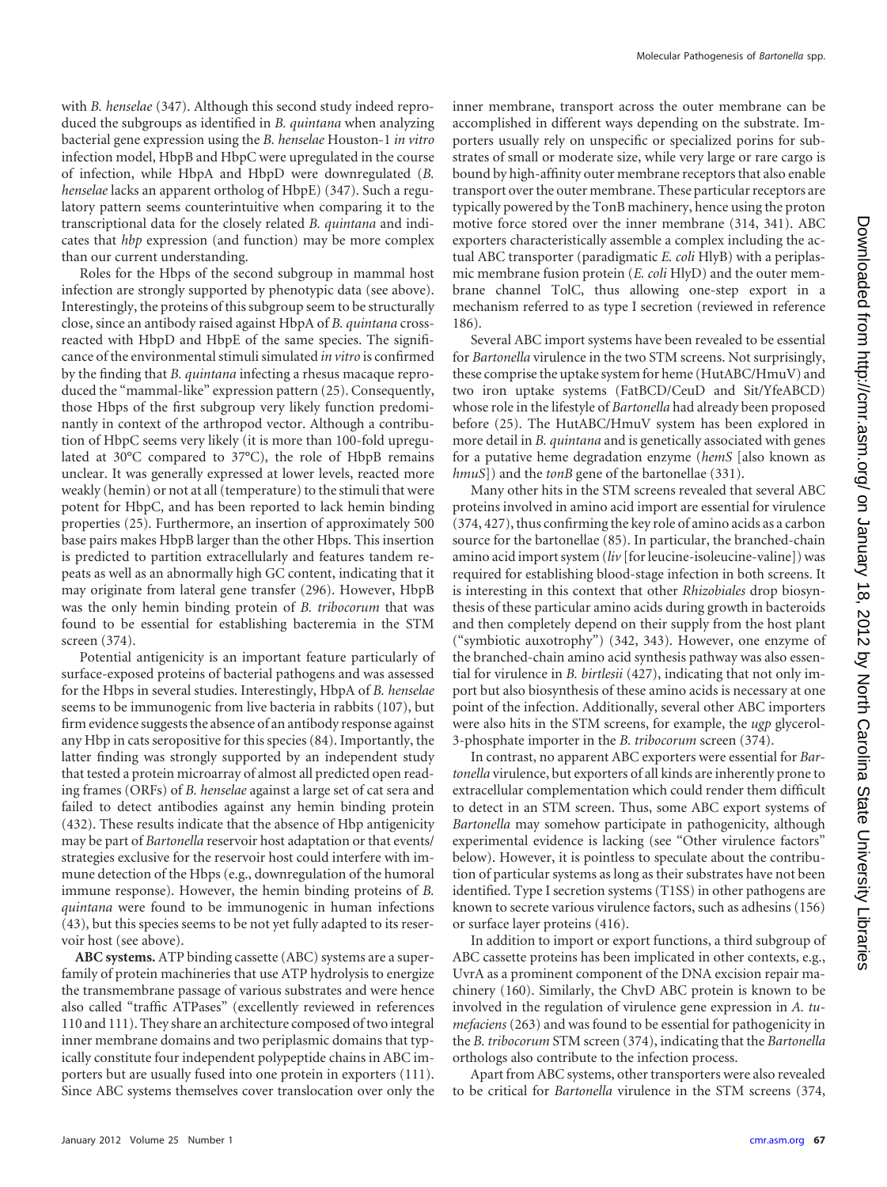with *B. henselae* (347). Although this second study indeed reproduced the subgroups as identified in *B. quintana* when analyzing bacterial gene expression using the *B. henselae* Houston-1 *in vitro* infection model, HbpB and HbpC were upregulated in the course of infection, while HbpA and HbpD were downregulated (*B. henselae* lacks an apparent ortholog of HbpE) (347). Such a regulatory pattern seems counterintuitive when comparing it to the transcriptional data for the closely related *B. quintana* and indicates that *hbp* expression (and function) may be more complex than our current understanding.

Roles for the Hbps of the second subgroup in mammal host infection are strongly supported by phenotypic data (see above). Interestingly, the proteins of this subgroup seem to be structurally close, since an antibody raised against HbpA of *B. quintana* cross-reacted with HbpD and HbpE of the same species. The significance of the environmental stimuli simulated *in vitro* is confirmed by the finding that *B. quintana* infecting a rhesus macaque reproduced the "mammal-like" expression pattern (25). Consequently, those Hbps of the first subgroup very likely function predominantly in context of the arthropod vector. Although a contribution of HbpC seems very likely (it is more than 100-fold upregulated at 30°C compared to 37°C), the role of HbpB remains unclear. It was generally expressed at lower levels, reacted more weakly (hemin) or not at all (temperature) to the stimuli that were potent for HbpC, and has been reported to lack hemin binding properties (25). Furthermore, an insertion of approximately 500 base pairs makes HbpB larger than the other Hbps. This insertion is predicted to partition extracellularly and features tandem repeats as well as an abnormally high GC content, indicating that it may originate from lateral gene transfer (296). However, HbpB was the only hemin binding protein of *B. tribocorum* that was found to be essential for establishing bacteremia in the STM screen (374).

Potential antigenicity is an important feature particularly of surface-exposed proteins of bacterial pathogens and was assessed for the Hbps in several studies. Interestingly, HbpA of *B. henselae* seems to be immunogenic from live bacteria in rabbits (107), but firm evidence suggests the absence of an antibody response against any Hbp in cats seropositive for this species (84). Importantly, the latter finding was strongly supported by an independent study that tested a protein microarray of almost all predicted open reading frames (ORFs) of *B. henselae* against a large set of cat sera and failed to detect antibodies against any hemin binding protein (432). These results indicate that the absence of Hbp antigenicity may be part of *Bartonella* reservoir host adaptation or that events/strategies exclusive for the reservoir host could interfere with immune detection of the Hbps (e.g., downregulation of the humoral immune response). However, the hemin binding proteins of *B. quintana* were found to be immunogenic in human infections (43), but this species seems to be not yet fully adapted to its reservoir host (see above).

**ABC systems.** ATP binding cassette (ABC) systems are a superfamily of protein machineries that use ATP hydrolysis to energize the transmembrane passage of various substrates and were hence also called "traffic ATPases" (excellently reviewed in references 110 and 111). They share an architecture composed of two integral inner membrane domains and two periplasmic domains that typically constitute four independent polypeptide chains in ABC importers but are usually fused into one protein in exporters (111). Since ABC systems themselves cover translocation over only the inner membrane, transport across the outer membrane can be accomplished in different ways depending on the substrate. Importers usually rely on unspecific or specialized porins for substrates of small or moderate size, while very large or rare cargo is bound by high-affinity outer membrane receptors that also enable transport over the outer membrane. These particular receptors are typically powered by the TonB machinery, hence using the proton motive force stored over the inner membrane (314, 341). ABC exporters characteristically assemble a complex including the actual ABC transporter (paradigmatic *E. coli* HlyB) with a periplasmic membrane fusion protein (*E. coli* HlyD) and the outer membrane channel TolC, thus allowing one-step export in a mechanism referred to as type I secretion (reviewed in reference 186).

Several ABC import systems have been revealed to be essential for *Bartonella* virulence in the two STM screens. Not surprisingly, these comprise the uptake system for heme (HutABC/HmuV) and two iron uptake systems (FatBCD/CeuD and Sit/YfeABCD) whose role in the lifestyle of *Bartonella* had already been proposed before (25). The HutABC/HmuV system has been explored in more detail in *B. quintana* and is genetically associated with genes for a putative heme degradation enzyme (*hemS* [also known as *hmuS*]) and the *tonB* gene of the bartonellae (331).

Many other hits in the STM screens revealed that several ABC proteins involved in amino acid import are essential for virulence (374, 427), thus confirming the key role of amino acids as a carbon source for the bartonellae (85). In particular, the branched-chain amino acid import system (*liv* [for leucine-isoleucine-valine]) was required for establishing blood-stage infection in both screens. It is interesting in this context that other *Rhizobiales* drop biosynthesis of these particular amino acids during growth in bacteroids and then completely depend on their supply from the host plant ("symbiotic auxotrophy") (342, 343). However, one enzyme of the branched-chain amino acid synthesis pathway was also essential for virulence in *B. birtlesii* (427), indicating that not only import but also biosynthesis of these amino acids is necessary at one point of the infection. Additionally, several other ABC importers were also hits in the STM screens, for example, the *ugp* glycerol-3-phosphate importer in the *B. tribocorum* screen (374).

In contrast, no apparent ABC exporters were essential for *Bartonella* virulence, but exporters of all kinds are inherently prone to extracellular complementation which could render them difficult to detect in an STM screen. Thus, some ABC export systems of *Bartonella* may somehow participate in pathogenicity, although experimental evidence is lacking (see "Other virulence factors" below). However, it is pointless to speculate about the contribution of particular systems as long as their substrates have not been identified. Type I secretion systems (T1SS) in other pathogens are known to secrete various virulence factors, such as adhesins (156) or surface layer proteins (416).

In addition to import or export functions, a third subgroup of ABC cassette proteins has been implicated in other contexts, e.g., UvrA as a prominent component of the DNA excision repair machinery (160). Similarly, the ChvD ABC protein is known to be involved in the regulation of virulence gene expression in *A. tumefaciens* (263) and was found to be essential for pathogenicity in the *B. tribocorum* STM screen (374), indicating that the *Bartonella* orthologs also contribute to the infection process.

Apart from ABC systems, other transporters were also revealed to be critical for *Bartonella* virulence in the STM screens (374,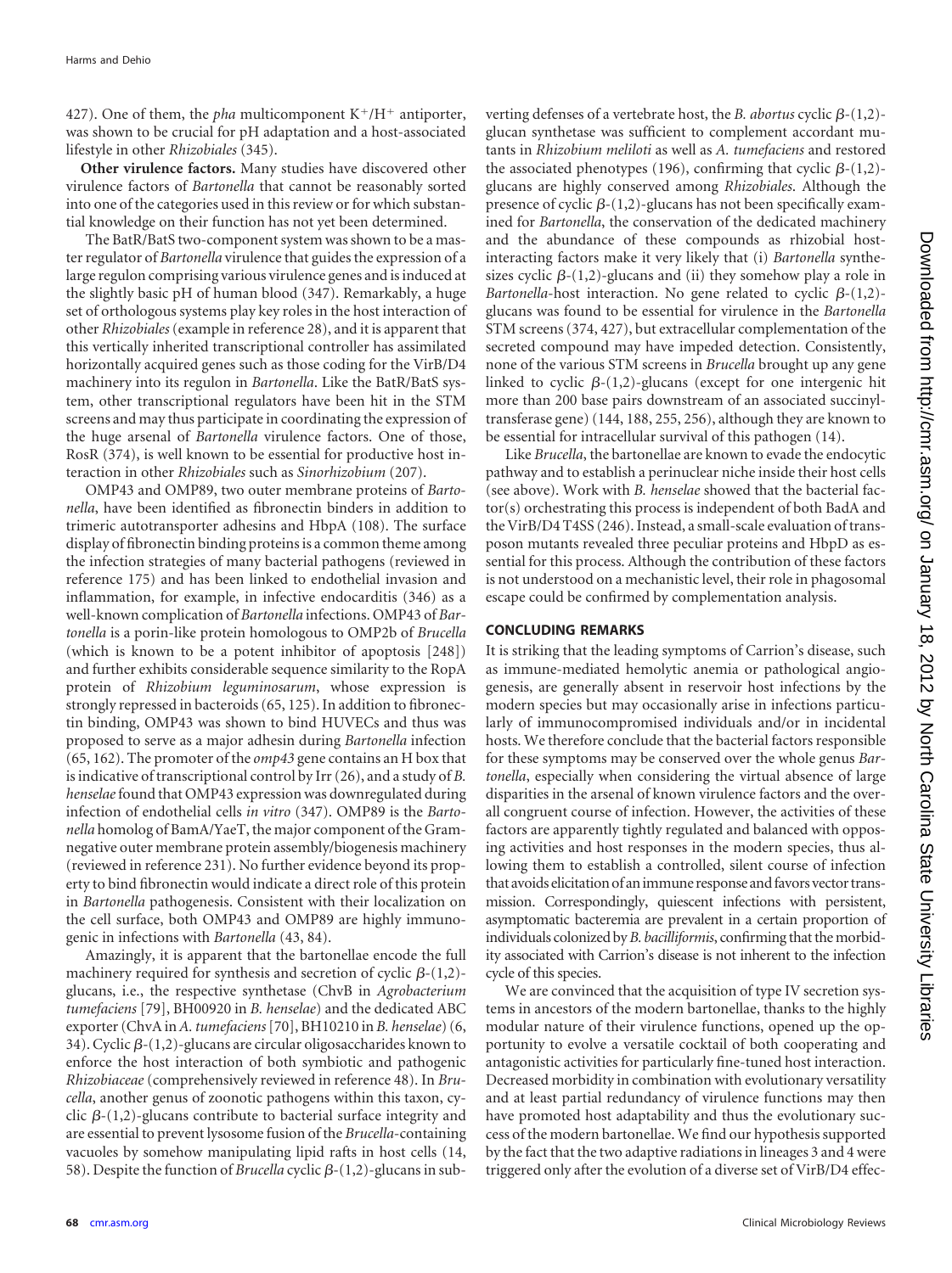427). One of them, the *pha* multicomponent $K^+/H^+$ antiporter, was shown to be crucial for pH adaptation and a host-associated lifestyle in other *Rhizobiales* (345).

**Other virulence factors.** Many studies have discovered other virulence factors of *Bartonella* that cannot be reasonably sorted into one of the categories used in this review or for which substantial knowledge on their function has not yet been determined.

The BatR/BatS two-component system was shown to be a master regulator of *Bartonella* virulence that guides the expression of a large regulon comprising various virulence genes and is induced at the slightly basic pH of human blood (347). Remarkably, a huge set of orthologous systems play key roles in the host interaction of other *Rhizobiales* (example in reference 28), and it is apparent that this vertically inherited transcriptional controller has assimilated horizontally acquired genes such as those coding for the VirB/D4 machinery into its regulon in *Bartonella*. Like the BatR/BatS system, other transcriptional regulators have been hit in the STM screens and may thus participate in coordinating the expression of the huge arsenal of *Bartonella* virulence factors. One of those, RosR (374), is well known to be essential for productive host interaction in other *Rhizobiales* such as *Sinorhizobium* (207).

OMP43 and OMP89, two outer membrane proteins of *Bartonella*, have been identified as fibronectin binders in addition to trimeric autotransporter adhesins and HbpA (108). The surface display of fibronectin binding proteins is a common theme among the infection strategies of many bacterial pathogens (reviewed in reference 175) and has been linked to endothelial invasion and inflammation, for example, in infective endocarditis (346) as a well-known complication of *Bartonella* infections. OMP43 of *Bartonella* is a porin-like protein homologous to OMP2b of *Brucella* (which is known to be a potent inhibitor of apoptosis [248]) and further exhibits considerable sequence similarity to the RopA protein of *Rhizobium leguminosarum*, whose expression is strongly repressed in bacteroids (65, 125). In addition to fibronectin binding, OMP43 was shown to bind HUVECs and thus was proposed to serve as a major adhesin during *Bartonella* infection (65, 162). The promoter of the *omp43* gene contains an H box that is indicative of transcriptional control by Irr (26), and a study of *B. henselae* found that OMP43 expression was downregulated during infection of endothelial cells *in vitro* (347). OMP89 is the *Bartonella* homolog of BamA/YaeT, the major component of the Gram-negative outer membrane protein assembly/biogenesis machinery (reviewed in reference 231). No further evidence beyond its property to bind fibronectin would indicate a direct role of this protein in *Bartonella* pathogenesis. Consistent with their localization on the cell surface, both OMP43 and OMP89 are highly immunogenic in infections with *Bartonella* (43, 84).

Amazingly, it is apparent that the bartonellae encode the full machinery required for synthesis and secretion of cyclic $\beta$-(1,2)-glucans, i.e., the respective synthetase (ChvB in *Agrobacterium tumefaciens* [79], BH00920 in *B. henselae*) and the dedicated ABC exporter (ChvA in *A. tumefaciens* [70], BH10210 in *B. henselae*) (6, 34). Cyclic $\beta$-(1,2)-glucans are circular oligosaccharides known to enforce the host interaction of both symbiotic and pathogenic *Rhizobiaceae* (comprehensively reviewed in reference 48). In *Brucella*, another genus of zoonotic pathogens within this taxon, cyclic $\beta$-(1,2)-glucans contribute to bacterial surface integrity and are essential to prevent lysosome fusion of the *Brucella*-containing vacuoles by somehow manipulating lipid rafts in host cells (14, 58). Despite the function of *Brucella* cyclic $\beta$-(1,2)-glucans in subverting defenses of a vertebrate host, the *B. abortus* cyclic $\beta$-(1,2)-glucan synthetase was sufficient to complement accordant mutants in *Rhizobium meliloti* as well as *A. tumefaciens* and restored the associated phenotypes (196), confirming that cyclic $\beta$-(1,2)-glucans are highly conserved among *Rhizobiales*. Although the presence of cyclic $\beta$-(1,2)-glucans has not been specifically examined for *Bartonella*, the conservation of the dedicated machinery and the abundance of these compounds as rhizobial host-interacting factors make it very likely that (i) *Bartonella* synthesizes cyclic $\beta$-(1,2)-glucans and (ii) they somehow play a role in *Bartonella*-host interaction. No gene related to cyclic $\beta$-(1,2)-glucans was found to be essential for virulence in the *Bartonella* STM screens (374, 427), but extracellular complementation of the secreted compound may have impeded detection. Consistently, none of the various STM screens in *Brucella* brought up any gene linked to cyclic $\beta$-(1,2)-glucans (except for one intergenic hit more than 200 base pairs downstream of an associated succinyltransferase gene) (144, 188, 255, 256), although they are known to be essential for intracellular survival of this pathogen (14).

Like *Brucella*, the bartonellae are known to evade the endocytic pathway and to establish a perinuclear niche inside their host cells (see above). Work with *B. henselae* showed that the bacterial factor(s) orchestrating this process is independent of both BadA and the VirB/D4 T4SS (246). Instead, a small-scale evaluation of transposon mutants revealed three peculiar proteins and HbpD as essential for this process. Although the contribution of these factors is not understood on a mechanistic level, their role in phagosomal escape could be confirmed by complementation analysis.

## CONCLUDING REMARKS

It is striking that the leading symptoms of Carrion's disease, such as immune-mediated hemolytic anemia or pathological angiogenesis, are generally absent in reservoir host infections by the modern species but may occasionally arise in infections particularly of immunocompromised individuals and/or in incidental hosts. We therefore conclude that the bacterial factors responsible for these symptoms may be conserved over the whole genus *Bartonella*, especially when considering the virtual absence of large disparities in the arsenal of known virulence factors and the overall congruent course of infection. However, the activities of these factors are apparently tightly regulated and balanced with opposing activities and host responses in the modern species, thus allowing them to establish a controlled, silent course of infection that avoids elicitation of an immune response and favors vector transmission. Correspondingly, quiescent infections with persistent, asymptomatic bacteremia are prevalent in a certain proportion of individuals colonized by *B. bacilliformis*, confirming that the morbidity associated with Carrion's disease is not inherent to the infection cycle of this species.

We are convinced that the acquisition of type IV secretion systems in ancestors of the modern bartonellae, thanks to the highly modular nature of their virulence functions, opened up the opportunity to evolve a versatile cocktail of both cooperating and antagonistic activities for particularly fine-tuned host interaction. Decreased morbidity in combination with evolutionary versatility and at least partial redundancy of virulence functions may then have promoted host adaptability and thus the evolutionary success of the modern bartonellae. We find our hypothesis supported by the fact that the two adaptive radiations in lineages 3 and 4 were triggered only after the evolution of a diverse set of VirB/D4 effec-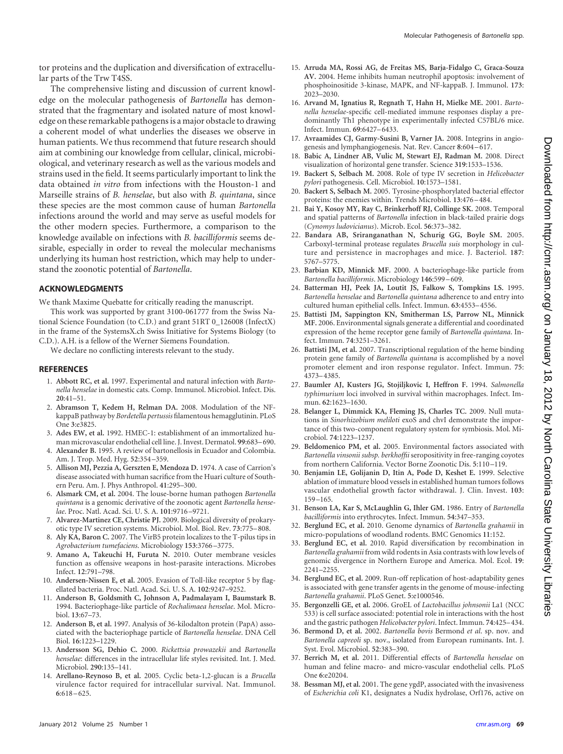tor proteins and the duplication and diversification of extracellular parts of the Trw T4SS.

The comprehensive listing and discussion of current knowledge on the molecular pathogenesis of *Bartonella* has demonstrated that the fragmentary and isolated nature of most knowledge on these remarkable pathogens is a major obstacle to drawing a coherent model of what underlies the diseases we observe in human patients. We thus recommend that future research should aim at combining our knowledge from cellular, clinical, microbiological, and veterinary research as well as the various models and strains used in the field. It seems particularly important to link the data obtained *in vitro* from infections with the Houston-1 and Marseille strains of *B. henselae*, but also with *B. quintana*, since these species are the most common cause of human *Bartonella* infections around the world and may serve as useful models for the other modern species. Furthermore, a comparison to the knowledge available on infections with *B. bacilliformis* seems desirable, especially in order to reveal the molecular mechanisms underlying its human host restriction, which may help to understand the zoonotic potential of *Bartonella*.

## ACKNOWLEDGMENTS

We thank Maxime Quebatte for critically reading the manuscript.

This work was supported by grant 3100-061777 from the Swiss National Science Foundation (to C.D.) and grant 51RT 0_126008 (InfectX) in the frame of the SystemsX.ch Swiss Initiative for Systems Biology (to C.D.). A.H. is a fellow of the Werner Siemens Foundation.

We declare no conflicting interests relevant to the study.

## REFERENCES

1. **Abbott RC, et al.** 1997. Experimental and natural infection with *Bartonella henselae* in domestic cats. Comp. Immunol. Microbiol. Infect. Dis. **20**:41–51.
2. **Abramson T, Kedem H, Relman DA.** 2008. Modulation of the NF-kappaB pathway by *Bordetella pertussis* filamentous hemagglutinin. PLoS One **3**:e3825.
3. **Ades EW, et al.** 1992. HMEC-1: establishment of an immortalized human microvascular endothelial cell line. J. Invest. Dermatol. **99**:683–690.
4. **Alexander B.** 1995. A review of bartonellosis in Ecuador and Colombia. Am. J. Trop. Med. Hyg. **52**:354–359.
5. **Allison MJ, Pezzia A, Gerszten E, Mendoza D.** 1974. A case of Carrion's disease associated with human sacrifice from the Huari culture of Southern Peru. Am. J. Phys Anthropol. **41**:295–300.
6. **Alsmark CM, et al.** 2004. The louse-borne human pathogen *Bartonella quintana* is a genomic derivative of the zoonotic agent *Bartonella henselae*. Proc. Natl. Acad. Sci. U. S. A. **101**:9716–9721.
7. **Alvarez-Martinez CE, Christie PJ.** 2009. Biological diversity of prokaryotic type IV secretion systems. Microbiol. Mol. Biol. Rev. **73**:775–808.
8. **Aly KA, Baron C.** 2007. The VirB5 protein localizes to the T-pilus tips in *Agrobacterium tumefaciens*. Microbiology **153**:3766–3775.
9. **Amano A, Takeuchi H, Furuta N.** 2010. Outer membrane vesicles function as offensive weapons in host-parasite interactions. Microbes Infect. **12**:791–798.
10. **Andersen-Nissen E, et al.** 2005. Evasion of Toll-like receptor 5 by flagellated bacteria. Proc. Natl. Acad. Sci. U. S. A. **102**:9247–9252.
11. **Anderson B, Goldsmith C, Johnson A, Padmalayam I, Baumstark B.** 1994. Bacteriophage-like particle of *Rochalimaea henselae*. Mol. Microbiol. **13**:67–73.
12. **Anderson B, et al.** 1997. Analysis of 36-kilodalton protein (PapA) associated with the bacteriophage particle of *Bartonella henselae*. DNA Cell Biol. **16**:1223–1229.
13. **Andersson SG, Dehio C.** 2000. *Rickettsia prowazekii* and *Bartonella henselae*: differences in the intracellular life styles revisited. Int. J. Med. Microbiol. **290**:135–141.
14. **Arellano-Reynoso B, et al.** 2005. Cyclic beta-1,2-glucan is a *Brucella* virulence factor required for intracellular survival. Nat. Immunol. **6**:618–625.
15. **Arruda MA, Rossi AG, de Freitas MS, Barja-Fidalgo C, Graca-Souza AV.** 2004. Heme inhibits human neutrophil apoptosis: involvement of phosphoinositide 3-kinase, MAPK, and NF-kappaB. J. Immunol. **173**: 2023–2030.
16. **Arvand M, Ignatius R, Regnath T, Hahn H, Mielke ME.** 2001. *Bartonella henselae*-specific cell-mediated immune responses display a predominantly Th1 phenotype in experimentally infected C57BL/6 mice. Infect. Immun. **69**:6427–6433.
17. **Avraamides CJ, Garmy-Susini B, Varner JA.** 2008. Integrins in angiogenesis and lymphangiogenesis. Nat. Rev. Cancer **8**:604–617.
18. **Babic A, Lindner AB, Vulic M, Stewart EJ, Radman M.** 2008. Direct visualization of horizontal gene transfer. Science **319**:1533–1536.
19. **Backert S, Selbach M.** 2008. Role of type IV secretion in *Helicobacter pylori* pathogenesis. Cell. Microbiol. **10**:1573–1581.
20. **Backert S, Selbach M.** 2005. Tyrosine-phosphorylated bacterial effector proteins: the enemies within. Trends Microbiol. **13**:476–484.
21. **Bai Y, Kosoy MY, Ray C, Brinkerhoff RJ, Collinge SK.** 2008. Temporal and spatial patterns of *Bartonella* infection in black-tailed prairie dogs (*Cynomys ludovicianus*). Microb. Ecol. **56**:373–382.
22. **Bandara AB, Sriranganathan N, Schurig GG, Boyle SM.** 2005. Carboxyl-terminal protease regulates *Brucella suis* morphology in culture and persistence in macrophages and mice. J. Bacteriol. **187**: 5767–5775.
23. **Barbian KD, Minnick MF.** 2000. A bacteriophage-like particle from *Bartonella bacilliformis*. Microbiology **146**:599–609.
24. **Batterman HJ, Peek JA, Loutit JS, Falkow S, Tompkins LS.** 1995. *Bartonella henselae* and *Bartonella quintana* adherence to and entry into cultured human epithelial cells. Infect. Immun. **63**:4553–4556.
25. **Battisti JM, Sappington KN, Smitherman LS, Parrow NL, Minnick MF.** 2006. Environmental signals generate a differential and coordinated expression of the heme receptor gene family of *Bartonella quintana*. Infect. Immun. **74**:3251–3261.
26. **Battisti JM, et al.** 2007. Transcriptional regulation of the heme binding protein gene family of *Bartonella quintana* is accomplished by a novel promoter element and iron response regulator. Infect. Immun. **75**: 4373–4385.
27. **Baumler AJ, Kusters JG, Stojiljkovic I, Heffron F.** 1994. *Salmonella typhimurium* loci involved in survival within macrophages. Infect. Immun. **62**:1623–1630.
28. **Belanger L, Dimmick KA, Fleming JS, Charles TC.** 2009. Null mutations in *Sinorhizobium meliloti* exoS and chvI demonstrate the importance of this two-component regulatory system for symbiosis. Mol. Microbiol. **74**:1223–1237.
29. **Beldomenico PM, et al.** 2005. Environmental factors associated with *Bartonella vinsonii subsp. berkhoffii* seropositivity in free-ranging coyotes from northern California. Vector Borne Zoonotic Dis. **5**:110–119.
30. **Benjamin LE, Golijanin D, Itin A, Pode D, Keshet E.** 1999. Selective ablation of immature blood vessels in established human tumors follows vascular endothelial growth factor withdrawal. J. Clin. Invest. **103**: 159–165.
31. **Benson LA, Kar S, McLaughlin G, Ihler GM.** 1986. Entry of *Bartonella bacilliformis* into erythrocytes. Infect. Immun. **54**:347–353.
32. **Berglund EC, et al.** 2010. Genome dynamics of *Bartonella grahamii* in micro-populations of woodland rodents. BMC Genomics **11**:152.
33. **Berglund EC, et al.** 2010. Rapid diversification by recombination in *Bartonella grahamii* from wild rodents in Asia contrasts with low levels of genomic divergence in Northern Europe and America. Mol. Ecol. **19**: 2241–2255.
34. **Berglund EC, et al.** 2009. Run-off replication of host-adaptability genes is associated with gene transfer agents in the genome of mouse-infecting *Bartonella grahamii*. PLoS Genet. **5**:e1000546.
35. **Bergonzelli GE, et al.** 2006. GroEL of *Lactobacillus johnsonii* La1 (NCC 533) is cell surface associated: potential role in interactions with the host and the gastric pathogen *Helicobacter pylori*. Infect. Immun. **74**:425–434.
36. **Bermond D, et al.** 2002. *Bartonella bovis* Bermond *et al.* sp. nov. and *Bartonella capreoli* sp. nov., isolated from European ruminants. Int. J. Syst. Evol. Microbiol. **52**:383–390.
37. **Berrich M, et al.** 2011. Differential effects of *Bartonella henselae* on human and feline macro- and micro-vascular endothelial cells. PLoS One **6**:e20204.
38. **Bessman MJ, et al.** 2001. The gene ygdP, associated with the invasiveness of *Escherichia coli* K1, designates a Nudix hydrolase, Orf176, active on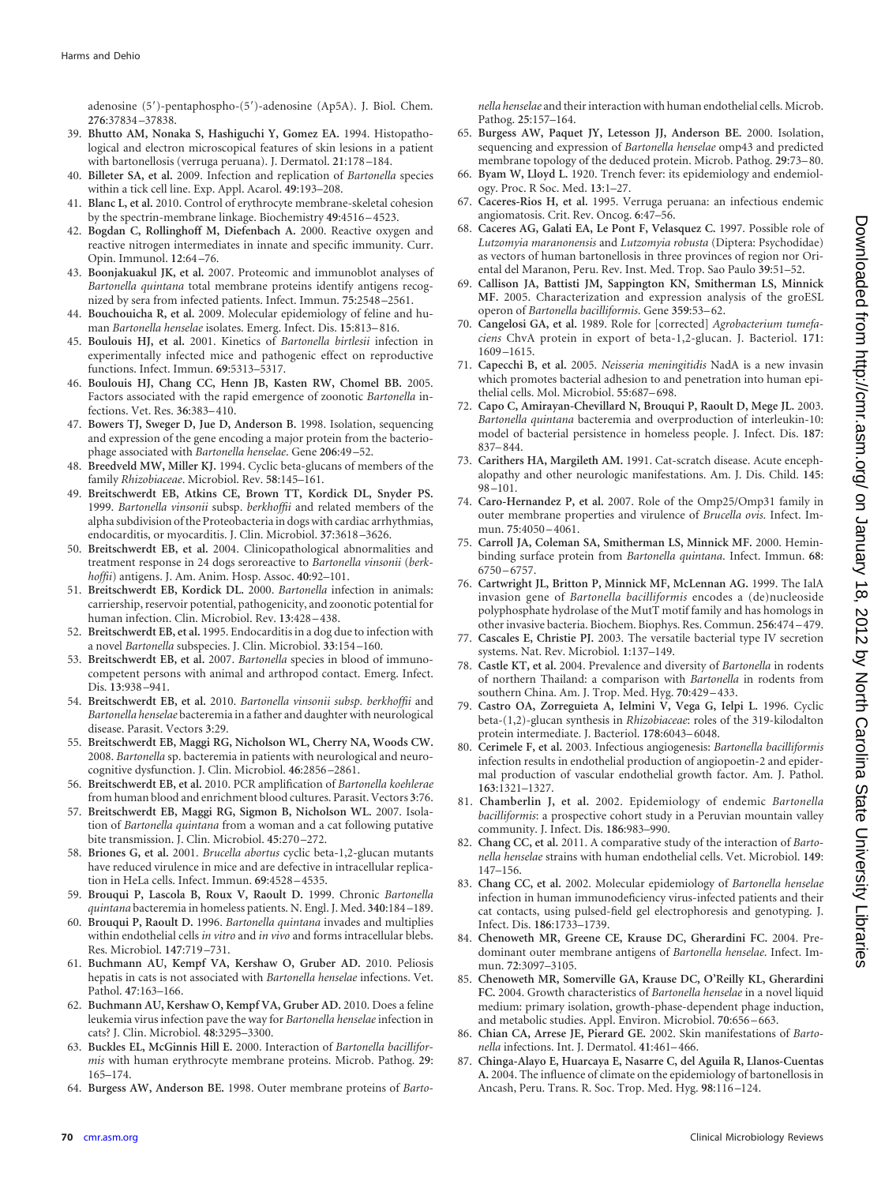adenosine (5′)-pentaphospho-(5′)-adenosine (Ap5A). J. Biol. Chem. **276**:37834–37838.

39. **Bhutto AM, Nonaka S, Hashiguchi Y, Gomez EA.** 1994. Histopathological and electron microscopical features of skin lesions in a patient with bartonellosis (verruga peruana). J. Dermatol. **21**:178–184.
40. **Billeter SA, et al.** 2009. Infection and replication of *Bartonella* species within a tick cell line. Exp. Appl. Acarol. **49**:193–208.
41. **Blanc L, et al.** 2010. Control of erythrocyte membrane-skeletal cohesion by the spectrin-membrane linkage. Biochemistry **49**:4516–4523.
42. **Bogdan C, Rollinghoff M, Diefenbach A.** 2000. Reactive oxygen and reactive nitrogen intermediates in innate and specific immunity. Curr. Opin. Immunol. **12**:64–76.
43. **Boonjakuakul JK, et al.** 2007. Proteomic and immunoblot analyses of *Bartonella quintana* total membrane proteins identify antigens recognized by sera from infected patients. Infect. Immun. **75**:2548–2561.
44. **Bouchouicha R, et al.** 2009. Molecular epidemiology of feline and human *Bartonella henselae* isolates. Emerg. Infect. Dis. **15**:813–816.
45. **Boulouis HJ, et al.** 2001. Kinetics of *Bartonella birtlesii* infection in experimentally infected mice and pathogenic effect on reproductive functions. Infect. Immun. **69**:5313–5317.
46. **Boulouis HJ, Chang CC, Henn JB, Kasten RW, Chomel BB.** 2005. Factors associated with the rapid emergence of zoonotic *Bartonella* infections. Vet. Res. **36**:383–410.
47. **Bowers TJ, Sweger D, Jue D, Anderson B.** 1998. Isolation, sequencing and expression of the gene encoding a major protein from the bacteriophage associated with *Bartonella henselae*. Gene **206**:49–52.
48. **Breedveld MW, Miller KJ.** 1994. Cyclic beta-glucans of members of the family *Rhizobiaceae*. Microbiol. Rev. **58**:145–161.
49. **Breitschwerdt EB, Atkins CE, Brown TT, Kordick DL, Snyder PS.** 1999. *Bartonella vinsonii* subsp. *berkhoffii* and related members of the alpha subdivision of the Proteobacteria in dogs with cardiac arrhythmias, endocarditis, or myocarditis. J. Clin. Microbiol. **37**:3618–3626.
50. **Breitschwerdt EB, et al.** 2004. Clinicopathological abnormalities and treatment response in 24 dogs seroreactive to *Bartonella vinsonii* (*berkhoffii*) antigens. J. Am. Anim. Hosp. Assoc. **40**:92–101.
51. **Breitschwerdt EB, Kordick DL.** 2000. *Bartonella* infection in animals: carriership, reservoir potential, pathogenicity, and zoonotic potential for human infection. Clin. Microbiol. Rev. **13**:428–438.
52. **Breitschwerdt EB, et al.** 1995. Endocarditis in a dog due to infection with a novel *Bartonella* subspecies. J. Clin. Microbiol. **33**:154–160.
53. **Breitschwerdt EB, et al.** 2007. *Bartonella* species in blood of immunocompetent persons with animal and arthropod contact. Emerg. Infect. Dis. **13**:938–941.
54. **Breitschwerdt EB, et al.** 2010. *Bartonella vinsonii subsp. berkhoffii* and *Bartonella henselae* bacteremia in a father and daughter with neurological disease. Parasit. Vectors **3**:29.
55. **Breitschwerdt EB, Maggi RG, Nicholson WL, Cherry NA, Woods CW.** 2008. *Bartonella* sp. bacteremia in patients with neurological and neurocognitive dysfunction. J. Clin. Microbiol. **46**:2856–2861.
56. **Breitschwerdt EB, et al.** 2010. PCR amplification of *Bartonella koehlerae* from human blood and enrichment blood cultures. Parasit. Vectors **3**:76.
57. **Breitschwerdt EB, Maggi RG, Sigmon B, Nicholson WL.** 2007. Isolation of *Bartonella quintana* from a woman and a cat following putative bite transmission. J. Clin. Microbiol. **45**:270–272.
58. **Briones G, et al.** 2001. *Brucella abortus* cyclic beta-1,2-glucan mutants have reduced virulence in mice and are defective in intracellular replication in HeLa cells. Infect. Immun. **69**:4528–4535.
59. **Brouqui P, Lascola B, Roux V, Raoult D.** 1999. Chronic *Bartonella quintana* bacteremia in homeless patients. N. Engl. J. Med. **340**:184–189.
60. **Brouqui P, Raoult D.** 1996. *Bartonella quintana* invades and multiplies within endothelial cells *in vitro* and *in vivo* and forms intracellular blebs. Res. Microbiol. **147**:719–731.
61. **Buchmann AU, Kempf VA, Kershaw O, Gruber AD.** 2010. Peliosis hepatis in cats is not associated with *Bartonella henselae* infections. Vet. Pathol. **47**:163–166.
62. **Buchmann AU, Kershaw O, Kempf VA, Gruber AD.** 2010. Does a feline leukemia virus infection pave the way for *Bartonella henselae* infection in cats? J. Clin. Microbiol. **48**:3295–3300.
63. **Buckles EL, McGinnis Hill E.** 2000. Interaction of *Bartonella bacilliformis* with human erythrocyte membrane proteins. Microb. Pathog. **29**: 165–174.
64. **Burgess AW, Anderson BE.** 1998. Outer membrane proteins of *Bartonella henselae* and their interaction with human endothelial cells. Microb. Pathog. **25**:157–164.
65. **Burgess AW, Paquet JY, Letesson JJ, Anderson BE.** 2000. Isolation, sequencing and expression of *Bartonella henselae* omp43 and predicted membrane topology of the deduced protein. Microb. Pathog. **29**:73–80.
66. **Byam W, Lloyd L.** 1920. Trench fever: its epidemiology and endemiology. Proc. R Soc. Med. **13**:1–27.
67. **Caceres-Rios H, et al.** 1995. Verruga peruana: an infectious endemic angiomatosis. Crit. Rev. Oncog. **6**:47–56.
68. **Caceres AG, Galati EA, Le Pont F, Velasquez C.** 1997. Possible role of *Lutzomyia maranonensis* and *Lutzomyia robusta* (Diptera: Psychodidae) as vectors of human bartonellosis in three provinces of region nor Oriental del Maranon, Peru. Rev. Inst. Med. Trop. Sao Paulo **39**:51–52.
69. **Callison JA, Battisti JM, Sappington KN, Smitherman LS, Minnick MF.** 2005. Characterization and expression analysis of the groESL operon of *Bartonella bacilliformis*. Gene **359**:53–62.
70. **Cangelosi GA, et al.** 1989. Role for [corrected] *Agrobacterium tumefaciens* ChvA protein in export of beta-1,2-glucan. J. Bacteriol. **171**: 1609–1615.
71. **Capecchi B, et al.** 2005. *Neisseria meningitidis* NadA is a new invasin which promotes bacterial adhesion to and penetration into human epithelial cells. Mol. Microbiol. **55**:687–698.
72. **Capo C, Amirayan-Chevillard N, Brouqui P, Raoult D, Mege JL.** 2003. *Bartonella quintana* bacteremia and overproduction of interleukin-10: model of bacterial persistence in homeless people. J. Infect. Dis. **187**: 837–844.
73. **Carithers HA, Margileth AM.** 1991. Cat-scratch disease. Acute encephalopathy and other neurologic manifestations. Am. J. Dis. Child. **145**: 98–101.
74. **Caro-Hernandez P, et al.** 2007. Role of the Omp25/Omp31 family in outer membrane properties and virulence of *Brucella ovis*. Infect. Immun. **75**:4050–4061.
75. **Carroll JA, Coleman SA, Smitherman LS, Minnick MF.** 2000. Hemin-binding surface protein from *Bartonella quintana*. Infect. Immun. **68**: 6750–6757.
76. **Cartwright JL, Britton P, Minnick MF, McLennan AG.** 1999. The IalA invasion gene of *Bartonella bacilliformis* encodes a (de)nucleoside polyphosphate hydrolase of the MutT motif family and has homologs in other invasive bacteria. Biochem. Biophys. Res. Commun. **256**:474–479.
77. **Cascales E, Christie PJ.** 2003. The versatile bacterial type IV secretion systems. Nat. Rev. Microbiol. **1**:137–149.
78. **Castle KT, et al.** 2004. Prevalence and diversity of *Bartonella* in rodents of northern Thailand: a comparison with *Bartonella* in rodents from southern China. Am. J. Trop. Med. Hyg. **70**:429–433.
79. **Castro OA, Zorreguieta A, Ielmini V, Vega G, Ielpi L.** 1996. Cyclic beta-(1,2)-glucan synthesis in *Rhizobiaceae*: roles of the 319-kilodalton protein intermediate. J. Bacteriol. **178**:6043–6048.
80. **Cerimele F, et al.** 2003. Infectious angiogenesis: *Bartonella bacilliformis* infection results in endothelial production of angiopoetin-2 and epidermal production of vascular endothelial growth factor. Am. J. Pathol. **163**:1321–1327.
81. **Chamberlin J, et al.** 2002. Epidemiology of endemic *Bartonella bacilliformis*: a prospective cohort study in a Peruvian mountain valley community. J. Infect. Dis. **186**:983–990.
82. **Chang CC, et al.** 2011. A comparative study of the interaction of *Bartonella henselae* strains with human endothelial cells. Vet. Microbiol. **149**: 147–156.
83. **Chang CC, et al.** 2002. Molecular epidemiology of *Bartonella henselae* infection in human immunodeficiency virus-infected patients and their cat contacts, using pulsed-field gel electrophoresis and genotyping. J. Infect. Dis. **186**:1733–1739.
84. **Chenoweth MR, Greene CE, Krause DC, Gherardini FC.** 2004. Predominant outer membrane antigens of *Bartonella henselae*. Infect. Immun. **72**:3097–3105.
85. **Chenoweth MR, Somerville GA, Krause DC, O'Reilly KL, Gherardini FC.** 2004. Growth characteristics of *Bartonella henselae* in a novel liquid medium: primary isolation, growth-phase-dependent phage induction, and metabolic studies. Appl. Environ. Microbiol. **70**:656–663.
86. **Chian CA, Arrese JE, Pierard GE.** 2002. Skin manifestations of *Bartonella* infections. Int. J. Dermatol. **41**:461–466.
87. **Chinga-Alayo E, Huarcaya E, Nasarre C, del Aguila R, Llanos-Cuentas A.** 2004. The influence of climate on the epidemiology of bartonellosis in Ancash, Peru. Trans. R. Soc. Trop. Med. Hyg. **98**:116–124.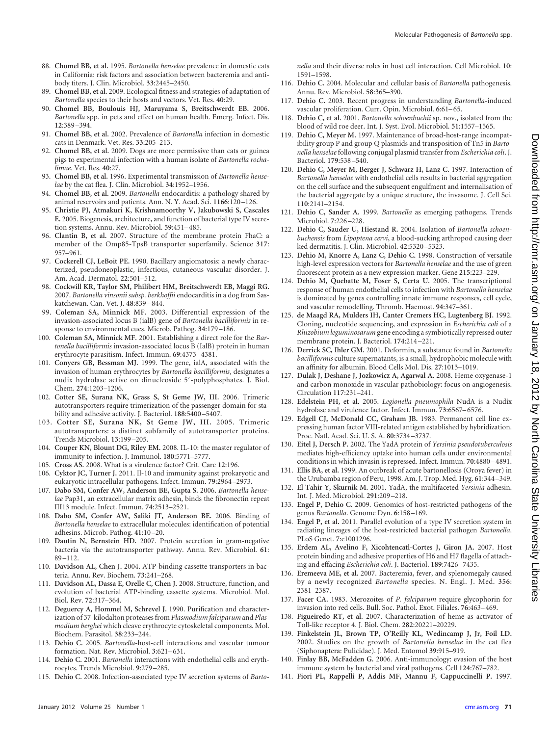88. **Chomel BB, et al.** 1995. *Bartonella henselae* prevalence in domestic cats in California: risk factors and association between bacteremia and antibody titers. J. Clin. Microbiol. **33**:2445–2450.
89. **Chomel BB, et al.** 2009. Ecological fitness and strategies of adaptation of *Bartonella* species to their hosts and vectors. Vet. Res. **40**:29.
90. **Chomel BB, Boulouis HJ, Maruyama S, Breitschwerdt EB.** 2006. *Bartonella* spp. in pets and effect on human health. Emerg. Infect. Dis. **12**:389–394.
91. **Chomel BB, et al.** 2002. Prevalence of *Bartonella* infection in domestic cats in Denmark. Vet. Res. **33**:205–213.
92. **Chomel BB, et al.** 2009. Dogs are more permissive than cats or guinea pigs to experimental infection with a human isolate of *Bartonella rochalimae*. Vet. Res. **40**:27.
93. **Chomel BB, et al.** 1996. Experimental transmission of *Bartonella henselae* by the cat flea. J. Clin. Microbiol. **34**:1952–1956.
94. **Chomel BB, et al.** 2009. *Bartonella* endocarditis: a pathology shared by animal reservoirs and patients. Ann. N. Y. Acad. Sci. **1166**:120–126.
95. **Christie PJ, Atmakuri K, Krishnamoorthy V, Jakubowski S, Cascales E.** 2005. Biogenesis, architecture, and function of bacterial type IV secretion systems. Annu. Rev. Microbiol. **59**:451–485.
96. **Clantin B, et al.** 2007. Structure of the membrane protein FhaC: a member of the Omp85-TpsB transporter superfamily. Science **317**: 957–961.
97. **Cockerell CJ, LeBoit PE.** 1990. Bacillary angiomatosis: a newly characterized, pseudoneoplastic, infectious, cutaneous vascular disorder. J. Am. Acad. Dermatol. **22**:501–512.
98. **Cockwill KR, Taylor SM, Philibert HM, Breitschwerdt EB, Maggi RG.** 2007. *Bartonella vinsonii subsp. berkhoffii* endocarditis in a dog from Saskatchewan. Can. Vet. J. **48**:839–844.
99. **Coleman SA, Minnick MF.** 2003. Differential expression of the invasion-associated locus B (ialB) gene of *Bartonella bacilliformis* in response to environmental cues. Microb. Pathog. **34**:179–186.
100. **Coleman SA, Minnick MF.** 2001. Establishing a direct role for the *Bartonella bacilliformis* invasion-associated locus B (IalB) protein in human erythrocyte parasitism. Infect. Immun. **69**:4373–4381.
101. **Conyers GB, Bessman MJ.** 1999. The gene, ialA, associated with the invasion of human erythrocytes by *Bartonella bacilliformis*, designates a nudix hydrolase active on dinucleoside 5′-polyphosphates. J. Biol. Chem. **274**:1203–1206.
102. **Cotter SE, Surana NK, Grass S, St Geme JW, III.** 2006. Trimeric autotransporters require trimerization of the passenger domain for stability and adhesive activity. J. Bacteriol. **188**:5400–5407.
103. **Cotter SE, Surana NK, St Geme JW, III.** 2005. Trimeric autotransporters: a distinct subfamily of autotransporter proteins. Trends Microbiol. **13**:199–205.
104. **Couper KN, Blount DG, Riley EM.** 2008. IL-10: the master regulator of immunity to infection. J. Immunol. **180**:5771–5777.
105. **Cross AS.** 2008. What is a virulence factor? Crit. Care **12**:196.
106. **Cyktor JC, Turner J.** 2011. Il-10 and immunity against prokaryotic and eukaryotic intracellular pathogens. Infect. Immun. **79**:2964–2973.
107. **Dabo SM, Confer AW, Anderson BE, Gupta S.** 2006. *Bartonella henselae* Pap31, an extracellular matrix adhesin, binds the fibronectin repeat III13 module. Infect. Immun. **74**:2513–2521.
108. **Dabo SM, Confer AW, Saliki JT, Anderson BE.** 2006. Binding of *Bartonella henselae* to extracellular molecules: identification of potential adhesins. Microb. Pathog. **41**:10–20.
109. **Dautin N, Bernstein HD.** 2007. Protein secretion in gram-negative bacteria via the autotransporter pathway. Annu. Rev. Microbiol. **61**: 89–112.
110. **Davidson AL, Chen J.** 2004. ATP-binding cassette transporters in bacteria. Annu. Rev. Biochem. **73**:241–268.
111. **Davidson AL, Dassa E, Orelle C, Chen J.** 2008. Structure, function, and evolution of bacterial ATP-binding cassette systems. Microbiol. Mol. Biol. Rev. **72**:317–364.
112. **Deguercy A, Hommel M, Schrevel J.** 1990. Purification and characterization of 37-kilodalton proteases from *Plasmodium falciparum* and *Plasmodium berghei* which cleave erythrocyte cytoskeletal components. Mol. Biochem. Parasitol. **38**:233–244.
113. **Dehio C.** 2005. *Bartonella*-host-cell interactions and vascular tumour formation. Nat. Rev. Microbiol. **3**:621–631.
114. **Dehio C.** 2001. *Bartonella* interactions with endothelial cells and erythrocytes. Trends Microbiol. **9**:279–285.
115. **Dehio C.** 2008. Infection-associated type IV secretion systems of *Bartonella* and their diverse roles in host cell interaction. Cell Microbiol. **10**: 1591–1598.
116. **Dehio C.** 2004. Molecular and cellular basis of *Bartonella* pathogenesis. Annu. Rev. Microbiol. **58**:365–390.
117. **Dehio C.** 2003. Recent progress in understanding *Bartonella*-induced vascular proliferation. Curr. Opin. Microbiol. **6**:61–65.
118. **Dehio C, et al.** 2001. *Bartonella schoenbuchii* sp. nov., isolated from the blood of wild roe deer. Int. J. Syst. Evol. Microbiol. **51**:1557–1565.
119. **Dehio C, Meyer M.** 1997. Maintenance of broad-host-range incompatibility group P and group Q plasmids and transposition of Tn5 in *Bartonella henselae* following conjugal plasmid transfer from *Escherichia coli*. J. Bacteriol. **179**:538–540.
120. **Dehio C, Meyer M, Berger J, Schwarz H, Lanz C.** 1997. Interaction of *Bartonella henselae* with endothelial cells results in bacterial aggregation on the cell surface and the subsequent engulfment and internalisation of the bacterial aggregate by a unique structure, the invasome. J. Cell Sci. **110**:2141–2154.
121. **Dehio C, Sander A.** 1999. *Bartonella* as emerging pathogens. Trends Microbiol. **7**:226–228.
122. **Dehio C, Sauder U, Hiestand R.** 2004. Isolation of *Bartonella schoenbuchensis* from *Lipoptena cervi*, a blood-sucking arthropod causing deer ked dermatitis. J. Clin. Microbiol. **42**:5320–5323.
123. **Dehio M, Knorre A, Lanz C, Dehio C.** 1998. Construction of versatile high-level expression vectors for *Bartonella henselae* and the use of green fluorescent protein as a new expression marker. Gene **215**:223–229.
124. **Dehio M, Quebatte M, Foser S, Certa U.** 2005. The transcriptional response of human endothelial cells to infection with *Bartonella henselae* is dominated by genes controlling innate immune responses, cell cycle, and vascular remodelling. Thromb. Haemost. **94**:347–361.
125. **de Maagd RA, Mulders IH, Canter Cremers HC, Lugtenberg BJ.** 1992. Cloning, nucleotide sequencing, and expression in *Escherichia coli* of a *Rhizobium leguminosarum* gene encoding a symbiotically repressed outer membrane protein. J. Bacteriol. **174**:214–221.
126. **Derrick SC, Ihler GM.** 2001. Deformin, a substance found in *Bartonella bacilliformis* culture supernatants, is a small, hydrophobic molecule with an affinity for albumin. Blood Cells Mol. Dis. **27**:1013–1019.
127. **Dulak J, Deshane J, Jozkowicz A, Agarwal A.** 2008. Heme oxygenase-1 and carbon monoxide in vascular pathobiology: focus on angiogenesis. Circulation **117**:231–241.
128. **Edelstein PH, et al.** 2005. *Legionella pneumophila* NudA is a Nudix hydrolase and virulence factor. Infect. Immun. **73**:6567–6576.
129. **Edgell CJ, McDonald CC, Graham JB.** 1983. Permanent cell line expressing human factor VIII-related antigen established by hybridization. Proc. Natl. Acad. Sci. U. S. A. **80**:3734–3737.
130. **Eitel J, Dersch P.** 2002. The YadA protein of *Yersinia pseudotuberculosis* mediates high-efficiency uptake into human cells under environmental conditions in which invasin is repressed. Infect. Immun. **70**:4880–4891.
131. **Ellis BA, et al.** 1999. An outbreak of acute bartonellosis (Oroya fever) in the Urubamba region of Peru, 1998. Am. J. Trop. Med. Hyg. **61**:344–349.
132. **El Tahir Y, Skurnik M.** 2001. YadA, the multifaceted *Yersinia* adhesin. Int. J. Med. Microbiol. **291**:209–218.
133. **Engel P, Dehio C.** 2009. Genomics of host-restricted pathogens of the genus *Bartonella*. Genome Dyn. **6**:158–169.
134. **Engel P, et al.** 2011. Parallel evolution of a type IV secretion system in radiating lineages of the host-restricted bacterial pathogen *Bartonella*. PLoS Genet. **7**:e1001296.
135. **Erdem AL, Avelino F, Xicohtencatl-Cortes J, Giron JA.** 2007. Host protein binding and adhesive properties of H6 and H7 flagella of attaching and effacing *Escherichia coli*. J. Bacteriol. **189**:7426–7435.
136. **Eremeeva ME, et al.** 2007. Bacteremia, fever, and splenomegaly caused by a newly recognized *Bartonella* species. N. Engl. J. Med. **356**: 2381–2387.
137. **Facer CA.** 1983. Merozoites of *P. falciparum* require glycophorin for invasion into red cells. Bull. Soc. Pathol. Exot. Filiales. **76**:463–469.
138. **Figueiredo RT, et al.** 2007. Characterization of heme as activator of Toll-like receptor 4. J. Biol. Chem. **282**:20221–20229.
139. **Finkelstein JL, Brown TP, O'Reilly KL, Wedincamp J, Jr, Foil LD.** 2002. Studies on the growth of *Bartonella henselae* in the cat flea (Siphonaptera: Pulicidae). J. Med. Entomol **39**:915–919.
140. **Finlay BB, McFadden G.** 2006. Anti-immunology: evasion of the host immune system by bacterial and viral pathogens. Cell **124**:767–782.
141. **Fiori PL, Rappelli P, Addis MF, Mannu F, Cappuccinelli P.** 1997.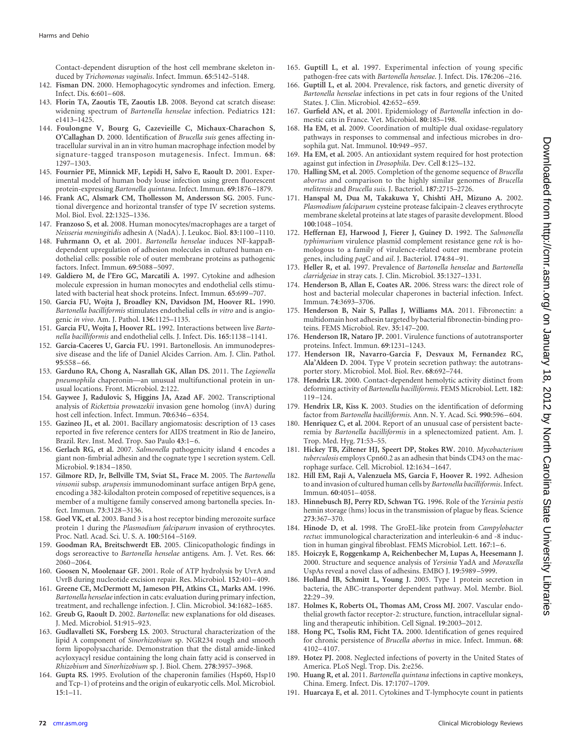Contact-dependent disruption of the host cell membrane skeleton induced by *Trichomonas vaginalis*. Infect. Immun. **65**:5142–5148.

142. **Fisman DN.** 2000. Hemophagocytic syndromes and infection. Emerg. Infect. Dis. **6**:601–608.
143. **Florin TA, Zaoutis TE, Zaoutis LB.** 2008. Beyond cat scratch disease: widening spectrum of *Bartonella henselae* infection. Pediatrics **121**: e1413–1425.
144. **Foulongne V, Bourg G, Cazevieille C, Michaux-Charachon S, O'Callaghan D.** 2000. Identification of *Brucella suis* genes affecting intracellular survival in an in vitro human macrophage infection model by signature-tagged transposon mutagenesis. Infect. Immun. **68**: 1297–1303.
145. **Fournier PE, Minnick MF, Lepidi H, Salvo E, Raoult D.** 2001. Experimental model of human body louse infection using green fluorescent protein-expressing *Bartonella quintana*. Infect. Immun. **69**:1876–1879.
146. **Frank AC, Alsmark CM, Thollesson M, Andersson SG.** 2005. Functional divergence and horizontal transfer of type IV secretion systems. Mol. Biol. Evol. **22**:1325–1336.
147. **Franzoso S, et al.** 2008. Human monocytes/macrophages are a target of *Neisseria meningitidis* adhesin A (NadA). J. Leukoc. Biol. **83**:1100–1110.
148. **Fuhrmann O, et al.** 2001. *Bartonella henselae* induces NF-kappaB-dependent upregulation of adhesion molecules in cultured human endothelial cells: possible role of outer membrane proteins as pathogenic factors. Infect. Immun. **69**:5088–5097.
149. **Galdiero M, de l'Ero GC, Marcatili A.** 1997. Cytokine and adhesion molecule expression in human monocytes and endothelial cells stimulated with bacterial heat shock proteins. Infect. Immun. **65**:699–707.
150. **Garcia FU, Wojta J, Broadley KN, Davidson JM, Hoover RL.** 1990. *Bartonella bacilliformis* stimulates endothelial cells *in vitro* and is angiogenic *in vivo*. Am. J. Pathol. **136**:1125–1135.
151. **Garcia FU, Wojta J, Hoover RL.** 1992. Interactions between live *Bartonella bacilliformis* and endothelial cells. J. Infect. Dis. **165**:1138–1141.
152. **Garcia-Caceres U, Garcia FU.** 1991. Bartonellosis. An immunodepressive disease and the life of Daniel Alcides Carrion. Am. J. Clin. Pathol. **95**:S58–66.
153. **Garduno RA, Chong A, Nasrallah GK, Allan DS.** 2011. The *Legionella pneumophila* chaperonin—an unusual multifunctional protein in unusual locations. Front. Microbiol. **2**:122.
154. **Gaywee J, Radulovic S, Higgins JA, Azad AF.** 2002. Transcriptional analysis of *Rickettsia prowazekii* invasion gene homolog (invA) during host cell infection. Infect. Immun. **70**:6346–6354.
155. **Gazineo JL, et al.** 2001. Bacillary angiomatosis: description of 13 cases reported in five reference centers for AIDS treatment in Rio de Janeiro, Brazil. Rev. Inst. Med. Trop. Sao Paulo **43**:1–6.
156. **Gerlach RG, et al.** 2007. *Salmonella* pathogenicity island 4 encodes a giant non-fimbrial adhesin and the cognate type 1 secretion system. Cell. Microbiol. **9**:1834–1850.
157. **Gilmore RD, Jr, Bellville TM, Sviat SL, Frace M.** 2005. The *Bartonella vinsonii* subsp. *arupensis* immunodominant surface antigen BrpA gene, encoding a 382-kilodalton protein composed of repetitive sequences, is a member of a multigene family conserved among bartonella species. Infect. Immun. **73**:3128–3136.
158. **Goel VK, et al.** 2003. Band 3 is a host receptor binding merozoite surface protein 1 during the *Plasmodium falciparum* invasion of erythrocytes. Proc. Natl. Acad. Sci. U. S. A. **100**:5164–5169.
159. **Goodman RA, Breitschwerdt EB.** 2005. Clinicopathologic findings in dogs seroreactive to *Bartonella henselae* antigens. Am. J. Vet. Res. **66**: 2060–2064.
160. **Goosen N, Moolenaar GF.** 2001. Role of ATP hydrolysis by UvrA and UvrB during nucleotide excision repair. Res. Microbiol. **152**:401–409.
161. **Greene CE, McDermott M, Jameson PH, Atkins CL, Marks AM.** 1996. *Bartonella henselae* infection in cats: evaluation during primary infection, treatment, and rechallenge infection. J. Clin. Microbiol. **34**:1682–1685.
162. **Greub G, Raoult D.** 2002. *Bartonella*: new explanations for old diseases. J. Med. Microbiol. **51**:915–923.
163. **Gudlavalleti SK, Forsberg LS.** 2003. Structural characterization of the lipid A component of *Sinorhizobium* sp. NGR234 rough and smooth form lipopolysaccharide. Demonstration that the distal amide-linked acyloxyacyl residue containing the long chain fatty acid is conserved in *Rhizobium* and *Sinorhizobium* sp. J. Biol. Chem. **278**:3957–3968.
164. **Gupta RS.** 1995. Evolution of the chaperonin families (Hsp60, Hsp10 and Tcp-1) of proteins and the origin of eukaryotic cells. Mol. Microbiol. **15**:1–11.
165. **Guptill L, et al.** 1997. Experimental infection of young specific pathogen-free cats with *Bartonella henselae*. J. Infect. Dis. **176**:206–216.
166. **Guptill L, et al.** 2004. Prevalence, risk factors, and genetic diversity of *Bartonella henselae* infections in pet cats in four regions of the United States. J. Clin. Microbiol. **42**:652–659.
167. **Gurfield AN, et al.** 2001. Epidemiology of *Bartonella* infection in domestic cats in France. Vet. Microbiol. **80**:185–198.
168. **Ha EM, et al.** 2009. Coordination of multiple dual oxidase-regulatory pathways in responses to commensal and infectious microbes in drosophila gut. Nat. Immunol. **10**:949–957.
169. **Ha EM, et al.** 2005. An antioxidant system required for host protection against gut infection in *Drosophila*. Dev. Cell **8**:125–132.
170. **Halling SM, et al.** 2005. Completion of the genome sequence of *Brucella abortus* and comparison to the highly similar genomes of *Brucella melitensis* and *Brucella suis*. J. Bacteriol. **187**:2715–2726.
171. **Hanspal M, Dua M, Takakuwa Y, Chishti AH, Mizuno A.** 2002. *Plasmodium falciparum* cysteine protease falcipain-2 cleaves erythrocyte membrane skeletal proteins at late stages of parasite development. Blood **100**:1048–1054.
172. **Heffernan EJ, Harwood J, Fierer J, Guiney D.** 1992. The *Salmonella typhimurium* virulence plasmid complement resistance gene *rck* is homologous to a family of virulence-related outer membrane protein genes, including *pagC* and *ail*. J. Bacteriol. **174**:84–91.
173. **Heller R, et al.** 1997. Prevalence of *Bartonella henselae* and *Bartonella clarridgeiae* in stray cats. J. Clin. Microbiol. **35**:1327–1331.
174. **Henderson B, Allan E, Coates AR.** 2006. Stress wars: the direct role of host and bacterial molecular chaperones in bacterial infection. Infect. Immun. **74**:3693–3706.
175. **Henderson B, Nair S, Pallas J, Williams MA.** 2011. Fibronectin: a multidomain host adhesin targeted by bacterial fibronectin-binding proteins. FEMS Microbiol. Rev. **35**:147–200.
176. **Henderson IR, Nataro JP.** 2001. Virulence functions of autotransporter proteins. Infect. Immun. **69**:1231–1243.
177. **Henderson IR, Navarro-Garcia F, Desvaux M, Fernandez RC, Ala'Aldeen D.** 2004. Type V protein secretion pathway: the autotransporter story. Microbiol. Mol. Biol. Rev. **68**:692–744.
178. **Hendrix LR.** 2000. Contact-dependent hemolytic activity distinct from deforming activity of *Bartonella bacilliformis*. FEMS Microbiol. Lett. **182**: 119–124.
179. **Hendrix LR, Kiss K.** 2003. Studies on the identification of deforming factor from *Bartonella bacilliformis*. Ann. N. Y. Acad. Sci. **990**:596–604.
180. **Henriquez C, et al.** 2004. Report of an unusual case of persistent bacteremia by *Bartonella bacilliformis* in a splenectomized patient. Am. J. Trop. Med. Hyg. **71**:53–55.
181. **Hickey TB, Ziltener HJ, Speert DP, Stokes RW.** 2010. *Mycobacterium tuberculosis* employs Cpn60.2 as an adhesin that binds CD43 on the macrophage surface. Cell. Microbiol. **12**:1634–1647.
182. **Hill EM, Raji A, Valenzuela MS, Garcia F, Hoover R.** 1992. Adhesion to and invasion of cultured human cells by *Bartonella bacilliformis*. Infect. Immun. **60**:4051–4058.
183. **Hinnebusch BJ, Perry RD, Schwan TG.** 1996. Role of the *Yersinia pestis* hemin storage (hms) locus in the transmission of plague by fleas. Science **273**:367–370.
184. **Hinode D, et al.** 1998. The GroEL-like protein from *Campylobacter rectus*: immunological characterization and interleukin-6 and -8 induction in human gingival fibroblast. FEMS Microbiol. Lett. **167**:1–6.
185. **Hoiczyk E, Roggenkamp A, Reichenbecher M, Lupas A, Heesemann J.** 2000. Structure and sequence analysis of *Yersinia* YadA and *Moraxella* UspAs reveal a novel class of adhesins. EMBO J. **19**:5989–5999.
186. **Holland IB, Schmitt L, Young J.** 2005. Type 1 protein secretion in bacteria, the ABC-transporter dependent pathway. Mol. Membr. Biol. **22**:29–39.
187. **Holmes K, Roberts OL, Thomas AM, Cross MJ.** 2007. Vascular endothelial growth factor receptor-2: structure, function, intracellular signalling and therapeutic inhibition. Cell Signal. **19**:2003–2012.
188. **Hong PC, Tsolis RM, Ficht TA.** 2000. Identification of genes required for chronic persistence of *Brucella abortus* in mice. Infect. Immun. **68**: 4102–4107.
189. **Hotez PJ.** 2008. Neglected infections of poverty in the United States of America. PLoS Negl. Trop. Dis. **2**:e256.
190. **Huang R, et al.** 2011. *Bartonella quintana* infections in captive monkeys, China. Emerg. Infect. Dis. **17**:1707–1709.
191. **Huarcaya E, et al.** 2011. Cytokines and T-lymphocyte count in patients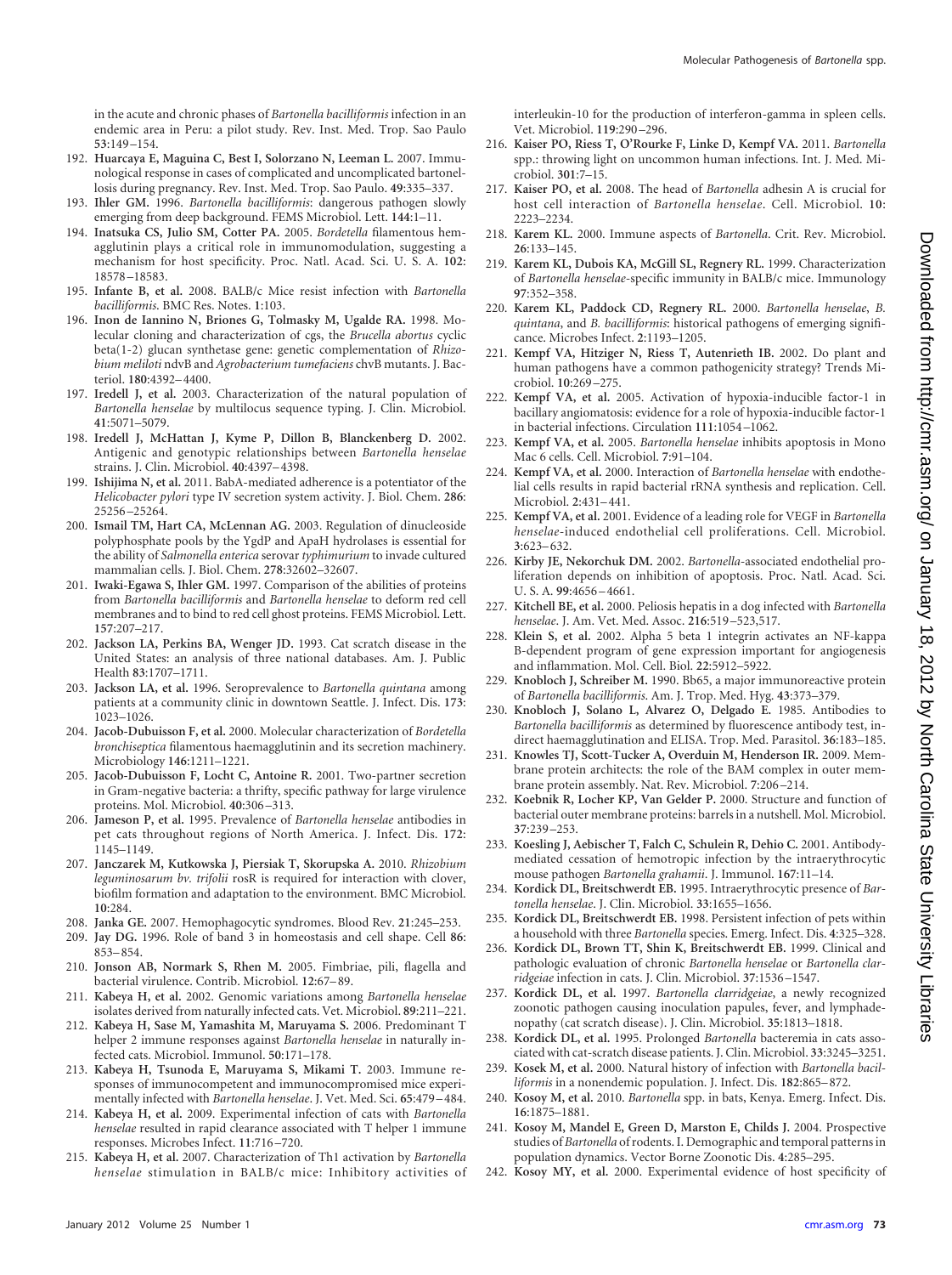in the acute and chronic phases of *Bartonella bacilliformis* infection in an endemic area in Peru: a pilot study. Rev. Inst. Med. Trop. Sao Paulo **53**:149–154.

192. **Huarcaya E, Maguina C, Best I, Solorzano N, Leeman L.** 2007. Immunological response in cases of complicated and uncomplicated bartonellosis during pregnancy. Rev. Inst. Med. Trop. Sao Paulo. **49**:335–337.
193. **Ihler GM.** 1996. *Bartonella bacilliformis*: dangerous pathogen slowly emerging from deep background. FEMS Microbiol. Lett. **144**:1–11.
194. **Inatsuka CS, Julio SM, Cotter PA.** 2005. *Bordetella* filamentous hemagglutinin plays a critical role in immunomodulation, suggesting a mechanism for host specificity. Proc. Natl. Acad. Sci. U. S. A. **102**: 18578–18583.
195. **Infante B, et al.** 2008. BALB/c Mice resist infection with *Bartonella bacilliformis*. BMC Res. Notes. **1**:103.
196. **Inon de Iannino N, Briones G, Tolmasky M, Ugalde RA.** 1998. Molecular cloning and characterization of cgs, the *Brucella abortus* cyclic beta(1-2) glucan synthetase gene: genetic complementation of *Rhizobium meliloti* ndvB and *Agrobacterium tumefaciens* chvB mutants. J. Bacteriol. **180**:4392–4400.
197. **Iredell J, et al.** 2003. Characterization of the natural population of *Bartonella henselae* by multilocus sequence typing. J. Clin. Microbiol. **41**:5071–5079.
198. **Iredell J, McHattan J, Kyme P, Dillon B, Blanckenberg D.** 2002. Antigenic and genotypic relationships between *Bartonella henselae* strains. J. Clin. Microbiol. **40**:4397–4398.
199. **Ishijima N, et al.** 2011. BabA-mediated adherence is a potentiator of the *Helicobacter pylori* type IV secretion system activity. J. Biol. Chem. **286**: 25256–25264.
200. **Ismail TM, Hart CA, McLennan AG.** 2003. Regulation of dinucleoside polyphosphate pools by the YgdP and ApaH hydrolases is essential for the ability of *Salmonella enterica* serovar *typhimurium* to invade cultured mammalian cells. J. Biol. Chem. **278**:32602–32607.
201. **Iwaki-Egawa S, Ihler GM.** 1997. Comparison of the abilities of proteins from *Bartonella bacilliformis* and *Bartonella henselae* to deform red cell membranes and to bind to red cell ghost proteins. FEMS Microbiol. Lett. **157**:207–217.
202. **Jackson LA, Perkins BA, Wenger JD.** 1993. Cat scratch disease in the United States: an analysis of three national databases. Am. J. Public Health **83**:1707–1711.
203. **Jackson LA, et al.** 1996. Seroprevalence to *Bartonella quintana* among patients at a community clinic in downtown Seattle. J. Infect. Dis. **173**: 1023–1026.
204. **Jacob-Dubuisson F, et al.** 2000. Molecular characterization of *Bordetella bronchiseptica* filamentous haemagglutinin and its secretion machinery. Microbiology **146**:1211–1221.
205. **Jacob-Dubuisson F, Locht C, Antoine R.** 2001. Two-partner secretion in Gram-negative bacteria: a thrifty, specific pathway for large virulence proteins. Mol. Microbiol. **40**:306–313.
206. **Jameson P, et al.** 1995. Prevalence of *Bartonella henselae* antibodies in pet cats throughout regions of North America. J. Infect. Dis. **172**: 1145–1149.
207. **Janczarek M, Kutkowska J, Piersiak T, Skorupska A.** 2010. *Rhizobium leguminosarum bv. trifolii* rosR is required for interaction with clover, biofilm formation and adaptation to the environment. BMC Microbiol. **10**:284.
208. **Janka GE.** 2007. Hemophagocytic syndromes. Blood Rev. **21**:245–253.
209. **Jay DG.** 1996. Role of band 3 in homeostasis and cell shape. Cell **86**: 853–854.
210. **Jonson AB, Normark S, Rhen M.** 2005. Fimbriae, pili, flagella and bacterial virulence. Contrib. Microbiol. **12**:67–89.
211. **Kabeya H, et al.** 2002. Genomic variations among *Bartonella henselae* isolates derived from naturally infected cats. Vet. Microbiol. **89**:211–221.
212. **Kabeya H, Sase M, Yamashita M, Maruyama S.** 2006. Predominant T helper 2 immune responses against *Bartonella henselae* in naturally infected cats. Microbiol. Immunol. **50**:171–178.
213. **Kabeya H, Tsunoda E, Maruyama S, Mikami T.** 2003. Immune responses of immunocompetent and immunocompromised mice experimentally infected with *Bartonella henselae*. J. Vet. Med. Sci. **65**:479–484.
214. **Kabeya H, et al.** 2009. Experimental infection of cats with *Bartonella henselae* resulted in rapid clearance associated with T helper 1 immune responses. Microbes Infect. **11**:716–720.
215. **Kabeya H, et al.** 2007. Characterization of Th1 activation by *Bartonella henselae* stimulation in BALB/c mice: Inhibitory activities of interleukin-10 for the production of interferon-gamma in spleen cells. Vet. Microbiol. **119**:290–296.
216. **Kaiser PO, Riess T, O'Rourke F, Linke D, Kempf VA.** 2011. *Bartonella* spp.: throwing light on uncommon human infections. Int. J. Med. Microbiol. **301**:7–15.
217. **Kaiser PO, et al.** 2008. The head of *Bartonella* adhesin A is crucial for host cell interaction of *Bartonella henselae*. Cell. Microbiol. **10**: 2223–2234.
218. **Karem KL.** 2000. Immune aspects of *Bartonella*. Crit. Rev. Microbiol. **26**:133–145.
219. **Karem KL, Dubois KA, McGill SL, Regnery RL.** 1999. Characterization of *Bartonella henselae*-specific immunity in BALB/c mice. Immunology **97**:352–358.
220. **Karem KL, Paddock CD, Regnery RL.** 2000. *Bartonella henselae*, *B. quintana*, and *B. bacilliformis*: historical pathogens of emerging significance. Microbes Infect. **2**:1193–1205.
221. **Kempf VA, Hitziger N, Riess T, Autenrieth IB.** 2002. Do plant and human pathogens have a common pathogenicity strategy? Trends Microbiol. **10**:269–275.
222. **Kempf VA, et al.** 2005. Activation of hypoxia-inducible factor-1 in bacillary angiomatosis: evidence for a role of hypoxia-inducible factor-1 in bacterial infections. Circulation **111**:1054–1062.
223. **Kempf VA, et al.** 2005. *Bartonella henselae* inhibits apoptosis in Mono Mac 6 cells. Cell. Microbiol. **7**:91–104.
224. **Kempf VA, et al.** 2000. Interaction of *Bartonella henselae* with endothelial cells results in rapid bacterial rRNA synthesis and replication. Cell. Microbiol. **2**:431–441.
225. **Kempf VA, et al.** 2001. Evidence of a leading role for VEGF in *Bartonella henselae*-induced endothelial cell proliferations. Cell. Microbiol. **3**:623–632.
226. **Kirby JE, Nekorchuk DM.** 2002. *Bartonella*-associated endothelial proliferation depends on inhibition of apoptosis. Proc. Natl. Acad. Sci. U. S. A. **99**:4656–4661.
227. **Kitchell BE, et al.** 2000. Peliosis hepatis in a dog infected with *Bartonella henselae*. J. Am. Vet. Med. Assoc. **216**:519–523,517.
228. **Klein S, et al.** 2002. Alpha 5 beta 1 integrin activates an NF-kappa B-dependent program of gene expression important for angiogenesis and inflammation. Mol. Cell. Biol. **22**:5912–5922.
229. **Knobloch J, Schreiber M.** 1990. Bb65, a major immunoreactive protein of *Bartonella bacilliformis*. Am. J. Trop. Med. Hyg. **43**:373–379.
230. **Knobloch J, Solano L, Alvarez O, Delgado E.** 1985. Antibodies to *Bartonella bacilliformis* as determined by fluorescence antibody test, indirect haemagglutination and ELISA. Trop. Med. Parasitol. **36**:183–185.
231. **Knowles TJ, Scott-Tucker A, Overduin M, Henderson IR.** 2009. Membrane protein architects: the role of the BAM complex in outer membrane protein assembly. Nat. Rev. Microbiol. **7**:206–214.
232. **Koebnik R, Locher KP, Van Gelder P.** 2000. Structure and function of bacterial outer membrane proteins: barrels in a nutshell. Mol. Microbiol. **37**:239–253.
233. **Koesling J, Aebischer T, Falch C, Schulein R, Dehio C.** 2001. Antibody-mediated cessation of hemotropic infection by the intraerythrocytic mouse pathogen *Bartonella grahamii*. J. Immunol. **167**:11–14.
234. **Kordick DL, Breitschwerdt EB.** 1995. Intraerythrocytic presence of *Bartonella henselae*. J. Clin. Microbiol. **33**:1655–1656.
235. **Kordick DL, Breitschwerdt EB.** 1998. Persistent infection of pets within a household with three *Bartonella* species. Emerg. Infect. Dis. **4**:325–328.
236. **Kordick DL, Brown TT, Shin K, Breitschwerdt EB.** 1999. Clinical and pathologic evaluation of chronic *Bartonella henselae* or *Bartonella clarridgeiae* infection in cats. J. Clin. Microbiol. **37**:1536–1547.
237. **Kordick DL, et al.** 1997. *Bartonella clarridgeiae*, a newly recognized zoonotic pathogen causing inoculation papules, fever, and lymphadenopathy (cat scratch disease). J. Clin. Microbiol. **35**:1813–1818.
238. **Kordick DL, et al.** 1995. Prolonged *Bartonella* bacteremia in cats associated with cat-scratch disease patients. J. Clin. Microbiol. **33**:3245–3251.
239. **Kosek M, et al.** 2000. Natural history of infection with *Bartonella bacilliformis* in a nonendemic population. J. Infect. Dis. **182**:865–872.
240. **Kosoy M, et al.** 2010. *Bartonella* spp. in bats, Kenya. Emerg. Infect. Dis. **16**:1875–1881.
241. **Kosoy M, Mandel E, Green D, Marston E, Childs J.** 2004. Prospective studies of *Bartonella* of rodents. I. Demographic and temporal patterns in population dynamics. Vector Borne Zoonotic Dis. **4**:285–295.
242. **Kosoy MY, et al.** 2000. Experimental evidence of host specificity of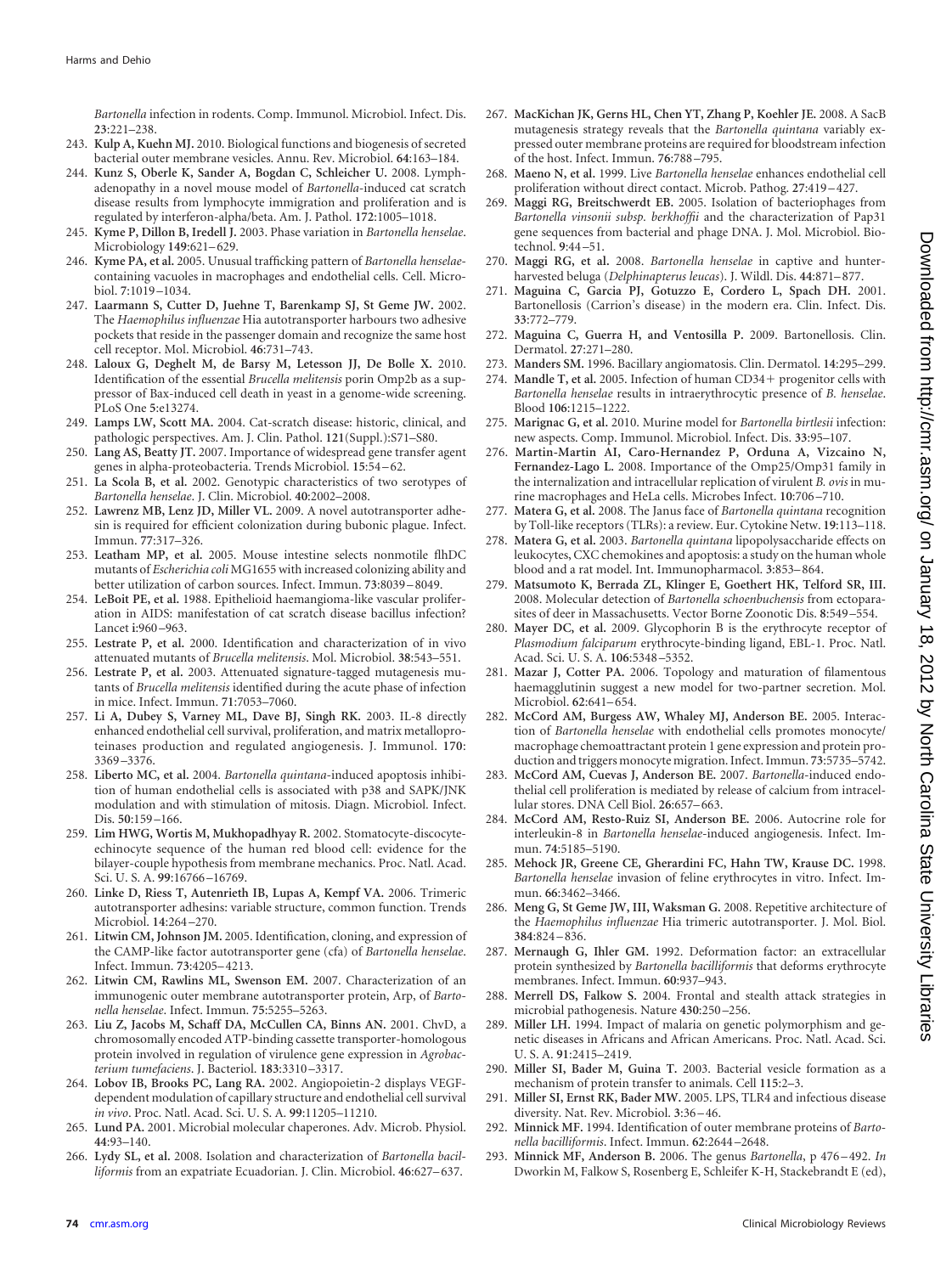*Bartonella* infection in rodents. Comp. Immunol. Microbiol. Infect. Dis. **23**:221–238.

243. **Kulp A, Kuehn MJ.** 2010. Biological functions and biogenesis of secreted bacterial outer membrane vesicles. Annu. Rev. Microbiol. **64**:163–184.
244. **Kunz S, Oberle K, Sander A, Bogdan C, Schleicher U.** 2008. Lymphadenopathy in a novel mouse model of *Bartonella*-induced cat scratch disease results from lymphocyte immigration and proliferation and is regulated by interferon-alpha/beta. Am. J. Pathol. **172**:1005–1018.
245. **Kyme P, Dillon B, Iredell J.** 2003. Phase variation in *Bartonella henselae*. Microbiology **149**:621–629.
246. **Kyme PA, et al.** 2005. Unusual trafficking pattern of *Bartonella henselae*-containing vacuoles in macrophages and endothelial cells. Cell. Microbiol. **7**:1019–1034.
247. **Laarmann S, Cutter D, Juehne T, Barenkamp SJ, St Geme JW.** 2002. The *Haemophilus influenzae* Hia autotransporter harbours two adhesive pockets that reside in the passenger domain and recognize the same host cell receptor. Mol. Microbiol. **46**:731–743.
248. **Laloux G, Deghelt M, de Barsy M, Letesson JJ, De Bolle X.** 2010. Identification of the essential *Brucella melitensis* porin Omp2b as a suppressor of Bax-induced cell death in yeast in a genome-wide screening. PLoS One **5**:e13274.
249. **Lamps LW, Scott MA.** 2004. Cat-scratch disease: historic, clinical, and pathologic perspectives. Am. J. Clin. Pathol. **121**(Suppl.):S71–S80.
250. **Lang AS, Beatty JT.** 2007. Importance of widespread gene transfer agent genes in alpha-proteobacteria. Trends Microbiol. **15**:54–62.
251. **La Scola B, et al.** 2002. Genotypic characteristics of two serotypes of *Bartonella henselae*. J. Clin. Microbiol. **40**:2002–2008.
252. **Lawrenz MB, Lenz JD, Miller VL.** 2009. A novel autotransporter adhesin is required for efficient colonization during bubonic plague. Infect. Immun. **77**:317–326.
253. **Leatham MP, et al.** 2005. Mouse intestine selects nonmotile flhDC mutants of *Escherichia coli* MG1655 with increased colonizing ability and better utilization of carbon sources. Infect. Immun. **73**:8039–8049.
254. **LeBoit PE, et al.** 1988. Epithelioid haemangioma-like vascular proliferation in AIDS: manifestation of cat scratch disease bacillus infection? Lancet **i**:960–963.
255. **Lestrate P, et al.** 2000. Identification and characterization of in vivo attenuated mutants of *Brucella melitensis*. Mol. Microbiol. **38**:543–551.
256. **Lestrate P, et al.** 2003. Attenuated signature-tagged mutagenesis mutants of *Brucella melitensis* identified during the acute phase of infection in mice. Infect. Immun. **71**:7053–7060.
257. **Li A, Dubey S, Varney ML, Dave BJ, Singh RK.** 2003. IL-8 directly enhanced endothelial cell survival, proliferation, and matrix metalloproteinases production and regulated angiogenesis. J. Immunol. **170**:3369–3376.
258. **Liberto MC, et al.** 2004. *Bartonella quintana*-induced apoptosis inhibition of human endothelial cells is associated with p38 and SAPK/JNK modulation and with stimulation of mitosis. Diagn. Microbiol. Infect. Dis. **50**:159–166.
259. **Lim HWG, Wortis M, Mukhopadhyay R.** 2002. Stomatocyte-discocyte-echinocyte sequence of the human red blood cell: evidence for the bilayer-couple hypothesis from membrane mechanics. Proc. Natl. Acad. Sci. U. S. A. **99**:16766–16769.
260. **Linke D, Riess T, Autenrieth IB, Lupas A, Kempf VA.** 2006. Trimeric autotransporter adhesins: variable structure, common function. Trends Microbiol. **14**:264–270.
261. **Litwin CM, Johnson JM.** 2005. Identification, cloning, and expression of the CAMP-like factor autotransporter gene (cfa) of *Bartonella henselae*. Infect. Immun. **73**:4205–4213.
262. **Litwin CM, Rawlins ML, Swenson EM.** 2007. Characterization of an immunogenic outer membrane autotransporter protein, Arp, of *Bartonella henselae*. Infect. Immun. **75**:5255–5263.
263. **Liu Z, Jacobs M, Schaff DA, McCullen CA, Binns AN.** 2001. ChvD, a chromosomally encoded ATP-binding cassette transporter-homologous protein involved in regulation of virulence gene expression in *Agrobacterium tumefaciens*. J. Bacteriol. **183**:3310–3317.
264. **Lobov IB, Brooks PC, Lang RA.** 2002. Angiopoietin-2 displays VEGF-dependent modulation of capillary structure and endothelial cell survival *in vivo*. Proc. Natl. Acad. Sci. U. S. A. **99**:11205–11210.
265. **Lund PA.** 2001. Microbial molecular chaperones. Adv. Microb. Physiol. **44**:93–140.
266. **Lydy SL, et al.** 2008. Isolation and characterization of *Bartonella bacilliformis* from an expatriate Ecuadorian. J. Clin. Microbiol. **46**:627–637.
267. **MacKichan JK, Gerns HL, Chen YT, Zhang P, Koehler JE.** 2008. A SacB mutagenesis strategy reveals that the *Bartonella quintana* variably expressed outer membrane proteins are required for bloodstream infection of the host. Infect. Immun. **76**:788–795.
268. **Maeno N, et al.** 1999. Live *Bartonella henselae* enhances endothelial cell proliferation without direct contact. Microb. Pathog. **27**:419–427.
269. **Maggi RG, Breitschwerdt EB.** 2005. Isolation of bacteriophages from *Bartonella vinsonii subsp. berkhoffii* and the characterization of Pap31 gene sequences from bacterial and phage DNA. J. Mol. Microbiol. Biotechnol. **9**:44–51.
270. **Maggi RG, et al.** 2008. *Bartonella henselae* in captive and hunter-harvested beluga (*Delphinapterus leucas*). J. Wildl. Dis. **44**:871–877.
271. **Maguina C, Garcia PJ, Gotuzzo E, Cordero L, Spach DH.** 2001. Bartonellosis (Carrion's disease) in the modern era. Clin. Infect. Dis. **33**:772–779.
272. **Maguina C, Guerra H, and Ventosilla P.** 2009. Bartonellosis. Clin. Dermatol. **27**:271–280.
273. **Manders SM.** 1996. Bacillary angiomatosis. Clin. Dermatol. **14**:295–299.
274. **Mandle T, et al.** 2005. Infection of human CD34+ progenitor cells with *Bartonella henselae* results in intraerythrocytic presence of *B. henselae*. Blood **106**:1215–1222.
275. **Marignac G, et al.** 2010. Murine model for *Bartonella birtlesii* infection: new aspects. Comp. Immunol. Microbiol. Infect. Dis. **33**:95–107.
276. **Martin-Martin AI, Caro-Hernandez P, Orduna A, Vizcaino N, Fernandez-Lago L.** 2008. Importance of the Omp25/Omp31 family in the internalization and intracellular replication of virulent *B. ovis* in murine macrophages and HeLa cells. Microbes Infect. **10**:706–710.
277. **Matera G, et al.** 2008. The Janus face of *Bartonella quintana* recognition by Toll-like receptors (TLRs): a review. Eur. Cytokine Netw. **19**:113–118.
278. **Matera G, et al.** 2003. *Bartonella quintana* lipopolysaccharide effects on leukocytes, CXC chemokines and apoptosis: a study on the human whole blood and a rat model. Int. Immunopharmacol. **3**:853–864.
279. **Matsumoto K, Berrada ZL, Klinger E, Goethert HK, Telford SR, III.** 2008. Molecular detection of *Bartonella schoenbuchensis* from ectoparasites of deer in Massachusetts. Vector Borne Zoonotic Dis. **8**:549–554.
280. **Mayer DC, et al.** 2009. Glycophorin B is the erythrocyte receptor of *Plasmodium falciparum* erythrocyte-binding ligand, EBL-1. Proc. Natl. Acad. Sci. U. S. A. **106**:5348–5352.
281. **Mazar J, Cotter PA.** 2006. Topology and maturation of filamentous haemagglutinin suggest a new model for two-partner secretion. Mol. Microbiol. **62**:641–654.
282. **McCord AM, Burgess AW, Whaley MJ, Anderson BE.** 2005. Interaction of *Bartonella henselae* with endothelial cells promotes monocyte/macrophage chemoattractant protein 1 gene expression and protein production and triggers monocyte migration. Infect. Immun. **73**:5735–5742.
283. **McCord AM, Cuevas J, Anderson BE.** 2007. *Bartonella*-induced endothelial cell proliferation is mediated by release of calcium from intracellular stores. DNA Cell Biol. **26**:657–663.
284. **McCord AM, Resto-Ruiz SI, Anderson BE.** 2006. Autocrine role for interleukin-8 in *Bartonella henselae*-induced angiogenesis. Infect. Immun. **74**:5185–5190.
285. **Mehock JR, Greene CE, Gherardini FC, Hahn TW, Krause DC.** 1998. *Bartonella henselae* invasion of feline erythrocytes in vitro. Infect. Immun. **66**:3462–3466.
286. **Meng G, St Geme JW, III, Waksman G.** 2008. Repetitive architecture of the *Haemophilus influenzae* Hia trimeric autotransporter. J. Mol. Biol. **384**:824–836.
287. **Mernaugh G, Ihler GM.** 1992. Deformation factor: an extracellular protein synthesized by *Bartonella bacilliformis* that deforms erythrocyte membranes. Infect. Immun. **60**:937–943.
288. **Merrell DS, Falkow S.** 2004. Frontal and stealth attack strategies in microbial pathogenesis. Nature **430**:250–256.
289. **Miller LH.** 1994. Impact of malaria on genetic polymorphism and genetic diseases in Africans and African Americans. Proc. Natl. Acad. Sci. U. S. A. **91**:2415–2419.
290. **Miller SI, Bader M, Guina T.** 2003. Bacterial vesicle formation as a mechanism of protein transfer to animals. Cell **115**:2–3.
291. **Miller SI, Ernst RK, Bader MW.** 2005. LPS, TLR4 and infectious disease diversity. Nat. Rev. Microbiol. **3**:36–46.
292. **Minnick MF.** 1994. Identification of outer membrane proteins of *Bartonella bacilliformis*. Infect. Immun. **62**:2644–2648.
293. **Minnick MF, Anderson B.** 2006. The genus *Bartonella*, p 476–492. *In* Dworkin M, Falkow S, Rosenberg E, Schleifer K-H, Stackebrandt E (ed),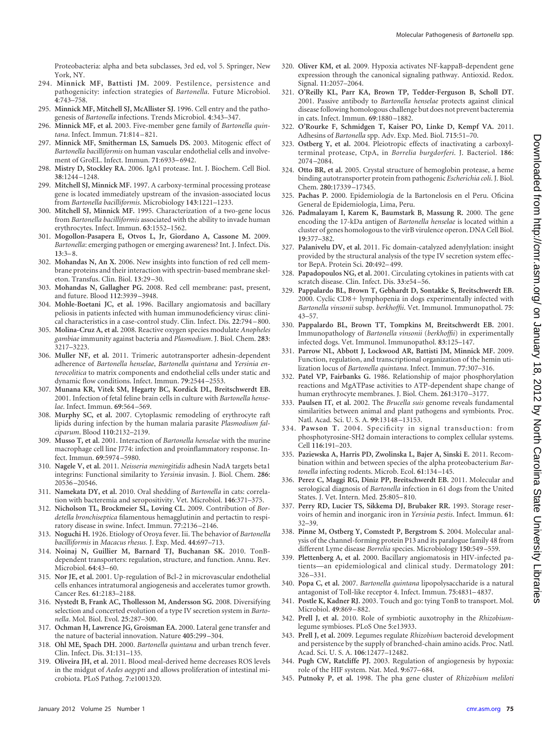Proteobacteria: alpha and beta subclasses, 3rd ed, vol 5. Springer, New York, NY.

294. **Minnick MF, Battisti JM.** 2009. Pestilence, persistence and pathogenicity: infection strategies of *Bartonella*. Future Microbiol. **4**:743–758.
295. **Minnick MF, Mitchell SJ, McAllister SJ.** 1996. Cell entry and the pathogenesis of *Bartonella* infections. Trends Microbiol. **4**:343–347.
296. **Minnick MF, et al.** 2003. Five-member gene family of *Bartonella quintana*. Infect. Immun. **71**:814–821.
297. **Minnick MF, Smitherman LS, Samuels DS.** 2003. Mitogenic effect of *Bartonella bacilliformis* on human vascular endothelial cells and involvement of GroEL. Infect. Immun. **71**:6933–6942.
298. **Mistry D, Stockley RA.** 2006. IgA1 protease. Int. J. Biochem. Cell Biol. **38**:1244–1248.
299. **Mitchell SJ, Minnick MF.** 1997. A carboxy-terminal processing protease gene is located immediately upstream of the invasion-associated locus from *Bartonella bacilliformis*. Microbiology **143**:1221–1233.
300. **Mitchell SJ, Minnick MF.** 1995. Characterization of a two-gene locus from *Bartonella bacilliformis* associated with the ability to invade human erythrocytes. Infect. Immun. **63**:1552–1562.
301. **Mogollon-Pasapera E, Otvos L, Jr, Giordano A, Cassone M.** 2009. *Bartonella*: emerging pathogen or emerging awareness? Int. J. Infect. Dis. **13**:3–8.
302. **Mohandas N, An X.** 2006. New insights into function of red cell membrane proteins and their interaction with spectrin-based membrane skeleton. Transfus. Clin. Biol. **13**:29–30.
303. **Mohandas N, Gallagher PG.** 2008. Red cell membrane: past, present, and future. Blood **112**:3939–3948.
304. **Mohle-Boetani JC, et al.** 1996. Bacillary angiomatosis and bacillary peliosis in patients infected with human immunodeficiency virus: clinical characteristics in a case-control study. Clin. Infect. Dis. **22**:794–800.
305. **Molina-Cruz A, et al.** 2008. Reactive oxygen species modulate *Anopheles gambiae* immunity against bacteria and *Plasmodium*. J. Biol. Chem. **283**:3217–3223.
306. **Muller NF, et al.** 2011. Trimeric autotransporter adhesin-dependent adherence of *Bartonella henselae*, *Bartonella quintana* and *Yersinia enterocolitica* to matrix components and endothelial cells under static and dynamic flow conditions. Infect. Immun. **79**:2544–2553.
307. **Munana KR, Vitek SM, Hegarty BC, Kordick DL, Breitschwerdt EB.** 2001. Infection of fetal feline brain cells in culture with *Bartonella henselae*. Infect. Immun. **69**:564–569.
308. **Murphy SC, et al.** 2007. Cytoplasmic remodeling of erythrocyte raft lipids during infection by the human malaria parasite *Plasmodium falciparum*. Blood **110**:2132–2139.
309. **Musso T, et al.** 2001. Interaction of *Bartonella henselae* with the murine macrophage cell line J774: infection and proinflammatory response. Infect. Immun. **69**:5974–5980.
310. **Nagele V, et al.** 2011. *Neisseria meningitidis* adhesin NadA targets beta1 integrins: Functional similarity to *Yersinia* invasin. J. Biol. Chem. **286**:20536–20546.
311. **Namekata DY, et al.** 2010. Oral shedding of *Bartonella* in cats: correlation with bacteremia and seropositivity. Vet. Microbiol. **146**:371–375.
312. **Nicholson TL, Brockmeier SL, Loving CL.** 2009. Contribution of *Bordetella bronchiseptica* filamentous hemagglutinin and pertactin to respiratory disease in swine. Infect. Immun. **77**:2136–2146.
313. **Noguchi H.** 1926. Etiology of Oroya fever. Iii. The behavior of *Bartonella bacilliformis* in *Macacus rhesus*. J. Exp. Med. **44**:697–713.
314. **Noinaj N, Guillier M, Barnard TJ, Buchanan SK.** 2010. TonB-dependent transporters: regulation, structure, and function. Annu. Rev. Microbiol. **64**:43–60.
315. **Nor JE, et al.** 2001. Up-regulation of Bcl-2 in microvascular endothelial cells enhances intratumoral angiogenesis and accelerates tumor growth. Cancer Res. **61**:2183–2188.
316. **Nystedt B, Frank AC, Thollesson M, Andersson SG.** 2008. Diversifying selection and concerted evolution of a type IV secretion system in *Bartonella*. Mol. Biol. Evol. **25**:287–300.
317. **Ochman H, Lawrence JG, Groisman EA.** 2000. Lateral gene transfer and the nature of bacterial innovation. Nature **405**:299–304.
318. **Ohl ME, Spach DH.** 2000. *Bartonella quintana* and urban trench fever. Clin. Infect. Dis. **31**:131–135.
319. **Oliveira JH, et al.** 2011. Blood meal-derived heme decreases ROS levels in the midgut of *Aedes aegypti* and allows proliferation of intestinal microbiota. PLoS Pathog. **7**:e1001320.
320. **Oliver KM, et al.** 2009. Hypoxia activates NF-kappaB-dependent gene expression through the canonical signaling pathway. Antioxid. Redox. Signal. **11**:2057–2064.
321. **O'Reilly KL, Parr KA, Brown TP, Tedder-Ferguson B, Scholl DT.** 2001. Passive antibody to *Bartonella henselae* protects against clinical disease following homologous challenge but does not prevent bacteremia in cats. Infect. Immun. **69**:1880–1882.
322. **O'Rourke F, Schmidgen T, Kaiser PO, Linke D, Kempf VA.** 2011. Adhesins of *Bartonella* spp. Adv. Exp. Med. Biol. **715**:51–70.
323. **Ostberg Y, et al.** 2004. Pleiotropic effects of inactivating a carboxyl-terminal protease, CtpA, in *Borrelia burgdorferi*. J. Bacteriol. **186**:2074–2084.
324. **Otto BR, et al.** 2005. Crystal structure of hemoglobin protease, a heme binding autotransporter protein from pathogenic *Escherichia coli*. J. Biol. Chem. **280**:17339–17345.
325. **Pachas P.** 2000. Epidemiología de la Bartonelosis en el Peru. Oficina General de Epidemiología, Lima, Peru.
326. **Padmalayam I, Karem K, Baumstark B, Massung R.** 2000. The gene encoding the 17-kDa antigen of *Bartonella henselae* is located within a cluster of genes homologous to the virB virulence operon. DNA Cell Biol. **19**:377–382.
327. **Palanivelu DV, et al.** 2011. Fic domain-catalyzed adenylylation: insight provided by the structural analysis of the type IV secretion system effector BepA. Protein Sci. **20**:492–499.
328. **Papadopoulos NG, et al.** 2001. Circulating cytokines in patients with cat scratch disease. Clin. Infect. Dis. **33**:e54–56.
329. **Pappalardo BL, Brown T, Gebhardt D, Sontakke S, Breitschwerdt EB.** 2000. Cyclic CD8+ lymphopenia in dogs experimentally infected with *Bartonella vinsonii* subsp. *berkhoffii*. Vet. Immunol. Immunopathol. **75**:43–57.
330. **Pappalardo BL, Brown TT, Tompkins M, Breitschwerdt EB.** 2001. Immunopathology of *Bartonella vinsonii* (*berkhoffii*) in experimentally infected dogs. Vet. Immunol. Immunopathol. **83**:125–147.
331. **Parrow NL, Abbott J, Lockwood AR, Battisti JM, Minnick MF.** 2009. Function, regulation, and transcriptional organization of the hemin utilization locus of *Bartonella quintana*. Infect. Immun. **77**:307–316.
332. **Patel VP, Fairbanks G.** 1986. Relationship of major phosphorylation reactions and MgATPase activities to ATP-dependent shape change of human erythrocyte membranes. J. Biol. Chem. **261**:3170–3177.
333. **Paulsen IT, et al.** 2002. The *Brucella suis* genome reveals fundamental similarities between animal and plant pathogens and symbionts. Proc. Natl. Acad. Sci. U. S. A. **99**:13148–13153.
334. **Pawson T.** 2004. Specificity in signal transduction: from phosphotyrosine-SH2 domain interactions to complex cellular systems. Cell **116**:191–203.
335. **Paziewska A, Harris PD, Zwolinska L, Bajer A, Sinski E.** 2011. Recombination within and between species of the alpha proteobacterium *Bartonella* infecting rodents. Microb. Ecol. **61**:134–145.
336. **Perez C, Maggi RG, Diniz PP, Breitschwerdt EB.** 2011. Molecular and serological diagnosis of *Bartonella* infection in 61 dogs from the United States. J. Vet. Intern. Med. **25**:805–810.
337. **Perry RD, Lucier TS, Sikkema DJ, Brubaker RR.** 1993. Storage reservoirs of hemin and inorganic iron in *Yersinia pestis*. Infect. Immun. **61**:32–39.
338. **Pinne M, Ostberg Y, Comstedt P, Bergstrom S.** 2004. Molecular analysis of the channel-forming protein P13 and its paralogue family 48 from different Lyme disease *Borrelia* species. Microbiology **150**:549–559.
339. **Plettenberg A, et al.** 2000. Bacillary angiomatosis in HIV-infected patients—an epidemiological and clinical study. Dermatology **201**:326–331.
340. **Popa C, et al.** 2007. *Bartonella quintana* lipopolysaccharide is a natural antagonist of Toll-like receptor 4. Infect. Immun. **75**:4831–4837.
341. **Postle K, Kadner RJ.** 2003. Touch and go: tying TonB to transport. Mol. Microbiol. **49**:869–882.
342. **Prell J, et al.** 2010. Role of symbiotic auxotrophy in the *Rhizobium*-legume symbioses. PLoS One **5**:e13933.
343. **Prell J, et al.** 2009. Legumes regulate *Rhizobium* bacteroid development and persistence by the supply of branched-chain amino acids. Proc. Natl. Acad. Sci. U. S. A. **106**:12477–12482.
344. **Pugh CW, Ratcliffe PJ.** 2003. Regulation of angiogenesis by hypoxia: role of the HIF system. Nat. Med. **9**:677–684.
345. **Putnoky P, et al.** 1998. The pha gene cluster of *Rhizobium meliloti*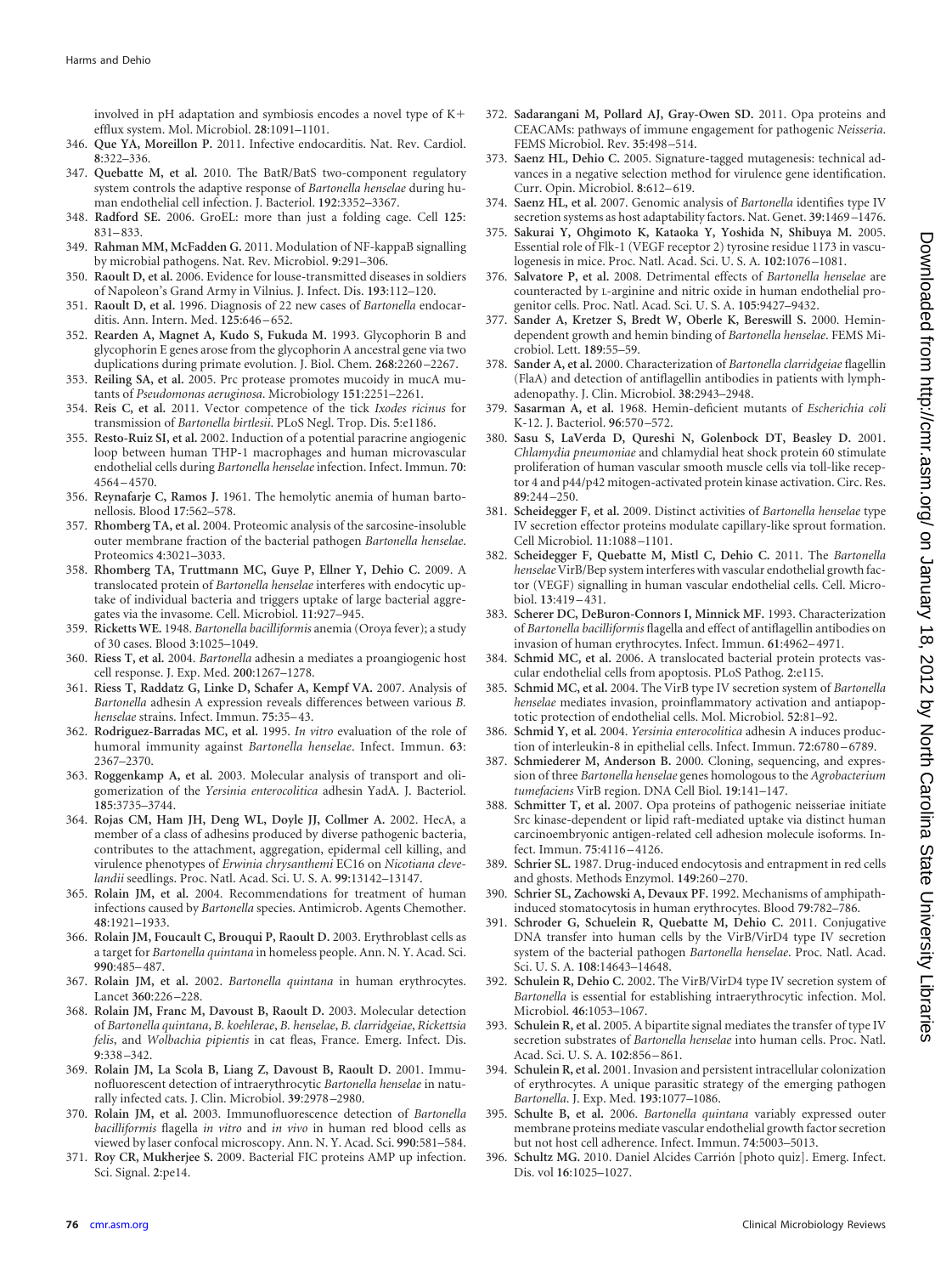involved in pH adaptation and symbiosis encodes a novel type of K+ efflux system. Mol. Microbiol. **28**:1091–1101.

346. **Que YA, Moreillon P.** 2011. Infective endocarditis. Nat. Rev. Cardiol. **8**:322–336.
347. **Quebatte M, et al.** 2010. The BatR/BatS two-component regulatory system controls the adaptive response of *Bartonella henselae* during human endothelial cell infection. J. Bacteriol. **192**:3352–3367.
348. **Radford SE.** 2006. GroEL: more than just a folding cage. Cell **125**: 831–833.
349. **Rahman MM, McFadden G.** 2011. Modulation of NF-kappaB signalling by microbial pathogens. Nat. Rev. Microbiol. **9**:291–306.
350. **Raoult D, et al.** 2006. Evidence for louse-transmitted diseases in soldiers of Napoleon's Grand Army in Vilnius. J. Infect. Dis. **193**:112–120.
351. **Raoult D, et al.** 1996. Diagnosis of 22 new cases of *Bartonella* endocarditis. Ann. Intern. Med. **125**:646–652.
352. **Rearden A, Magnet A, Kudo S, Fukuda M.** 1993. Glycophorin B and glycophorin E genes arose from the glycophorin A ancestral gene via two duplications during primate evolution. J. Biol. Chem. **268**:2260–2267.
353. **Reiling SA, et al.** 2005. Prc protease promotes mucoidy in mucA mutants of *Pseudomonas aeruginosa*. Microbiology **151**:2251–2261.
354. **Reis C, et al.** 2011. Vector competence of the tick *Ixodes ricinus* for transmission of *Bartonella birtlesii*. PLoS Negl. Trop. Dis. **5**:e1186.
355. **Resto-Ruiz SI, et al.** 2002. Induction of a potential paracrine angiogenic loop between human THP-1 macrophages and human microvascular endothelial cells during *Bartonella henselae* infection. Infect. Immun. **70**: 4564–4570.
356. **Reynafarje C, Ramos J.** 1961. The hemolytic anemia of human bartonellosis. Blood **17**:562–578.
357. **Rhomberg TA, et al.** 2004. Proteomic analysis of the sarcosine-insoluble outer membrane fraction of the bacterial pathogen *Bartonella henselae*. Proteomics **4**:3021–3033.
358. **Rhomberg TA, Truttmann MC, Guye P, Ellner Y, Dehio C.** 2009. A translocated protein of *Bartonella henselae* interferes with endocytic uptake of individual bacteria and triggers uptake of large bacterial aggregates via the invasome. Cell. Microbiol. **11**:927–945.
359. **Ricketts WE.** 1948. *Bartonella bacilliformis* anemia (Oroya fever); a study of 30 cases. Blood **3**:1025–1049.
360. **Riess T, et al.** 2004. *Bartonella* adhesin a mediates a proangiogenic host cell response. J. Exp. Med. **200**:1267–1278.
361. **Riess T, Raddatz G, Linke D, Schafer A, Kempf VA.** 2007. Analysis of *Bartonella* adhesin A expression reveals differences between various *B. henselae* strains. Infect. Immun. **75**:35–43.
362. **Rodriguez-Barradas MC, et al.** 1995. *In vitro* evaluation of the role of humoral immunity against *Bartonella henselae*. Infect. Immun. **63**: 2367–2370.
363. **Roggenkamp A, et al.** 2003. Molecular analysis of transport and oligomerization of the *Yersinia enterocolitica* adhesin YadA. J. Bacteriol. **185**:3735–3744.
364. **Rojas CM, Ham JH, Deng WL, Doyle JJ, Collmer A.** 2002. HecA, a member of a class of adhesins produced by diverse pathogenic bacteria, contributes to the attachment, aggregation, epidermal cell killing, and virulence phenotypes of *Erwinia chrysanthemi* EC16 on *Nicotiana clevelandii* seedlings. Proc. Natl. Acad. Sci. U. S. A. **99**:13142–13147.
365. **Rolain JM, et al.** 2004. Recommendations for treatment of human infections caused by *Bartonella* species. Antimicrob. Agents Chemother. **48**:1921–1933.
366. **Rolain JM, Foucault C, Brouqui P, Raoult D.** 2003. Erythroblast cells as a target for *Bartonella quintana* in homeless people. Ann. N. Y. Acad. Sci. **990**:485–487.
367. **Rolain JM, et al.** 2002. *Bartonella quintana* in human erythrocytes. Lancet **360**:226–228.
368. **Rolain JM, Franc M, Davoust B, Raoult D.** 2003. Molecular detection of *Bartonella quintana*, *B. koehlerae*, *B. henselae*, *B. clarridgeiae*, *Rickettsia felis*, and *Wolbachia pipientis* in cat fleas, France. Emerg. Infect. Dis. **9**:338–342.
369. **Rolain JM, La Scola B, Liang Z, Davoust B, Raoult D.** 2001. Immunofluorescent detection of intraerythrocytic *Bartonella henselae* in naturally infected cats. J. Clin. Microbiol. **39**:2978–2980.
370. **Rolain JM, et al.** 2003. Immunofluorescence detection of *Bartonella bacilliformis* flagella *in vitro* and *in vivo* in human red blood cells as viewed by laser confocal microscopy. Ann. N. Y. Acad. Sci. **990**:581–584.
371. **Roy CR, Mukherjee S.** 2009. Bacterial FIC proteins AMP up infection. Sci. Signal. **2**:pe14.
372. **Sadarangani M, Pollard AJ, Gray-Owen SD.** 2011. Opa proteins and CEACAMs: pathways of immune engagement for pathogenic *Neisseria*. FEMS Microbiol. Rev. **35**:498–514.
373. **Saenz HL, Dehio C.** 2005. Signature-tagged mutagenesis: technical advances in a negative selection method for virulence gene identification. Curr. Opin. Microbiol. **8**:612–619.
374. **Saenz HL, et al.** 2007. Genomic analysis of *Bartonella* identifies type IV secretion systems as host adaptability factors. Nat. Genet. **39**:1469–1476.
375. **Sakurai Y, Ohgimoto K, Kataoka Y, Yoshida N, Shibuya M.** 2005. Essential role of Flk-1 (VEGF receptor 2) tyrosine residue 1173 in vasculogenesis in mice. Proc. Natl. Acad. Sci. U. S. A. **102**:1076–1081.
376. **Salvatore P, et al.** 2008. Detrimental effects of *Bartonella henselae* are counteracted by L-arginine and nitric oxide in human endothelial progenitor cells. Proc. Natl. Acad. Sci. U. S. A. **105**:9427–9432.
377. **Sander A, Kretzer S, Bredt W, Oberle K, Bereswill S.** 2000. Hemin-dependent growth and hemin binding of *Bartonella henselae*. FEMS Microbiol. Lett. **189**:55–59.
378. **Sander A, et al.** 2000. Characterization of *Bartonella clarridgeiae* flagellin (FlaA) and detection of antiflagellin antibodies in patients with lymphadenopathy. J. Clin. Microbiol. **38**:2943–2948.
379. **Sasarman A, et al.** 1968. Hemin-deficient mutants of *Escherichia coli* K-12. J. Bacteriol. **96**:570–572.
380. **Sasu S, LaVerda D, Qureshi N, Golenbock DT, Beasley D.** 2001. *Chlamydia pneumoniae* and chlamydial heat shock protein 60 stimulate proliferation of human vascular smooth muscle cells via toll-like receptor 4 and p44/p42 mitogen-activated protein kinase activation. Circ. Res. **89**:244–250.
381. **Scheidegger F, et al.** 2009. Distinct activities of *Bartonella henselae* type IV secretion effector proteins modulate capillary-like sprout formation. Cell Microbiol. **11**:1088–1101.
382. **Scheidegger F, Quebatte M, Mistl C, Dehio C.** 2011. The *Bartonella henselae* VirB/Bep system interferes with vascular endothelial growth factor (VEGF) signalling in human vascular endothelial cells. Cell. Microbiol. **13**:419–431.
383. **Scherer DC, DeBuron-Connors I, Minnick MF.** 1993. Characterization of *Bartonella bacilliformis* flagella and effect of antiflagellin antibodies on invasion of human erythrocytes. Infect. Immun. **61**:4962–4971.
384. **Schmid MC, et al.** 2006. A translocated bacterial protein protects vascular endothelial cells from apoptosis. PLoS Pathog. **2**:e115.
385. **Schmid MC, et al.** 2004. The VirB type IV secretion system of *Bartonella henselae* mediates invasion, proinflammatory activation and antiapoptotic protection of endothelial cells. Mol. Microbiol. **52**:81–92.
386. **Schmid Y, et al.** 2004. *Yersinia enterocolitica* adhesin A induces production of interleukin-8 in epithelial cells. Infect. Immun. **72**:6780–6789.
387. **Schmiederer M, Anderson B.** 2000. Cloning, sequencing, and expression of three *Bartonella henselae* genes homologous to the *Agrobacterium tumefaciens* VirB region. DNA Cell Biol. **19**:141–147.
388. **Schmitter T, et al.** 2007. Opa proteins of pathogenic neisseriae initiate Src kinase-dependent or lipid raft-mediated uptake via distinct human carcinoembryonic antigen-related cell adhesion molecule isoforms. Infect. Immun. **75**:4116–4126.
389. **Schrier SL.** 1987. Drug-induced endocytosis and entrapment in red cells and ghosts. Methods Enzymol. **149**:260–270.
390. **Schrier SL, Zachowski A, Devaux PF.** 1992. Mechanisms of amphipath-induced stomatocytosis in human erythrocytes. Blood **79**:782–786.
391. **Schroder G, Schuelein R, Quebatte M, Dehio C.** 2011. Conjugative DNA transfer into human cells by the VirB/VirD4 type IV secretion system of the bacterial pathogen *Bartonella henselae*. Proc. Natl. Acad. Sci. U. S. A. **108**:14643–14648.
392. **Schulein R, Dehio C.** 2002. The VirB/VirD4 type IV secretion system of *Bartonella* is essential for establishing intraerythrocytic infection. Mol. Microbiol. **46**:1053–1067.
393. **Schulein R, et al.** 2005. A bipartite signal mediates the transfer of type IV secretion substrates of *Bartonella henselae* into human cells. Proc. Natl. Acad. Sci. U. S. A. **102**:856–861.
394. **Schulein R, et al.** 2001. Invasion and persistent intracellular colonization of erythrocytes. A unique parasitic strategy of the emerging pathogen *Bartonella*. J. Exp. Med. **193**:1077–1086.
395. **Schulte B, et al.** 2006. *Bartonella quintana* variably expressed outer membrane proteins mediate vascular endothelial growth factor secretion but not host cell adherence. Infect. Immun. **74**:5003–5013.
396. **Schultz MG.** 2010. Daniel Alcides Carrión [photo quiz]. Emerg. Infect. Dis. vol **16**:1025–1027.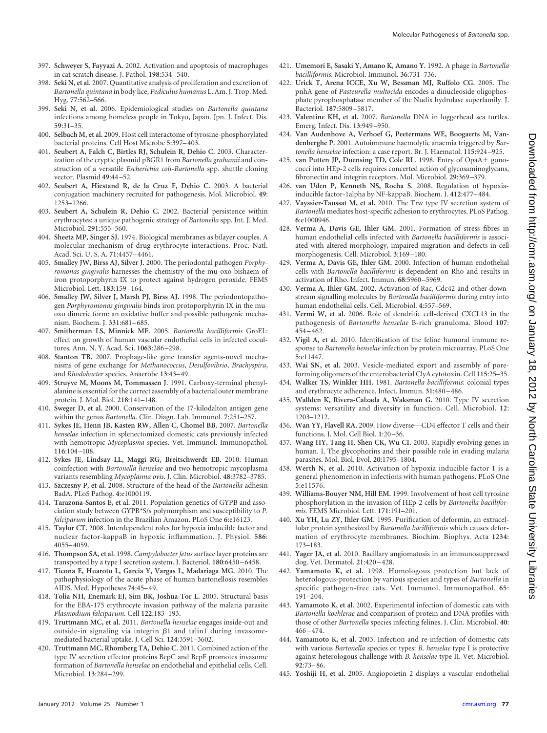397. **Schweyer S, Fayyazi A.** 2002. Activation and apoptosis of macrophages in cat scratch disease. J. Pathol. **198**:534–540.
398. **Seki N, et al.** 2007. Quantitative analysis of proliferation and excretion of *Bartonella quintana* in body lice, *Pediculus humanus* L. Am. J. Trop. Med. Hyg. **77**:562–566.
399. **Seki N, et al.** 2006. Epidemiological studies on *Bartonella quintana* infections among homeless people in Tokyo, Japan. Jpn. J. Infect. Dis. **59**:31–35.
400. **Selbach M, et al.** 2009. Host cell interactome of tyrosine-phosphorylated bacterial proteins. Cell Host Microbe **5**:397–403.
401. **Seubert A, Falch C, Birtles RJ, Schulein R, Dehio C.** 2003. Characterization of the cryptic plasmid pBGR1 from *Bartonella grahamii* and construction of a versatile *Escherichia coli-Bartonella* spp. shuttle cloning vector. Plasmid **49**:44–52.
402. **Seubert A, Hiestand R, de la Cruz F, Dehio C.** 2003. A bacterial conjugation machinery recruited for pathogenesis. Mol. Microbiol. **49**: 1253–1266.
403. **Seubert A, Schulein R, Dehio C.** 2002. Bacterial persistence within erythrocytes: a unique pathogenic strategy of *Bartonella* spp. Int. J. Med. Microbiol. **291**:555–560.
404. **Sheetz MP, Singer SJ.** 1974. Biological membranes as bilayer couples. A molecular mechanism of drug-erythrocyte interactions. Proc. Natl. Acad. Sci. U. S. A. **71**:4457–4461.
405. **Smalley JW, Birss AJ, Silver J.** 2000. The periodontal pathogen *Porphyromonas gingivalis* harnesses the chemistry of the mu-oxo bishaem of iron protoporphyrin IX to protect against hydrogen peroxide. FEMS Microbiol. Lett. **183**:159–164.
406. **Smalley JW, Silver J, Marsh PJ, Birss AJ.** 1998. The periodontopathogen *Porphyromonas gingivalis* binds iron protoporphyrin IX in the mu-oxo dimeric form: an oxidative buffer and possible pathogenic mechanism. Biochem. J. **331**:681–685.
407. **Smitherman LS, Minnick MF.** 2005. *Bartonella bacilliformis* GroEL: effect on growth of human vascular endothelial cells in infected cocultures. Ann. N. Y. Acad. Sci. **1063**:286–298.
408. **Stanton TB.** 2007. Prophage-like gene transfer agents-novel mechanisms of gene exchange for *Methanococcus*, *Desulfovibrio*, *Brachyspira*, and *Rhodobacter* species. Anaerobe **13**:43–49.
409. **Struyve M, Moons M, Tommassen J.** 1991. Carboxy-terminal phenylalanine is essential for the correct assembly of a bacterial outer membrane protein. J. Mol. Biol. **218**:141–148.
410. **Sweger D, et al.** 2000. Conservation of the 17-kilodalton antigen gene within the genus *Bartonella*. Clin. Diagn. Lab. Immunol. **7**:251–257.
411. **Sykes JE, Henn JB, Kasten RW, Allen C, Chomel BB.** 2007. *Bartonella henselae* infection in splenectomized domestic cats previously infected with hemotropic *Mycoplasma* species. Vet. Immunol. Immunopathol. **116**:104–108.
412. **Sykes JE, Lindsay LL, Maggi RG, Breitschwerdt EB.** 2010. Human coinfection with *Bartonella henselae* and two hemotropic mycoplasma variants resembling *Mycoplasma ovis*. J. Clin. Microbiol. **48**:3782–3785.
413. **Szczesny P, et al.** 2008. Structure of the head of the *Bartonella* adhesin BadA. PLoS Pathog. **4**:e1000119.
414. **Tarazona-Santos E, et al.** 2011. Population genetics of GYPB and association study between GYPB*S/s polymorphism and susceptibility to *P. falciparum* infection in the Brazilian Amazon. PLoS One **6**:e16123.
415. **Taylor CT.** 2008. Interdependent roles for hypoxia inducible factor and nuclear factor-kappaB in hypoxic inflammation. J. Physiol. **586**: 4055–4059.
416. **Thompson SA, et al.** 1998. *Campylobacter fetus* surface layer proteins are transported by a type I secretion system. J. Bacteriol. **180**:6450–6458.
417. **Ticona E, Huaroto L, Garcia Y, Vargas L, Madariaga MG.** 2010. The pathophysiology of the acute phase of human bartonellosis resembles AIDS. Med. Hypotheses **74**:45–49.
418. **Tolia NH, Enemark EJ, Sim BK, Joshua-Tor L.** 2005. Structural basis for the EBA-175 erythrocyte invasion pathway of the malaria parasite *Plasmodium falciparum*. Cell **122**:183–193.
419. **Truttmann MC, et al.** 2011. *Bartonella henselae* engages inside-out and outside-in signaling via integrin $\beta$1 and talin1 during invasome-mediated bacterial uptake. J. Cell Sci. **124**:3591–3602.
420. **Truttmann MC, Rhomberg TA, Dehio C.** 2011. Combined action of the type IV secretion effector proteins BepC and BepF promotes invasome formation of *Bartonella henselae* on endothelial and epithelial cells. Cell. Microbiol. **13**:284–299.
421. **Umemori E, Sasaki Y, Amano K, Amano Y.** 1992. A phage in *Bartonella bacilliformis*. Microbiol. Immunol. **36**:731–736.
422. **Urick T, Arena ICCE, Xu W, Bessman MJ, Ruffolo CG.** 2005. The pnhA gene of *Pasteurella multocida* encodes a dinucleoside oligophosphate pyrophosphatase member of the Nudix hydrolase superfamily. J. Bacteriol. **187**:5809–5817.
423. **Valentine KH, et al.** 2007. *Bartonella* DNA in loggerhead sea turtles. Emerg. Infect. Dis. **13**:949–950.
424. **Van Audenhove A, Verhoef G, Peetermans WE, Boogaerts M, Vandenberghe P.** 2001. Autoimmune haemolytic anaemia triggered by *Bartonella henselae* infection: a case report. Br. J. Haematol. **115**:924–925.
425. **van Putten JP, Duensing TD, Cole RL.** 1998. Entry of OpaA+ gonococci into HEp-2 cells requires concerted action of glycosaminoglycans, fibronectin and integrin receptors. Mol. Microbiol. **29**:369–379.
426. **van Uden P, Kenneth NS, Rocha S.** 2008. Regulation of hypoxia-inducible factor-1alpha by NF-kappaB. Biochem. J. **412**:477–484.
427. **Vayssier-Taussat M, et al.** 2010. The Trw type IV secretion system of *Bartonella* mediates host-specific adhesion to erythrocytes. PLoS Pathog. **6**:e1000946.
428. **Verma A, Davis GE, Ihler GM.** 2001. Formation of stress fibres in human endothelial cells infected with *Bartonella bacilliformis* is associated with altered morphology, impaired migration and defects in cell morphogenesis. Cell. Microbiol. **3**:169–180.
429. **Verma A, Davis GE, Ihler GM.** 2000. Infection of human endothelial cells with *Bartonella bacilliformis* is dependent on Rho and results in activation of Rho. Infect. Immun. **68**:5960–5969.
430. **Verma A, Ihler GM.** 2002. Activation of Rac, Cdc42 and other downstream signalling molecules by *Bartonella bacilliformis* during entry into human endothelial cells. Cell. Microbiol. **4**:557–569.
431. **Vermi W, et al.** 2006. Role of dendritic cell-derived CXCL13 in the pathogenesis of *Bartonella henselae* B-rich granuloma. Blood **107**: 454–462.
432. **Vigil A, et al.** 2010. Identification of the feline humoral immune response to *Bartonella henselae* infection by protein microarray. PLoS One **5**:e11447.
433. **Wai SN, et al.** 2003. Vesicle-mediated export and assembly of pore-forming oligomers of the enterobacterial ClyA cytotoxin. Cell **115**:25–35.
434. **Walker TS, Winkler HH.** 1981. *Bartonella bacilliformis*: colonial types and erythrocyte adherence. Infect. Immun. **31**:480–486.
435. **Wallden K, Rivera-Calzada A, Waksman G.** 2010. Type IV secretion systems: versatility and diversity in function. Cell. Microbiol. **12**: 1203–1212.
436. **Wan YY, Flavell RA.** 2009. How diverse—CD4 effector T cells and their functions. J. Mol. Cell Biol. **1**:20–36.
437. **Wang HY, Tang H, Shen CK, Wu CI.** 2003. Rapidly evolving genes in human. I. The glycophorins and their possible role in evading malaria parasites. Mol. Biol. Evol. **20**:1795–1804.
438. **Werth N, et al.** 2010. Activation of hypoxia inducible factor 1 is a general phenomenon in infections with human pathogens. PLoS One **5**:e11576.
439. **Williams-Bouyer NM, Hill EM.** 1999. Involvement of host cell tyrosine phosphorylation in the invasion of HEp-2 cells by *Bartonella bacilliformis*. FEMS Microbiol. Lett. **171**:191–201.
440. **Xu YH, Lu ZY, Ihler GM.** 1995. Purification of deformin, an extracellular protein synthesized by *Bartonella bacilliformis* which causes deformation of erythrocyte membranes. Biochim. Biophys. Acta **1234**: 173–183.
441. **Yager JA, et al.** 2010. Bacillary angiomatosis in an immunosuppressed dog. Vet. Dermatol. **21**:420–428.
442. **Yamamoto K, et al.** 1998. Homologous protection but lack of heterologous-protection by various species and types of *Bartonella* in specific pathogen-free cats. Vet. Immunol. Immunopathol. **65**: 191–204.
443. **Yamamoto K, et al.** 2002. Experimental infection of domestic cats with *Bartonella koehlerae* and comparison of protein and DNA profiles with those of other *Bartonella* species infecting felines. J. Clin. Microbiol. **40**: 466–474.
444. **Yamamoto K, et al.** 2003. Infection and re-infection of domestic cats with various *Bartonella* species or types: *B. henselae* type I is protective against heterologous challenge with *B. henselae* type II. Vet. Microbiol. **92**:73–86.
445. **Yoshiji H, et al.** 2005. Angiopoietin 2 displays a vascular endothelial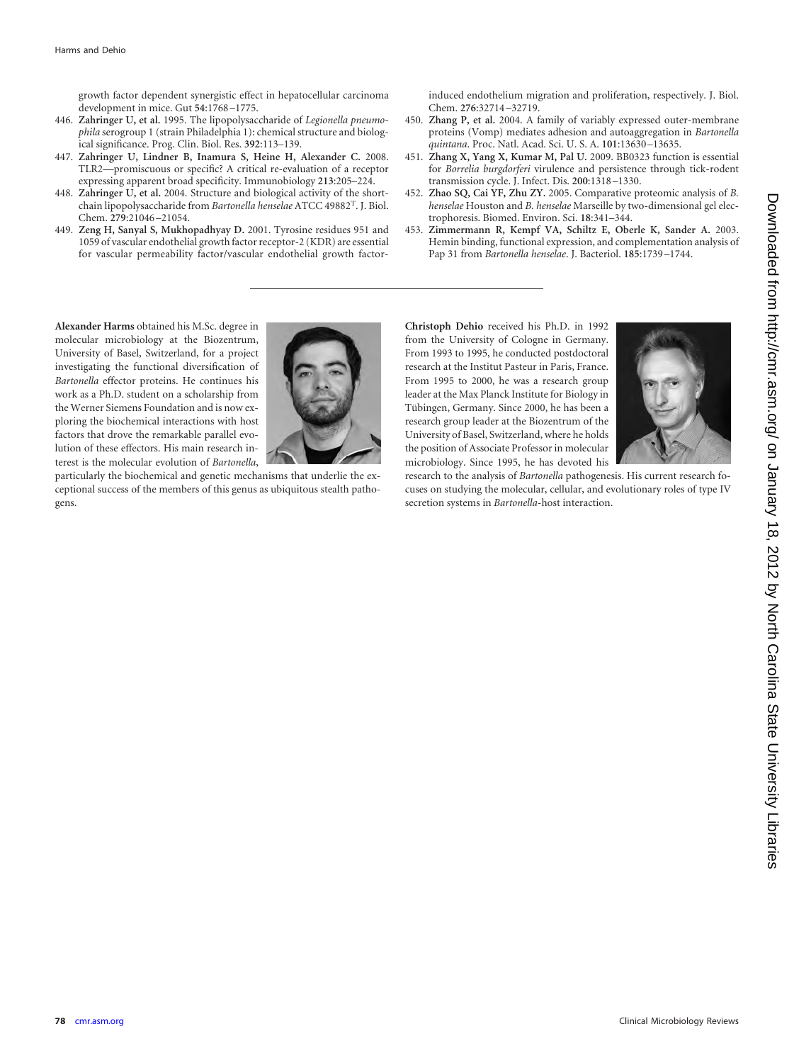growth factor dependent synergistic effect in hepatocellular carcinoma development in mice. Gut **54**:1768–1775.

446. **Zahringer U, et al.** 1995. The lipopolysaccharide of *Legionella pneumophila* serogroup 1 (strain Philadelphia 1): chemical structure and biological significance. Prog. Clin. Biol. Res. **392**:113–139.
447. **Zahringer U, Lindner B, Inamura S, Heine H, Alexander C.** 2008. TLR2—promiscuous or specific? A critical re-evaluation of a receptor expressing apparent broad specificity. Immunobiology **213**:205–224.
448. **Zahringer U, et al.** 2004. Structure and biological activity of the short-chain lipopolysaccharide from *Bartonella henselae* ATCC 49882$^{T}$. J. Biol. Chem. **279**:21046–21054.
449. **Zeng H, Sanyal S, Mukhopadhyay D.** 2001. Tyrosine residues 951 and 1059 of vascular endothelial growth factor receptor-2 (KDR) are essential for vascular permeability factor/vascular endothelial growth factor-induced endothelium migration and proliferation, respectively. J. Biol. Chem. **276**:32714–32719.
450. **Zhang P, et al.** 2004. A family of variably expressed outer-membrane proteins (Vomp) mediates adhesion and autoaggregation in *Bartonella quintana*. Proc. Natl. Acad. Sci. U. S. A. **101**:13630–13635.
451. **Zhang X, Yang X, Kumar M, Pal U.** 2009. BB0323 function is essential for *Borrelia burgdorferi* virulence and persistence through tick-rodent transmission cycle. J. Infect. Dis. **200**:1318–1330.
452. **Zhao SQ, Cai YF, Zhu ZY.** 2005. Comparative proteomic analysis of *B. henselae* Houston and *B. henselae* Marseille by two-dimensional gel electrophoresis. Biomed. Environ. Sci. **18**:341–344.
453. **Zimmermann R, Kempf VA, Schiltz E, Oberle K, Sander A.** 2003. Hemin binding, functional expression, and complementation analysis of Pap 31 from *Bartonella henselae*. J. Bacteriol. **185**:1739–1744.

---

**Alexander Harms** obtained his M.Sc. degree in molecular microbiology at the Biozentrum, University of Basel, Switzerland, for a project investigating the functional diversification of *Bartonella* effector proteins. He continues his work as a Ph.D. student on a scholarship from the Werner Siemens Foundation and is now exploring the biochemical interactions with host factors that drove the remarkable parallel evolution of these effectors. His main research interest is the molecular evolution of *Bartonella*, particularly the biochemical and genetic mechanisms that underlie the exceptional success of the members of this genus as ubiquitous stealth pathogens.

**Christoph Dehio** received his Ph.D. in 1992 from the University of Cologne in Germany. From 1993 to 1995, he conducted postdoctoral research at the Institut Pasteur in Paris, France. From 1995 to 2000, he was a research group leader at the Max Planck Institute for Biology in Tübingen, Germany. Since 2000, he has been a research group leader at the Biozentrum of the University of Basel, Switzerland, where he holds the position of Associate Professor in molecular microbiology. Since 1995, he has devoted his research to the analysis of *Bartonella* pathogenesis. His current research focuses on studying the molecular, cellular, and evolutionary roles of type IV secretion systems in *Bartonella*-host interaction.